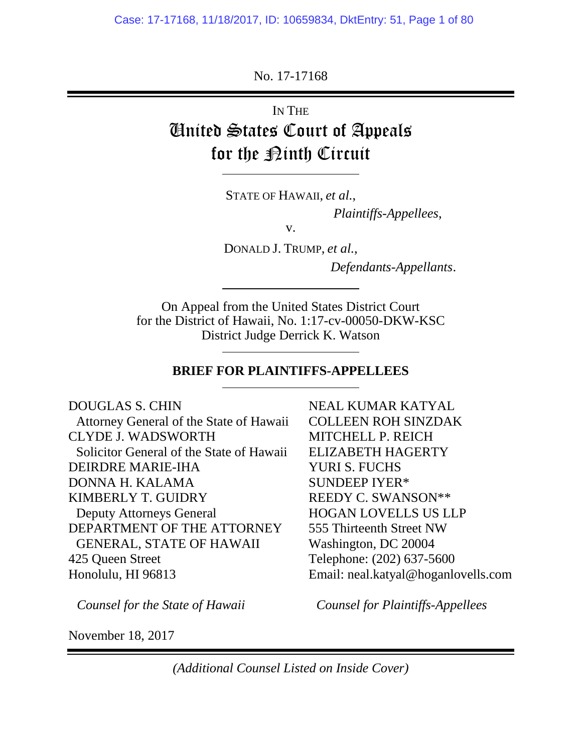No. 17-17168

IN THE

# United States Court of Appeals for the Ninth Circuit

STATE OF HAWAII, *et al.*,

*Plaintiffs-Appellees*,

v.

DONALD J. TRUMP, *et al.*,

*Defendants-Appellants*.

On Appeal from the United States District Court for the District of Hawaii, No. 1:17-cv-00050-DKW-KSC District Judge Derrick K. Watson

**BRIEF FOR PLAINTIFFS-APPELLEES**

DOUGLAS S. CHIN
Attorney General of the State of Hawaii
CLYDE J. WADSWORTH
Solicitor General of the State of Hawaii
DEIRDRE MARIE-IHA
DONNA H. KALAMA
KIMBERLY T. GUIDRY
Deputy Attorneys General
DEPARTMENT OF THE ATTORNEY GENERAL, STATE OF HAWAII
425 Queen Street
Honolulu, HI 96813

*Counsel for the State of Hawaii*

NEAL KUMAR KATYAL
COLLEEN ROH SINZDAK
MITCHELL P. REICH
ELIZABETH HAGERTY
YURI S. FUCHS
SUNDEEP IYER*
REEDY C. SWANSON**
HOGAN LOVELLS US LLP
555 Thirteenth Street NW
Washington, DC 20004
Telephone: (202) 637-5600
Email: neal.katyal@hoganlovells.com

*Counsel for Plaintiffs-Appellees*

November 18, 2017

*(Additional Counsel Listed on Inside Cover)*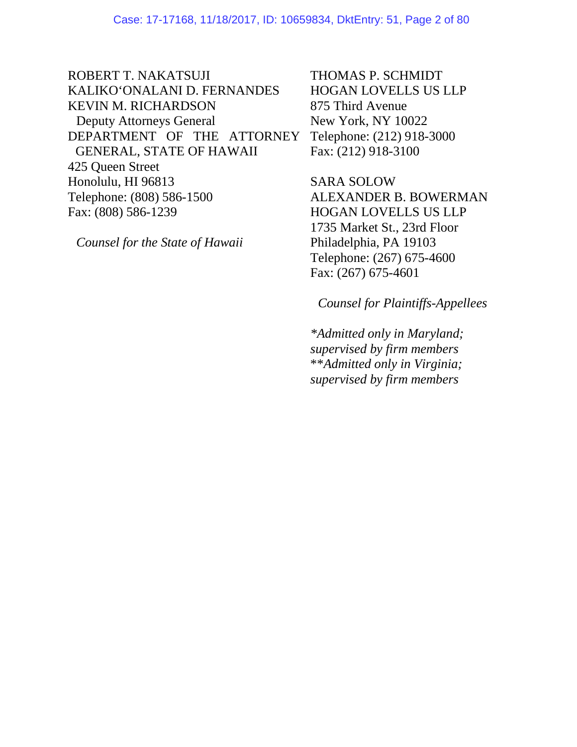ROBERT T. NAKATSUJI
KALIKO'ONALANI D. FERNANDES
KEVIN M. RICHARDSON
Deputy Attorneys General
DEPARTMENT OF THE ATTORNEY GENERAL, STATE OF HAWAII
425 Queen Street
Honolulu, HI 96813
Telephone: (808) 586-1500
Fax: (808) 586-1239

*Counsel for the State of Hawaii*

THOMAS P. SCHMIDT
HOGAN LOVELLS US LLP
875 Third Avenue
New York, NY 10022
Telephone: (212) 918-3000
Fax: (212) 918-3100

SARA SOLOW
ALEXANDER B. BOWERMAN
HOGAN LOVELLS US LLP
1735 Market St., 23rd Floor
Philadelphia, PA 19103
Telephone: (267) 675-4600
Fax: (267) 675-4601

*Counsel for Plaintiffs-Appellees*

*\*Admitted only in Maryland; supervised by firm members*
*\*\*Admitted only in Virginia; supervised by firm members*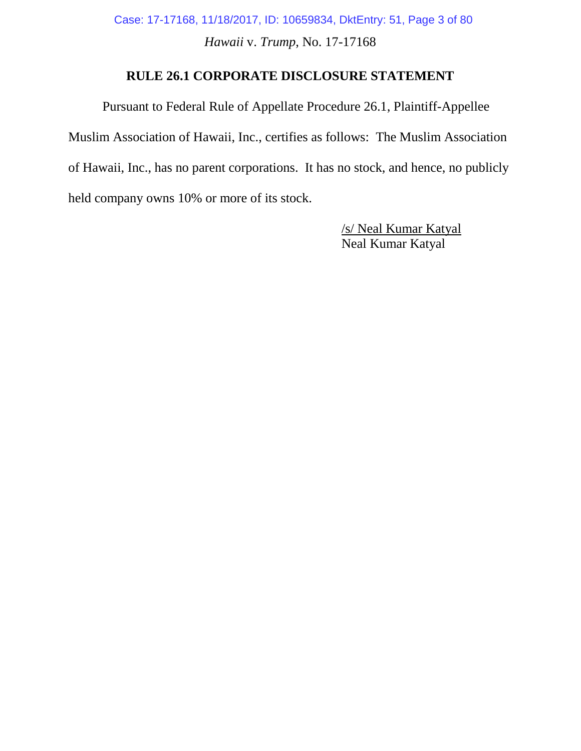## RULE 26.1 CORPORATE DISCLOSURE STATEMENT

Pursuant to Federal Rule of Appellate Procedure 26.1, Plaintiff-Appellee Muslim Association of Hawaii, Inc., certifies as follows: The Muslim Association of Hawaii, Inc., has no parent corporations. It has no stock, and hence, no publicly held company owns 10% or more of its stock.

/s/ Neal Kumar Katyal
Neal Kumar Katyal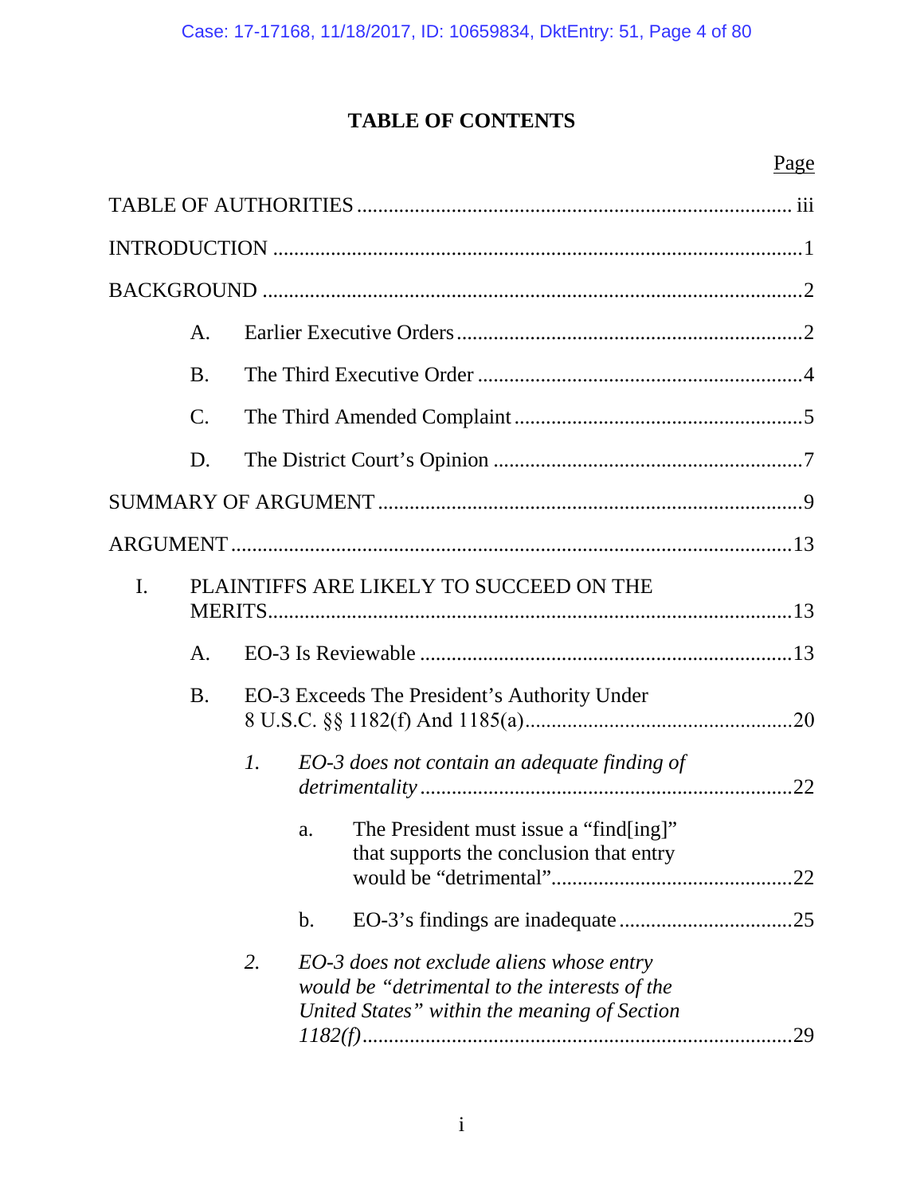# TABLE OF CONTENTS

| | Page |
|---|---|
| TABLE OF AUTHORITIES | iii |
| INTRODUCTION | 1 |
| BACKGROUND | 2 |
| A. Earlier Executive Orders | 2 |
| B. The Third Executive Order | 4 |
| C. The Third Amended Complaint | 5 |
| D. The District Court's Opinion | 7 |
| SUMMARY OF ARGUMENT | 9 |
| ARGUMENT | 13 |
| I. PLAINTIFFS ARE LIKELY TO SUCCEED ON THE MERITS | 13 |
| A. EO-3 Is Reviewable | 13 |
| B. EO-3 Exceeds The President's Authority Under 8 U.S.C. §§ 1182(f) And 1185(a) | 20 |
| *1. EO-3 does not contain an adequate finding of detrimentality* | 22 |
| a. The President must issue a "find[ing]" that supports the conclusion that entry would be "detrimental" | 22 |
| b. EO-3's findings are inadequate | 25 |
| *2. EO-3 does not exclude aliens whose entry would be "detrimental to the interests of the United States" within the meaning of Section 1182(f)* | 29 |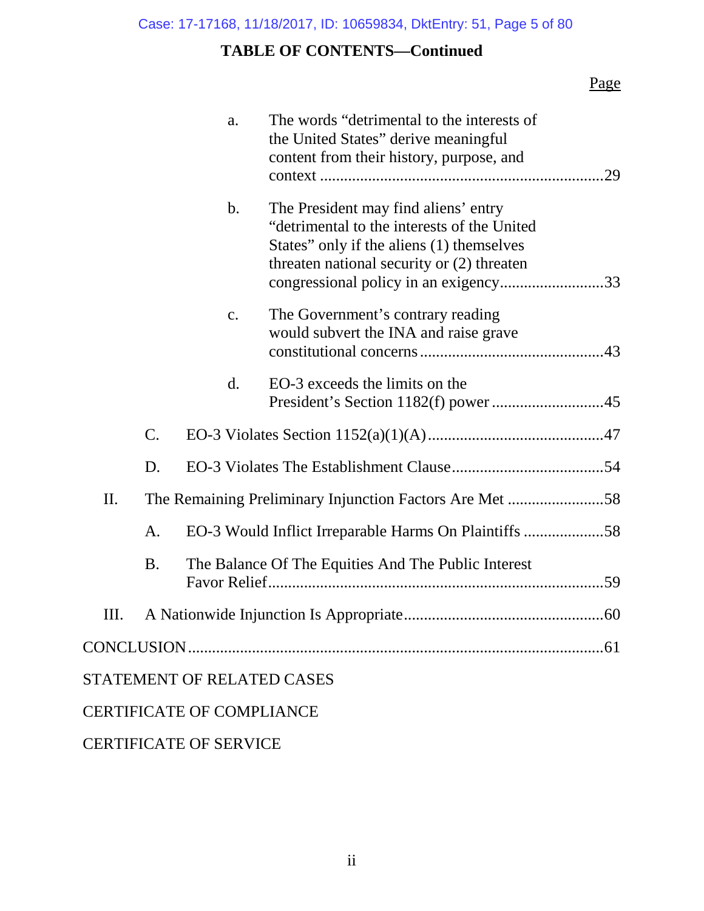## TABLE OF CONTENTS—Continued

Page

a. The words "detrimental to the interests of the United States" derive meaningful content from their history, purpose, and context ....................................................................29

b. The President may find aliens' entry "detrimental to the interests of the United States" only if the aliens (1) themselves threaten national security or (2) threaten congressional policy in an exigency..........................33

c. The Government's contrary reading would subvert the INA and raise grave constitutional concerns .............................................43

d. EO-3 exceeds the limits on the President's Section 1182(f) power ............................45

C. EO-3 Violates Section 1152(a)(1)(A)...........................................47

D. EO-3 Violates The Establishment Clause.....................................54

II. The Remaining Preliminary Injunction Factors Are Met ........................58

A. EO-3 Would Inflict Irreparable Harms On Plaintiffs ....................58

B. The Balance Of The Equities And The Public Interest Favor Relief...................................................................................59

III. A Nationwide Injunction Is Appropriate.................................................60

CONCLUSION....................................................................................................61

STATEMENT OF RELATED CASES

CERTIFICATE OF COMPLIANCE

CERTIFICATE OF SERVICE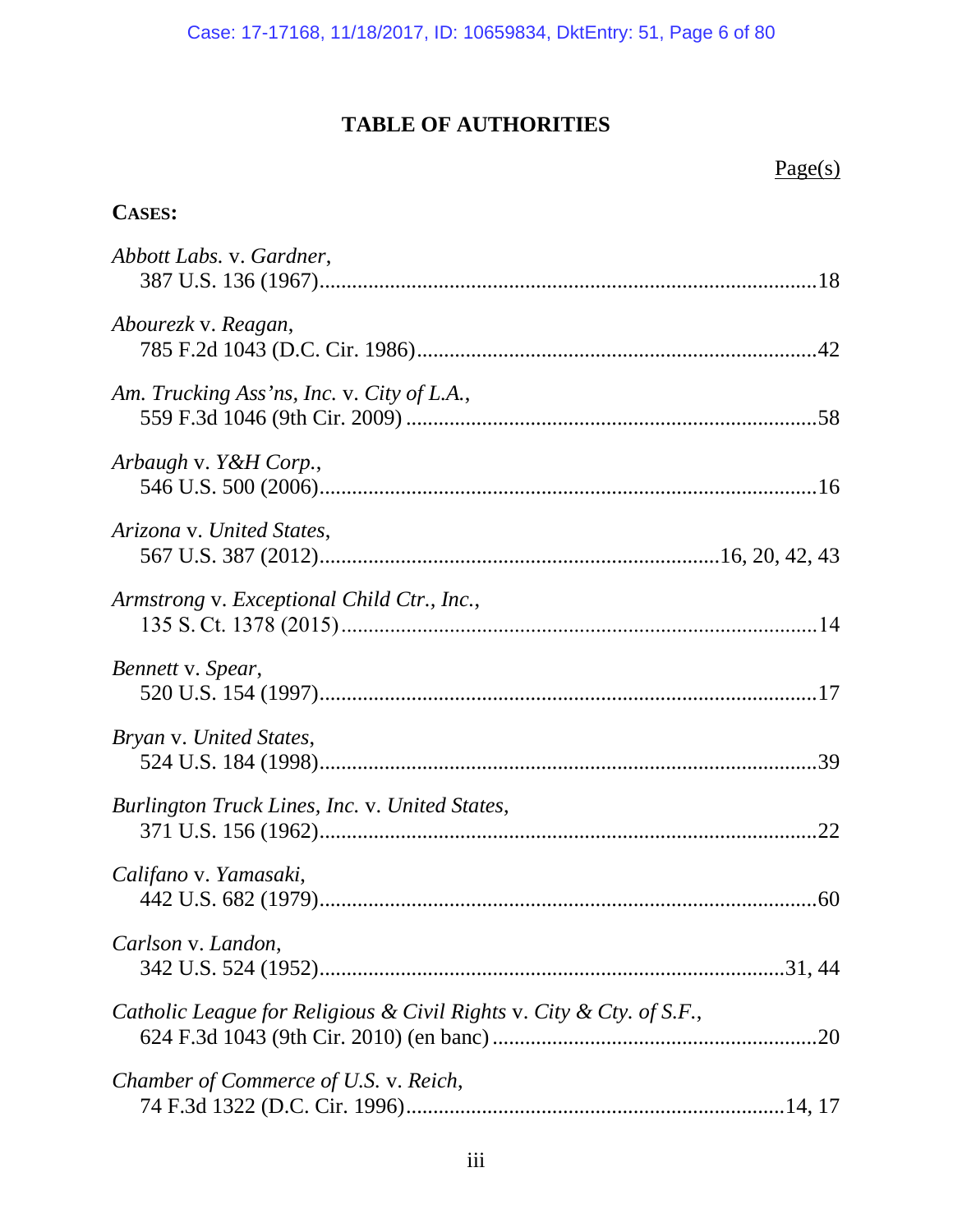# TABLE OF AUTHORITIES

Page(s)

**CASES:**

*Abbott Labs.* v. *Gardner*,
387 U.S. 136 (1967)....................................................................................18

*Abourezk* v. *Reagan*,
785 F.2d 1043 (D.C. Cir. 1986)....................................................................42

*Am. Trucking Ass'ns, Inc.* v. *City of L.A.*,
559 F.3d 1046 (9th Cir. 2009) .......................................................................58

*Arbaugh* v. *Y&H Corp.*,
546 U.S. 500 (2006)....................................................................................16

*Arizona* v. *United States*,
567 U.S. 387 (2012)...................................................................16, 20, 42, 43

*Armstrong* v. *Exceptional Child Ctr., Inc.*,
135 S. Ct. 1378 (2015)..................................................................................14

*Bennett* v. *Spear*,
520 U.S. 154 (1997)....................................................................................17

*Bryan* v. *United States*,
524 U.S. 184 (1998)....................................................................................39

*Burlington Truck Lines, Inc.* v. *United States*,
371 U.S. 156 (1962)....................................................................................22

*Califano* v. *Yamasaki*,
442 U.S. 682 (1979)....................................................................................60

*Carlson* v. *Landon*,
342 U.S. 524 (1952)..............................................................................31, 44

*Catholic League for Religious & Civil Rights* v. *City & Cty. of S.F.*,
624 F.3d 1043 (9th Cir. 2010) (en banc) .....................................................20

*Chamber of Commerce of U.S.* v. *Reich*,
74 F.3d 1322 (D.C. Cir. 1996)..............................................................14, 17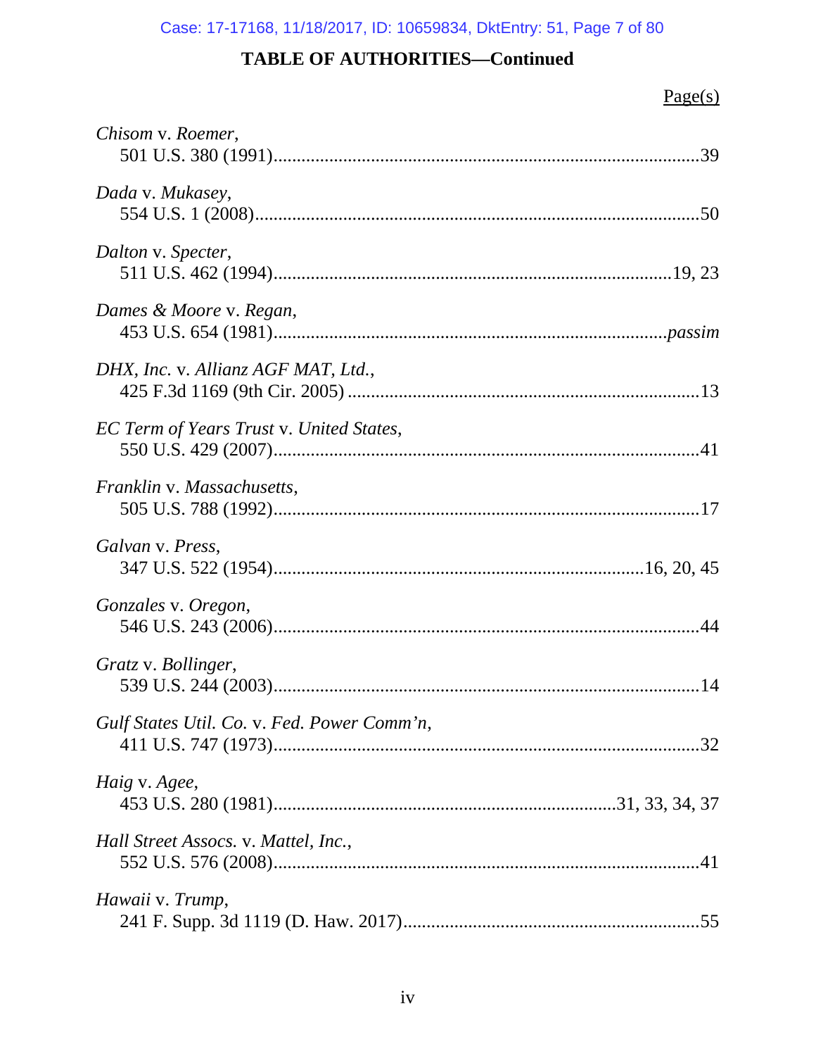## TABLE OF AUTHORITIES—Continued

Page(s)

*Chisom* v. *Roemer*,
501 U.S. 380 (1991)............................................................................................39

*Dada* v. *Mukasey*,
554 U.S. 1 (2008)................................................................................................50

*Dalton* v. *Specter*,
511 U.S. 462 (1994)......................................................................................19, 23

*Dames & Moore* v. *Regan*,
453 U.S. 654 (1981)...................................................................................*passim*

*DHX, Inc.* v. *Allianz AGF MAT, Ltd.*,
425 F.3d 1169 (9th Cir. 2005) ............................................................................13

*EC Term of Years Trust* v. *United States*,
550 U.S. 429 (2007)............................................................................................41

*Franklin* v. *Massachusetts*,
505 U.S. 788 (1992)............................................................................................17

*Galvan* v. *Press*,
347 U.S. 522 (1954)..............................................................................16, 20, 45

*Gonzales* v. *Oregon*,
546 U.S. 243 (2006)............................................................................................44

*Gratz* v. *Bollinger*,
539 U.S. 244 (2003)............................................................................................14

*Gulf States Util. Co.* v. *Fed. Power Comm'n*,
411 U.S. 747 (1973)............................................................................................32

*Haig* v. *Agee*,
453 U.S. 280 (1981)..........................................................................31, 33, 34, 37

*Hall Street Assocs.* v. *Mattel, Inc.*,
552 U.S. 576 (2008)............................................................................................41

*Hawaii* v. *Trump*,
241 F. Supp. 3d 1119 (D. Haw. 2017)................................................................55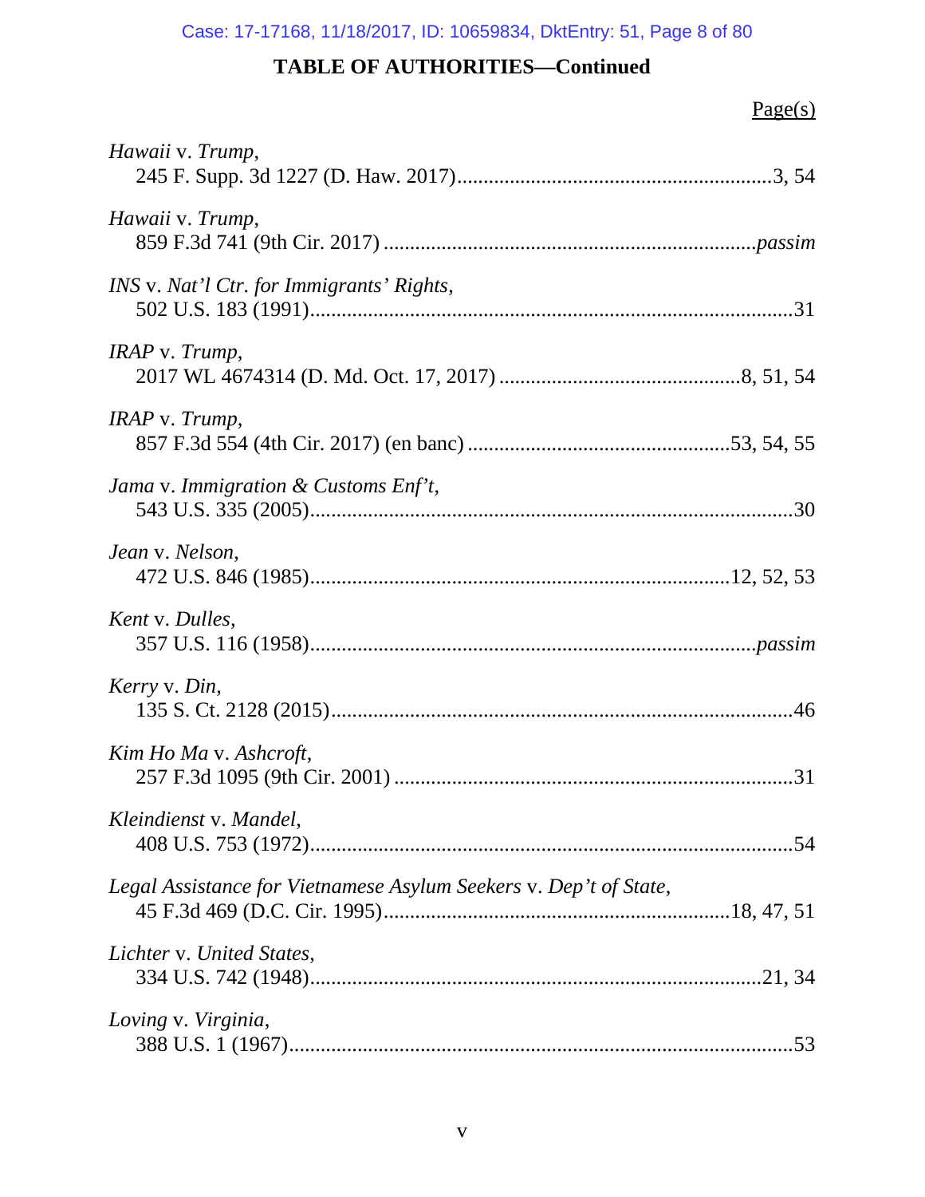## TABLE OF AUTHORITIES—Continued

Page(s)

*Hawaii* v. *Trump*,
245 F. Supp. 3d 1227 (D. Haw. 2017)............................................................3, 54

*Hawaii* v. *Trump*,
859 F.3d 741 (9th Cir. 2017) ......................................................................*passim*

*INS* v. *Nat'l Ctr. for Immigrants' Rights*,
502 U.S. 183 (1991)...........................................................................................31

*IRAP* v. *Trump*,
2017 WL 4674314 (D. Md. Oct. 17, 2017) .............................................8, 51, 54

*IRAP* v. *Trump*,
857 F.3d 554 (4th Cir. 2017) (en banc) .................................................53, 54, 55

*Jama* v. *Immigration & Customs Enf't*,
543 U.S. 335 (2005)...........................................................................................30

*Jean* v. *Nelson*,
472 U.S. 846 (1985)..............................................................................12, 52, 53

*Kent* v. *Dulles*,
357 U.S. 116 (1958)...................................................................................*passim*

*Kerry* v. *Din*,
135 S. Ct. 2128 (2015).......................................................................................46

*Kim Ho Ma* v. *Ashcroft*,
257 F.3d 1095 (9th Cir. 2001) ...........................................................................31

*Kleindienst* v. *Mandel*,
408 U.S. 753 (1972)...........................................................................................54

*Legal Assistance for Vietnamese Asylum Seekers* v. *Dep't of State*,
45 F.3d 469 (D.C. Cir. 1995)................................................................18, 47, 51

*Lichter* v. *United States*,
334 U.S. 742 (1948).....................................................................................21, 34

*Loving* v. *Virginia*,
388 U.S. 1 (1967)...............................................................................................53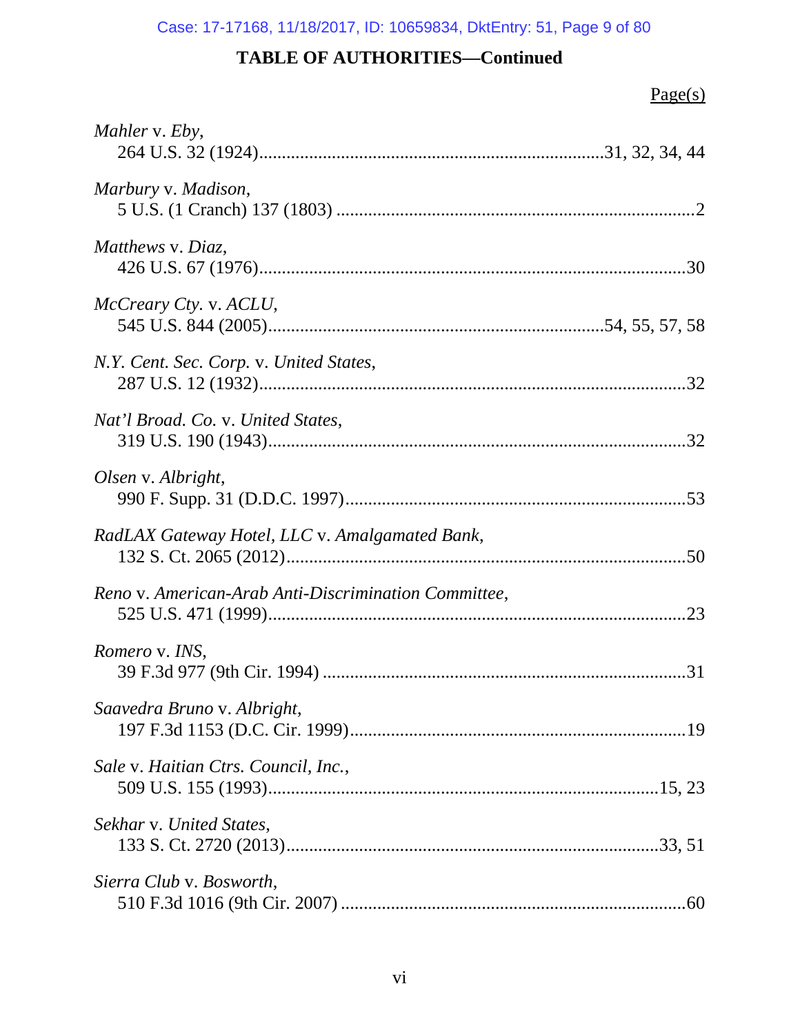## TABLE OF AUTHORITIES—Continued

Page(s)

*Mahler* v. *Eby*,
264 U.S. 32 (1924)....................................................................31, 32, 34, 44

*Marbury* v. *Madison*,
5 U.S. (1 Cranch) 137 (1803) ..........................................................................2

*Matthews* v. *Diaz*,
426 U.S. 67 (1976)..........................................................................................30

*McCreary Cty.* v. *ACLU*,
545 U.S. 844 (2005)....................................................................54, 55, 57, 58

*N.Y. Cent. Sec. Corp.* v. *United States*,
287 U.S. 12 (1932)..........................................................................................32

*Nat'l Broad. Co.* v. *United States*,
319 U.S. 190 (1943)........................................................................................32

*Olsen* v. *Albright*,
990 F. Supp. 31 (D.D.C. 1997).......................................................................53

*RadLAX Gateway Hotel, LLC* v. *Amalgamated Bank*,
132 S. Ct. 2065 (2012)....................................................................................50

*Reno* v. *American-Arab Anti-Discrimination Committee*,
525 U.S. 471 (1999)........................................................................................23

*Romero* v. *INS*,
39 F.3d 977 (9th Cir. 1994) ............................................................................31

*Saavedra Bruno* v. *Albright*,
197 F.3d 1153 (D.C. Cir. 1999)......................................................................19

*Sale* v. *Haitian Ctrs. Council, Inc.*,
509 U.S. 155 (1993)..................................................................................15, 23

*Sekhar* v. *United States*,
133 S. Ct. 2720 (2013)..............................................................................33, 51

*Sierra Club* v. *Bosworth*,
510 F.3d 1016 (9th Cir. 2007) ........................................................................60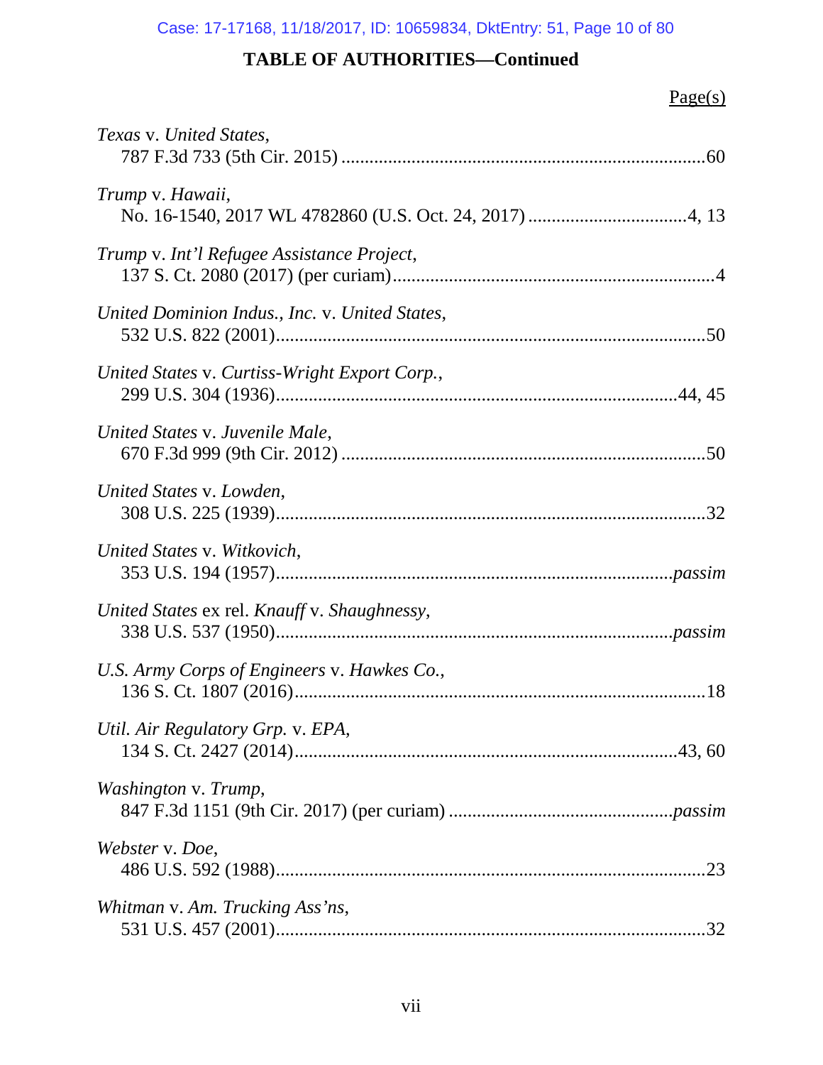## TABLE OF AUTHORITIES—Continued

Page(s)

*Texas* v. *United States*,
787 F.3d 733 (5th Cir. 2015) ....................................................................60

*Trump* v. *Hawaii*,
No. 16-1540, 2017 WL 4782860 (U.S. Oct. 24, 2017) ................................4, 13

*Trump* v. *Int'l Refugee Assistance Project*,
137 S. Ct. 2080 (2017) (per curiam)..........................................................4

*United Dominion Indus., Inc.* v. *United States*,
532 U.S. 822 (2001)...................................................................................50

*United States* v. *Curtiss-Wright Export Corp.*,
299 U.S. 304 (1936).............................................................................44, 45

*United States* v. *Juvenile Male*,
670 F.3d 999 (9th Cir. 2012) ....................................................................50

*United States* v. *Lowden*,
308 U.S. 225 (1939)...................................................................................32

*United States* v. *Witkovich*,
353 U.S. 194 (1957)...........................................................................*passim*

*United States* ex rel. *Knauff* v. *Shaughnessy*,
338 U.S. 537 (1950)...........................................................................*passim*

*U.S. Army Corps of Engineers* v. *Hawkes Co.*,
136 S. Ct. 1807 (2016)...............................................................................18

*Util. Air Regulatory Grp.* v. *EPA*,
134 S. Ct. 2427 (2014).........................................................................43, 60

*Washington* v. *Trump*,
847 F.3d 1151 (9th Cir. 2017) (per curiam) .......................................*passim*

*Webster* v. *Doe*,
486 U.S. 592 (1988)...................................................................................23

*Whitman* v. *Am. Trucking Ass'ns*,
531 U.S. 457 (2001)...................................................................................32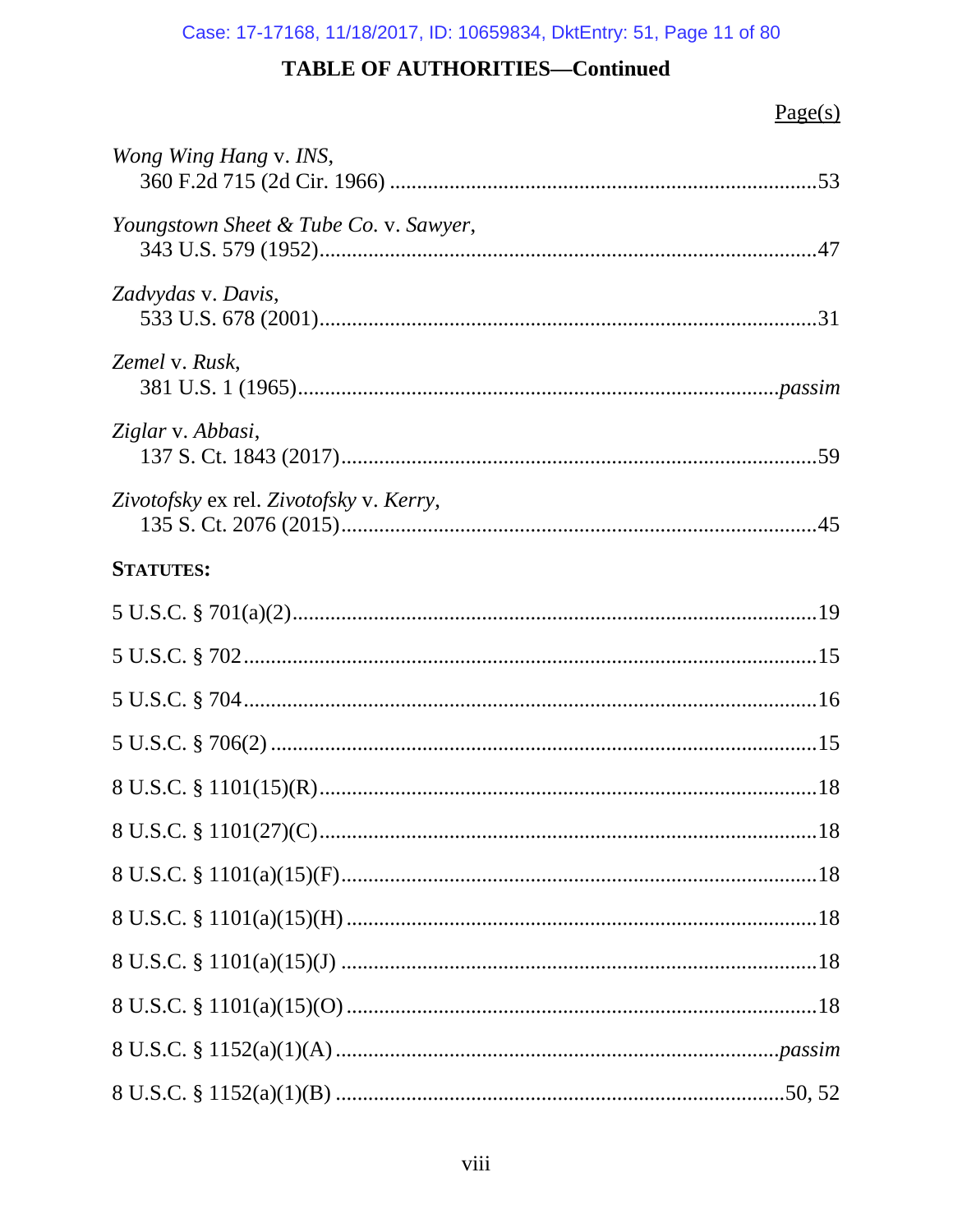## TABLE OF AUTHORITIES—Continued

Page(s)

*Wong Wing Hang* v. *INS*,
360 F.2d 715 (2d Cir. 1966) ..............................................................................53

*Youngstown Sheet & Tube Co.* v. *Sawyer*,
343 U.S. 579 (1952)...........................................................................................47

*Zadvydas* v. *Davis*,
533 U.S. 678 (2001)...........................................................................................31

*Zemel* v. *Rusk*,
381 U.S. 1 (1965)....................................................................................*passim*

*Ziglar* v. *Abbasi*,
137 S. Ct. 1843 (2017).......................................................................................59

*Zivotofsky* ex rel. *Zivotofsky* v. *Kerry*,
135 S. Ct. 2076 (2015).......................................................................................45

**STATUTES:**

5 U.S.C. § 701(a)(2)..............................................................................................19

5 U.S.C. § 702......................................................................................................15

5 U.S.C. § 704......................................................................................................16

5 U.S.C. § 706(2) ..................................................................................................15

8 U.S.C. § 1101(15)(R).........................................................................................18

8 U.S.C. § 1101(27)(C).........................................................................................18

8 U.S.C. § 1101(a)(15)(F).....................................................................................18

8 U.S.C. § 1101(a)(15)(H) ....................................................................................18

8 U.S.C. § 1101(a)(15)(J) .....................................................................................18

8 U.S.C. § 1101(a)(15)(O) ....................................................................................18

8 U.S.C. § 1152(a)(1)(A) ................................................................................*passim*

8 U.S.C. § 1152(a)(1)(B) ................................................................................50, 52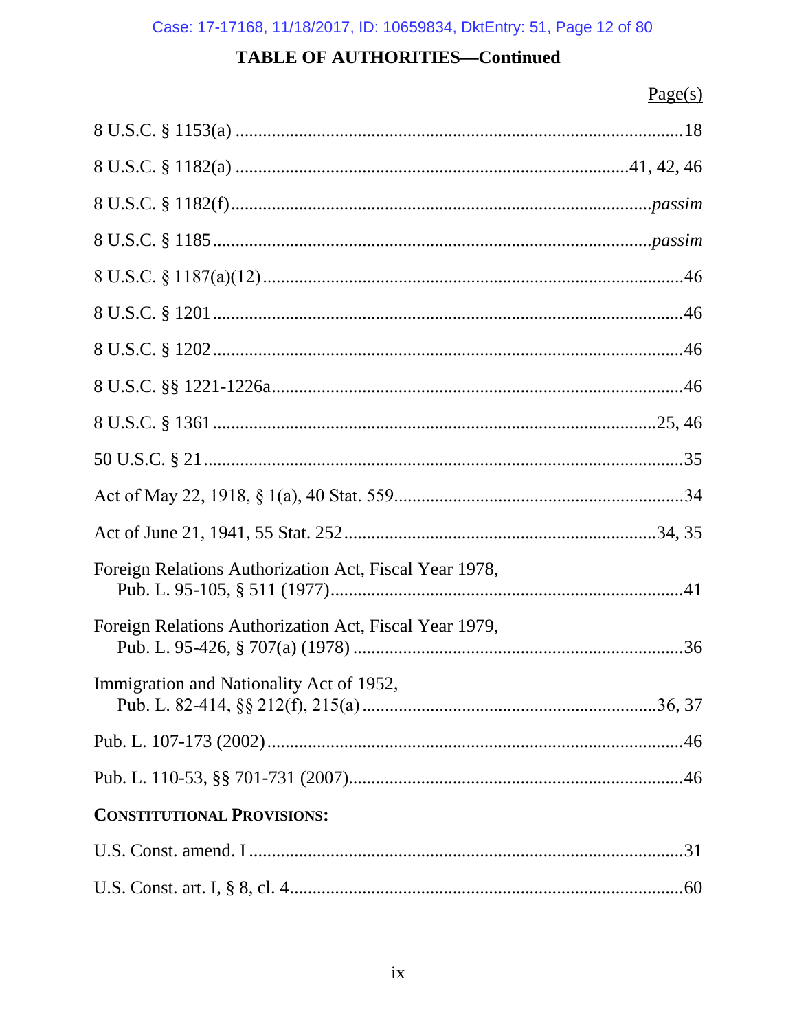## TABLE OF AUTHORITIES—Continued

Page(s)

8 U.S.C. § 1153(a) ....................................................................................................18

8 U.S.C. § 1182(a) ...................................................................................41, 42, 46

8 U.S.C. § 1182(f)..........................................................................................*passim*

8 U.S.C. § 1185.............................................................................................*passim*

8 U.S.C. § 1187(a)(12)..........................................................................................46

8 U.S.C. § 1201.......................................................................................................46

8 U.S.C. § 1202.......................................................................................................46

8 U.S.C. §§ 1221-1226a.........................................................................................46

8 U.S.C. § 1361.................................................................................................25, 46

50 U.S.C. § 21.........................................................................................................35

Act of May 22, 1918, § 1(a), 40 Stat. 559..............................................................34

Act of June 21, 1941, 55 Stat. 252...................................................................34, 35

Foreign Relations Authorization Act, Fiscal Year 1978,
  Pub. L. 95-105, § 511 (1977)...........................................................................41

Foreign Relations Authorization Act, Fiscal Year 1979,
  Pub. L. 95-426, § 707(a) (1978) .......................................................................36

Immigration and Nationality Act of 1952,
  Pub. L. 82-414, §§ 212(f), 215(a) ...............................................................36, 37

Pub. L. 107-173 (2002)..........................................................................................46

Pub. L. 110-53, §§ 701-731 (2007).........................................................................46

**CONSTITUTIONAL PROVISIONS:**

U.S. Const. amend. I ...............................................................................................31

U.S. Const. art. I, § 8, cl. 4......................................................................................60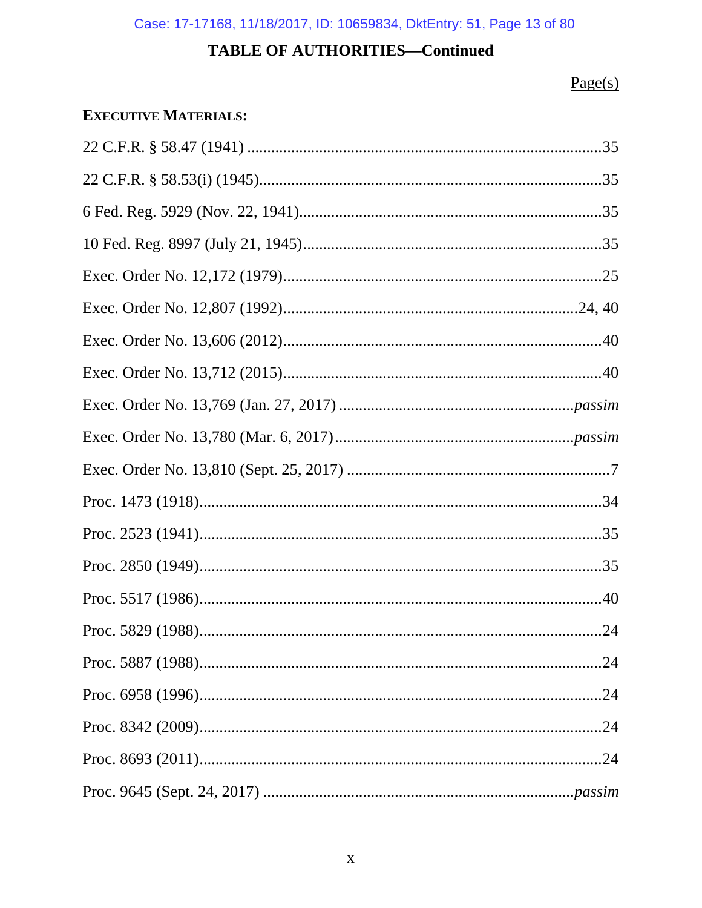## TABLE OF AUTHORITIES—Continued

Page(s)

**EXECUTIVE MATERIALS:**

22 C.F.R. § 58.47 (1941) ........................................................................................35

22 C.F.R. § 58.53(i) (1945).....................................................................................35

6 Fed. Reg. 5929 (Nov. 22, 1941)...........................................................................35

10 Fed. Reg. 8997 (July 21, 1945)..........................................................................35

Exec. Order No. 12,172 (1979)................................................................................25

Exec. Order No. 12,807 (1992)...........................................................................24, 40

Exec. Order No. 13,606 (2012)................................................................................40

Exec. Order No. 13,712 (2015)................................................................................40

Exec. Order No. 13,769 (Jan. 27, 2017) ...........................................................*passim*

Exec. Order No. 13,780 (Mar. 6, 2017)............................................................*passim*

Exec. Order No. 13,810 (Sept. 25, 2017) ..................................................................7

Proc. 1473 (1918)....................................................................................................34

Proc. 2523 (1941)....................................................................................................35

Proc. 2850 (1949)....................................................................................................35

Proc. 5517 (1986)....................................................................................................40

Proc. 5829 (1988)....................................................................................................24

Proc. 5887 (1988)....................................................................................................24

Proc. 6958 (1996)....................................................................................................24

Proc. 8342 (2009)....................................................................................................24

Proc. 8693 (2011)....................................................................................................24

Proc. 9645 (Sept. 24, 2017) .............................................................................*passim*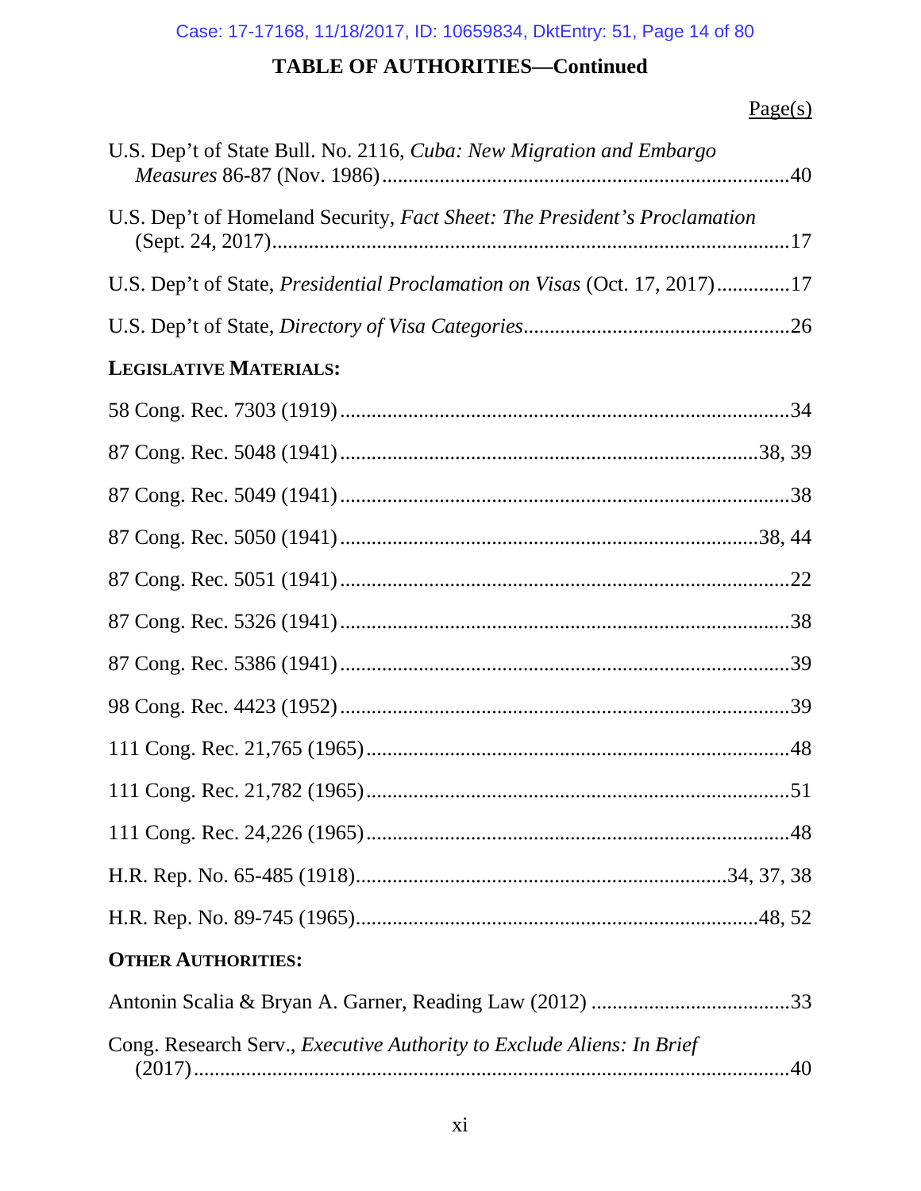## TABLE OF AUTHORITIES—Continued

Page(s)

U.S. Dep't of State Bull. No. 2116, *Cuba: New Migration and Embargo Measures* 86-87 (Nov. 1986)....................................................................40

U.S. Dep't of Homeland Security, *Fact Sheet: The President's Proclamation* (Sept. 24, 2017)....................................................................................17

U.S. Dep't of State, *Presidential Proclamation on Visas* (Oct. 17, 2017)..............17

U.S. Dep't of State, *Directory of Visa Categories*..................................................26

**LEGISLATIVE MATERIALS:**

58 Cong. Rec. 7303 (1919)....................................................................................34

87 Cong. Rec. 5048 (1941)................................................................................38, 39

87 Cong. Rec. 5049 (1941)....................................................................................38

87 Cong. Rec. 5050 (1941)................................................................................38, 44

87 Cong. Rec. 5051 (1941)....................................................................................22

87 Cong. Rec. 5326 (1941)....................................................................................38

87 Cong. Rec. 5386 (1941)....................................................................................39

98 Cong. Rec. 4423 (1952)....................................................................................39

111 Cong. Rec. 21,765 (1965)................................................................................48

111 Cong. Rec. 21,782 (1965)................................................................................51

111 Cong. Rec. 24,226 (1965)................................................................................48

H.R. Rep. No. 65-485 (1918)..........................................................................34, 37, 38

H.R. Rep. No. 89-745 (1965)..............................................................................48, 52

**OTHER AUTHORITIES:**

Antonin Scalia & Bryan A. Garner, Reading Law (2012) ......................................33

Cong. Research Serv., *Executive Authority to Exclude Aliens: In Brief* (2017)..................................................................................................40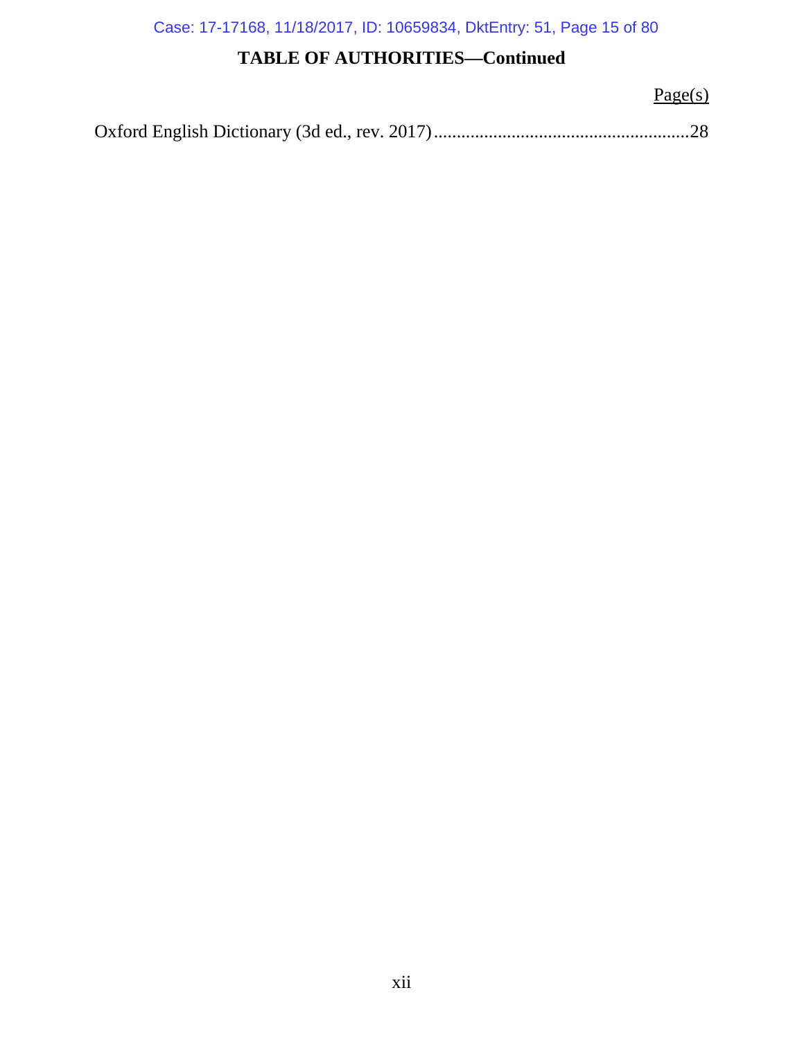## TABLE OF AUTHORITIES—Continued

Page(s)

Oxford English Dictionary (3d ed., rev. 2017) ........................................................ 28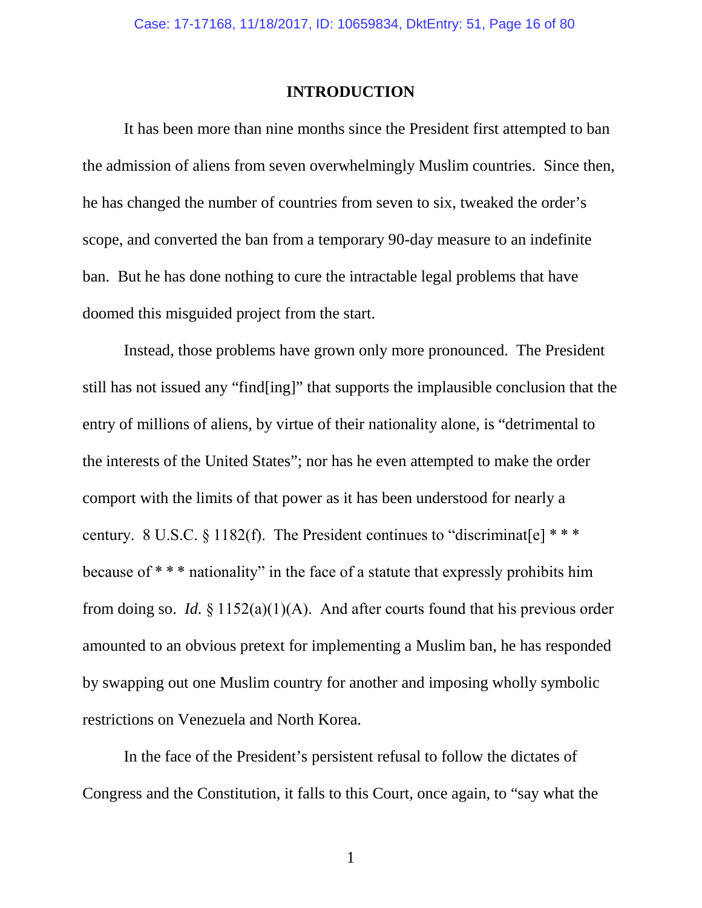# INTRODUCTION

It has been more than nine months since the President first attempted to ban the admission of aliens from seven overwhelmingly Muslim countries. Since then, he has changed the number of countries from seven to six, tweaked the order's scope, and converted the ban from a temporary 90-day measure to an indefinite ban. But he has done nothing to cure the intractable legal problems that have doomed this misguided project from the start.

Instead, those problems have grown only more pronounced. The President still has not issued any "find[ing]" that supports the implausible conclusion that the entry of millions of aliens, by virtue of their nationality alone, is "detrimental to the interests of the United States"; nor has he even attempted to make the order comport with the limits of that power as it has been understood for nearly a century. 8 U.S.C. § 1182(f). The President continues to "discriminat[e] * * * because of * * * nationality" in the face of a statute that expressly prohibits him from doing so. *Id.* § 1152(a)(1)(A). And after courts found that his previous order amounted to an obvious pretext for implementing a Muslim ban, he has responded by swapping out one Muslim country for another and imposing wholly symbolic restrictions on Venezuela and North Korea.

In the face of the President's persistent refusal to follow the dictates of Congress and the Constitution, it falls to this Court, once again, to "say what the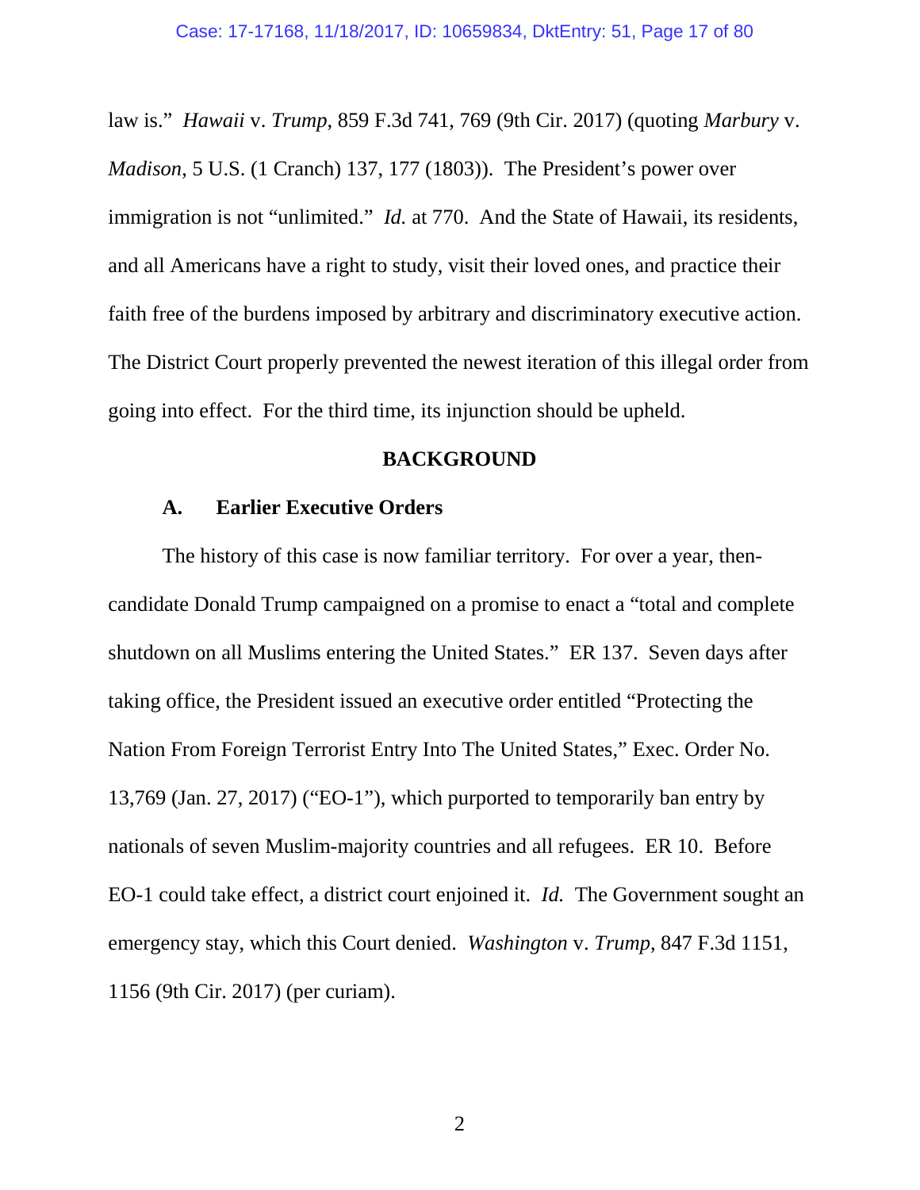law is." *Hawaii* v. *Trump*, 859 F.3d 741, 769 (9th Cir. 2017) (quoting *Marbury* v. *Madison*, 5 U.S. (1 Cranch) 137, 177 (1803)). The President's power over immigration is not "unlimited." *Id.* at 770. And the State of Hawaii, its residents, and all Americans have a right to study, visit their loved ones, and practice their faith free of the burdens imposed by arbitrary and discriminatory executive action. The District Court properly prevented the newest iteration of this illegal order from going into effect. For the third time, its injunction should be upheld.

## BACKGROUND

### A. Earlier Executive Orders

The history of this case is now familiar territory. For over a year, then-candidate Donald Trump campaigned on a promise to enact a "total and complete shutdown on all Muslims entering the United States." ER 137. Seven days after taking office, the President issued an executive order entitled "Protecting the Nation From Foreign Terrorist Entry Into The United States," Exec. Order No. 13,769 (Jan. 27, 2017) ("EO-1"), which purported to temporarily ban entry by nationals of seven Muslim-majority countries and all refugees. ER 10. Before EO-1 could take effect, a district court enjoined it. *Id.* The Government sought an emergency stay, which this Court denied. *Washington* v. *Trump*, 847 F.3d 1151, 1156 (9th Cir. 2017) (per curiam).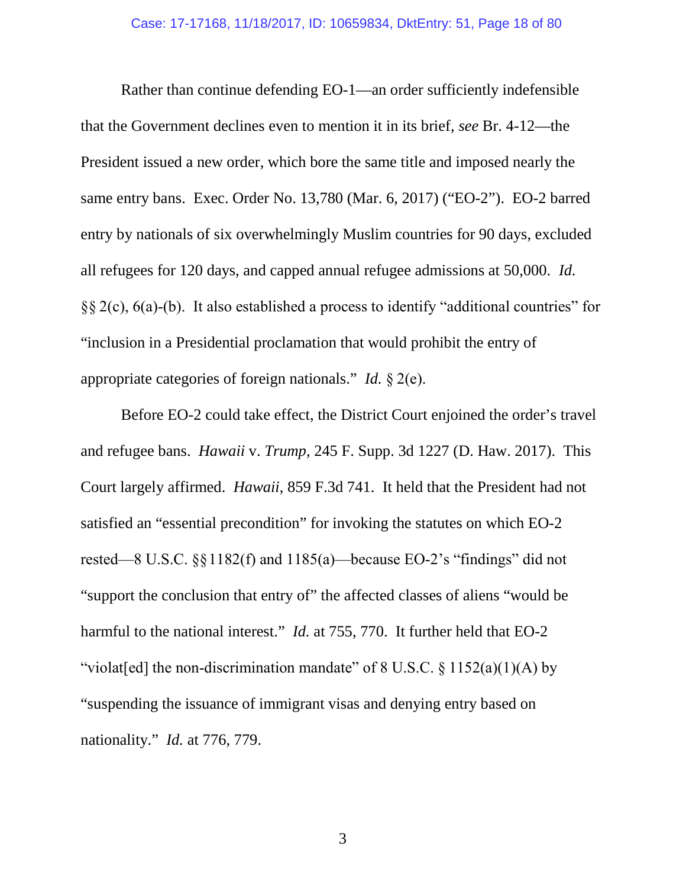Rather than continue defending EO-1—an order sufficiently indefensible that the Government declines even to mention it in its brief, *see* Br. 4-12—the President issued a new order, which bore the same title and imposed nearly the same entry bans. Exec. Order No. 13,780 (Mar. 6, 2017) ("EO-2"). EO-2 barred entry by nationals of six overwhelmingly Muslim countries for 90 days, excluded all refugees for 120 days, and capped annual refugee admissions at 50,000. *Id.* §§ 2(c), 6(a)-(b). It also established a process to identify "additional countries" for "inclusion in a Presidential proclamation that would prohibit the entry of appropriate categories of foreign nationals." *Id.* § 2(e).

Before EO-2 could take effect, the District Court enjoined the order's travel and refugee bans. *Hawaii* v. *Trump*, 245 F. Supp. 3d 1227 (D. Haw. 2017). This Court largely affirmed. *Hawaii*, 859 F.3d 741. It held that the President had not satisfied an "essential precondition" for invoking the statutes on which EO-2 rested—8 U.S.C. §§1182(f) and 1185(a)—because EO-2's "findings" did not "support the conclusion that entry of" the affected classes of aliens "would be harmful to the national interest." *Id.* at 755, 770. It further held that EO-2 "violat[ed] the non-discrimination mandate" of 8 U.S.C. § 1152(a)(1)(A) by "suspending the issuance of immigrant visas and denying entry based on nationality." *Id.* at 776, 779.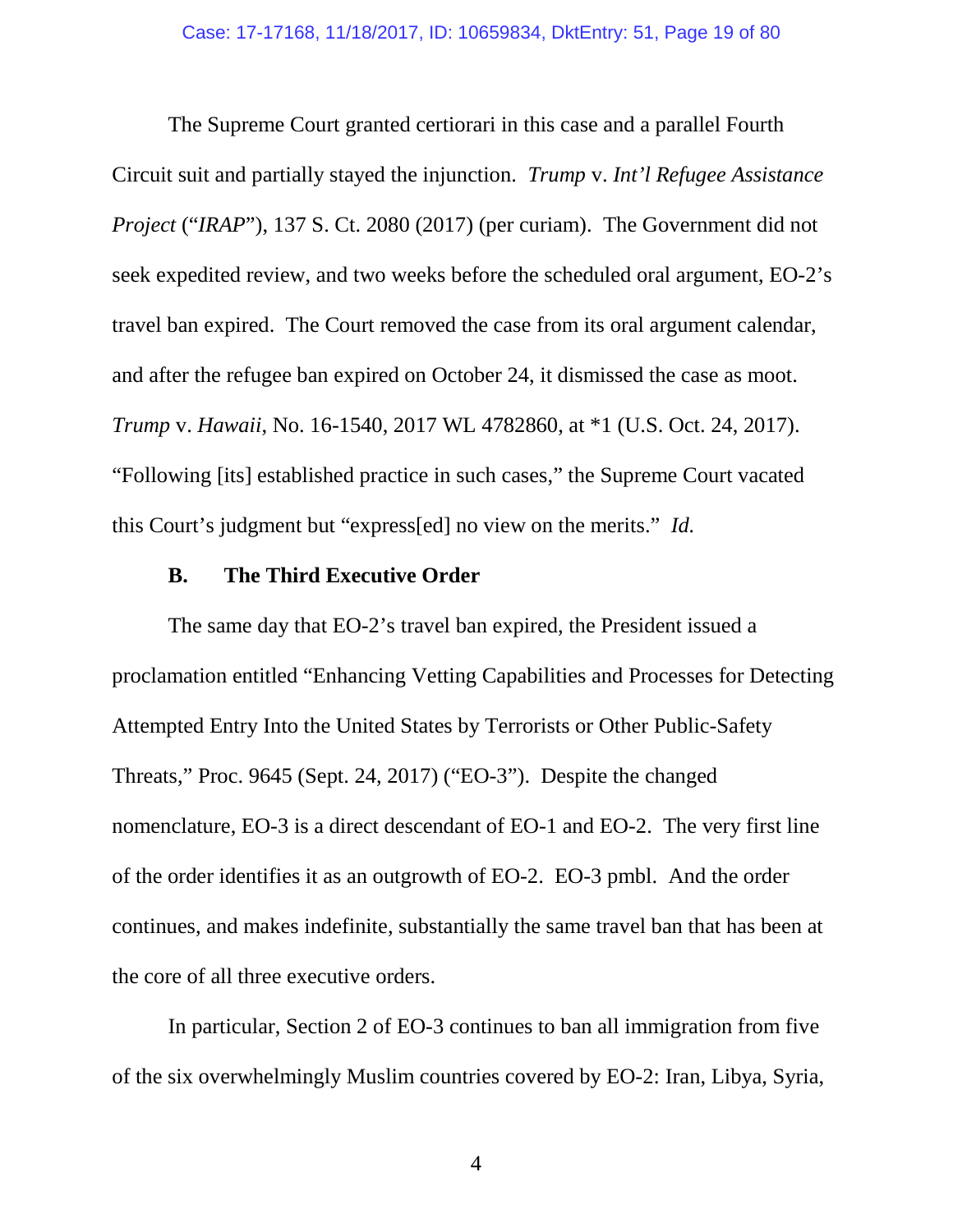The Supreme Court granted certiorari in this case and a parallel Fourth Circuit suit and partially stayed the injunction. *Trump* v. *Int'l Refugee Assistance Project* ("*IRAP*"), 137 S. Ct. 2080 (2017) (per curiam). The Government did not seek expedited review, and two weeks before the scheduled oral argument, EO-2's travel ban expired. The Court removed the case from its oral argument calendar, and after the refugee ban expired on October 24, it dismissed the case as moot. *Trump* v. *Hawaii*, No. 16-1540, 2017 WL 4782860, at *1 (U.S. Oct. 24, 2017). "Following [its] established practice in such cases," the Supreme Court vacated this Court's judgment but "express[ed] no view on the merits." *Id.*

### B. The Third Executive Order

The same day that EO-2's travel ban expired, the President issued a proclamation entitled "Enhancing Vetting Capabilities and Processes for Detecting Attempted Entry Into the United States by Terrorists or Other Public-Safety Threats," Proc. 9645 (Sept. 24, 2017) ("EO-3"). Despite the changed nomenclature, EO-3 is a direct descendant of EO-1 and EO-2. The very first line of the order identifies it as an outgrowth of EO-2. EO-3 pmbl. And the order continues, and makes indefinite, substantially the same travel ban that has been at the core of all three executive orders.

In particular, Section 2 of EO-3 continues to ban all immigration from five of the six overwhelmingly Muslim countries covered by EO-2: Iran, Libya, Syria,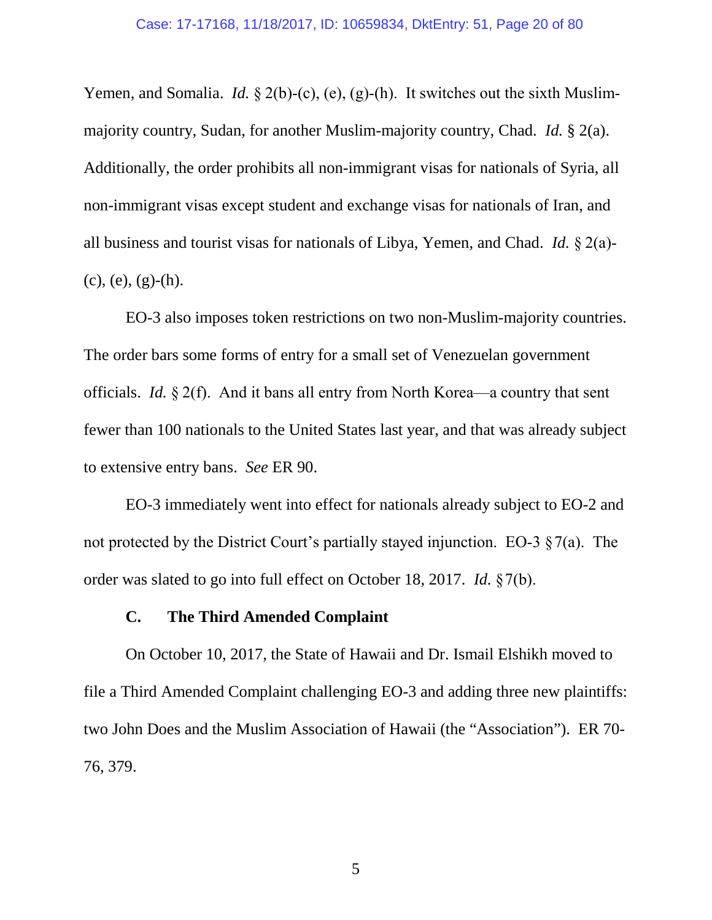Yemen, and Somalia. *Id.* § 2(b)-(c), (e), (g)-(h). It switches out the sixth Muslim-majority country, Sudan, for another Muslim-majority country, Chad. *Id.* § 2(a). Additionally, the order prohibits all non-immigrant visas for nationals of Syria, all non-immigrant visas except student and exchange visas for nationals of Iran, and all business and tourist visas for nationals of Libya, Yemen, and Chad. *Id.* § 2(a)-(c), (e), (g)-(h).

EO-3 also imposes token restrictions on two non-Muslim-majority countries. The order bars some forms of entry for a small set of Venezuelan government officials. *Id.* § 2(f). And it bans all entry from North Korea—a country that sent fewer than 100 nationals to the United States last year, and that was already subject to extensive entry bans. *See* ER 90.

EO-3 immediately went into effect for nationals already subject to EO-2 and not protected by the District Court's partially stayed injunction. EO-3 § 7(a). The order was slated to go into full effect on October 18, 2017. *Id.* § 7(b).

### C. The Third Amended Complaint

On October 10, 2017, the State of Hawaii and Dr. Ismail Elshikh moved to file a Third Amended Complaint challenging EO-3 and adding three new plaintiffs: two John Does and the Muslim Association of Hawaii (the "Association"). ER 70-76, 379.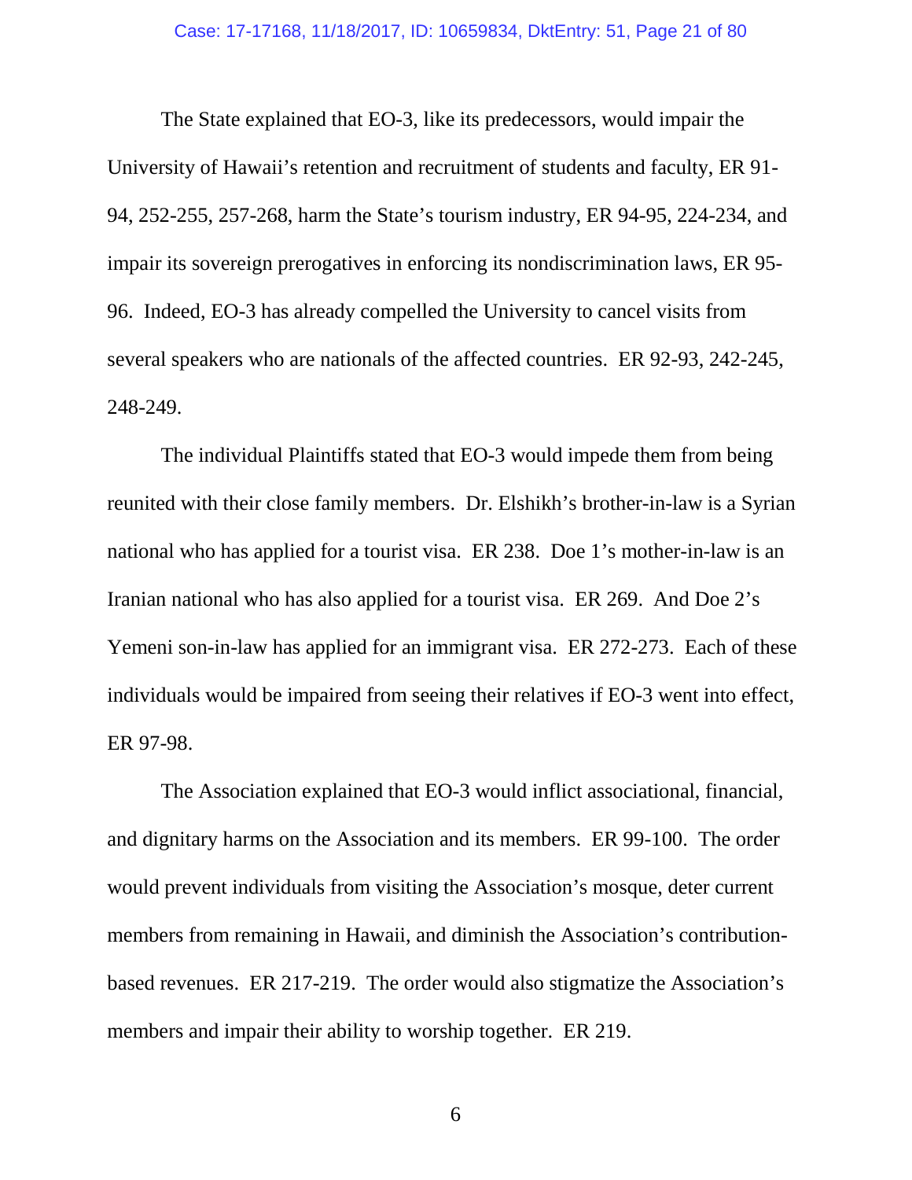The State explained that EO-3, like its predecessors, would impair the University of Hawaii's retention and recruitment of students and faculty, ER 91-94, 252-255, 257-268, harm the State's tourism industry, ER 94-95, 224-234, and impair its sovereign prerogatives in enforcing its nondiscrimination laws, ER 95-96. Indeed, EO-3 has already compelled the University to cancel visits from several speakers who are nationals of the affected countries. ER 92-93, 242-245, 248-249.

The individual Plaintiffs stated that EO-3 would impede them from being reunited with their close family members. Dr. Elshikh's brother-in-law is a Syrian national who has applied for a tourist visa. ER 238. Doe 1's mother-in-law is an Iranian national who has also applied for a tourist visa. ER 269. And Doe 2's Yemeni son-in-law has applied for an immigrant visa. ER 272-273. Each of these individuals would be impaired from seeing their relatives if EO-3 went into effect, ER 97-98.

The Association explained that EO-3 would inflict associational, financial, and dignitary harms on the Association and its members. ER 99-100. The order would prevent individuals from visiting the Association's mosque, deter current members from remaining in Hawaii, and diminish the Association's contribution-based revenues. ER 217-219. The order would also stigmatize the Association's members and impair their ability to worship together. ER 219.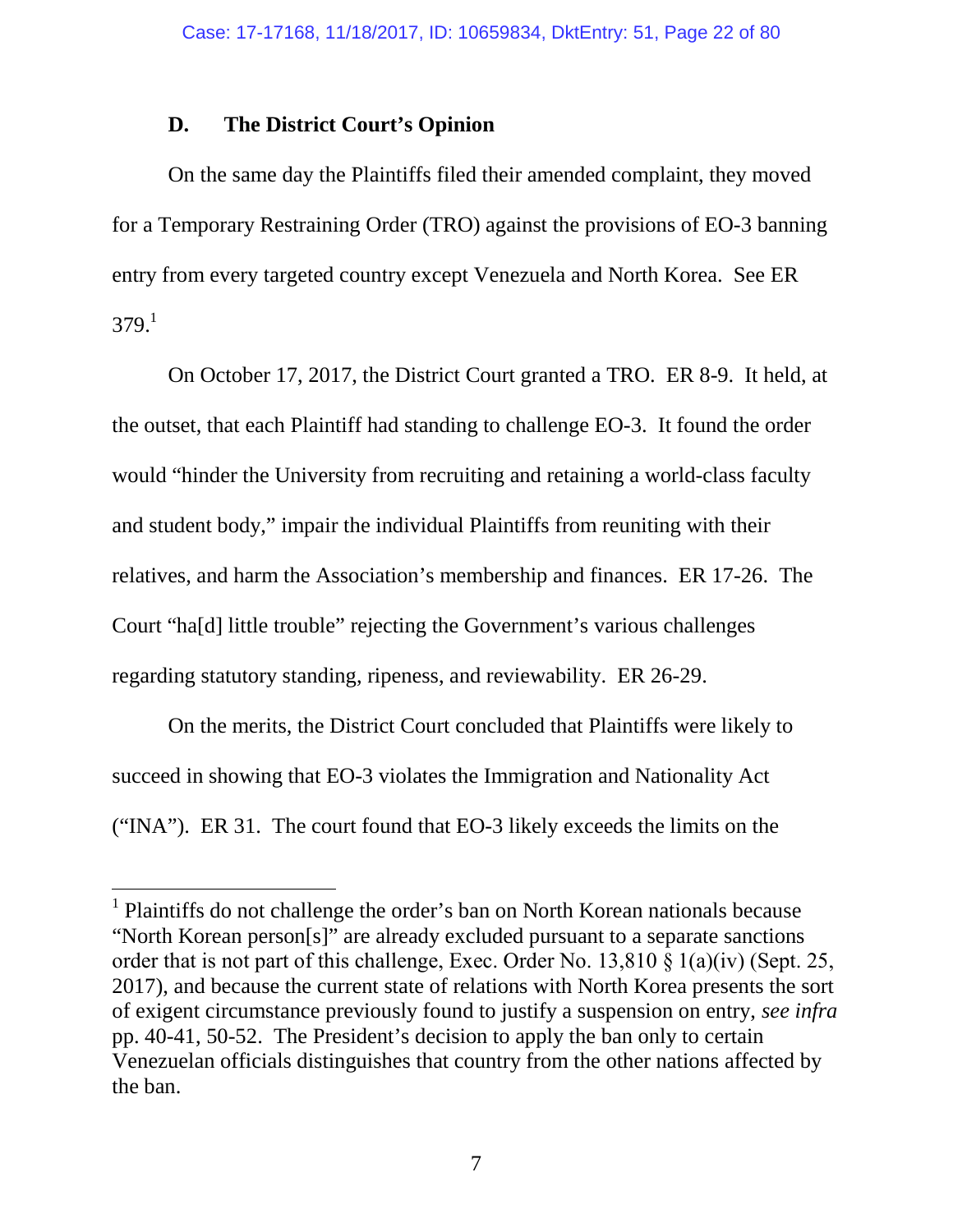### D. The District Court's Opinion

On the same day the Plaintiffs filed their amended complaint, they moved for a Temporary Restraining Order (TRO) against the provisions of EO-3 banning entry from every targeted country except Venezuela and North Korea. See ER 379.[1]

On October 17, 2017, the District Court granted a TRO. ER 8-9. It held, at the outset, that each Plaintiff had standing to challenge EO-3. It found the order would "hinder the University from recruiting and retaining a world-class faculty and student body," impair the individual Plaintiffs from reuniting with their relatives, and harm the Association's membership and finances. ER 17-26. The Court "ha[d] little trouble" rejecting the Government's various challenges regarding statutory standing, ripeness, and reviewability. ER 26-29.

On the merits, the District Court concluded that Plaintiffs were likely to succeed in showing that EO-3 violates the Immigration and Nationality Act ("INA"). ER 31. The court found that EO-3 likely exceeds the limits on the

---

[1] Plaintiffs do not challenge the order's ban on North Korean nationals because "North Korean person[s]" are already excluded pursuant to a separate sanctions order that is not part of this challenge, Exec. Order No. 13,810 § 1(a)(iv) (Sept. 25, 2017), and because the current state of relations with North Korea presents the sort of exigent circumstance previously found to justify a suspension on entry, *see infra* pp. 40-41, 50-52. The President's decision to apply the ban only to certain Venezuelan officials distinguishes that country from the other nations affected by the ban.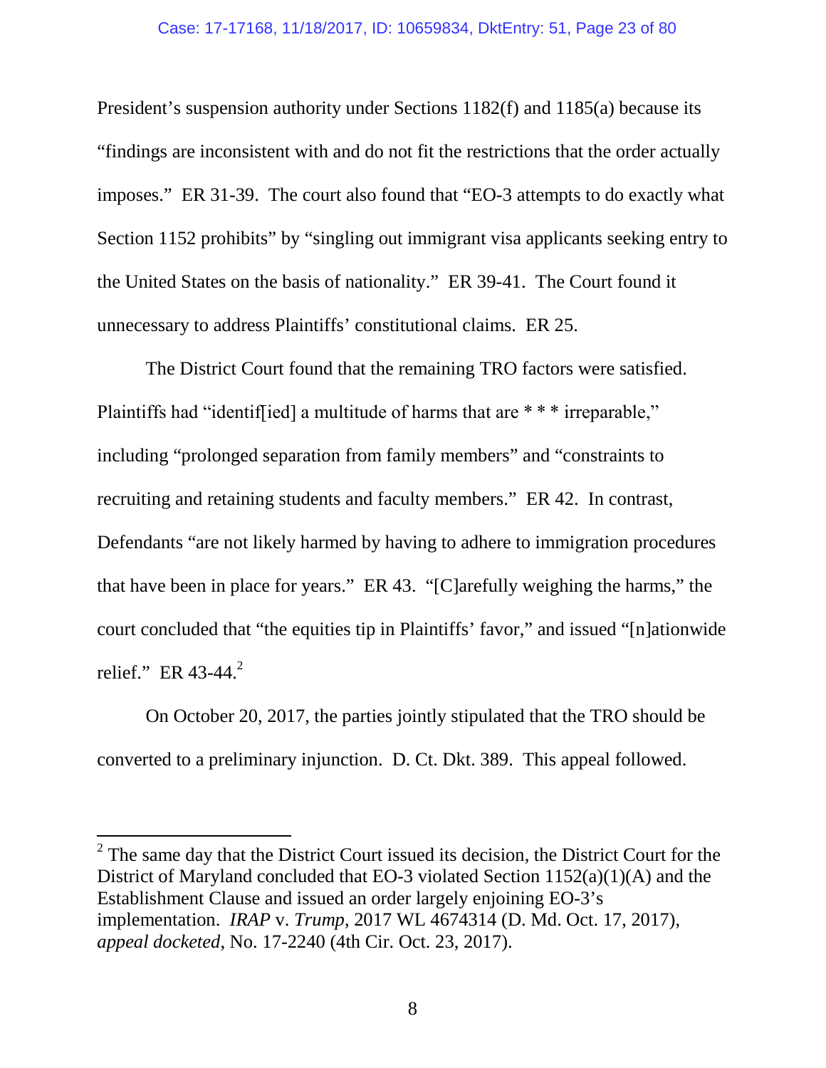President's suspension authority under Sections 1182(f) and 1185(a) because its "findings are inconsistent with and do not fit the restrictions that the order actually imposes." ER 31-39. The court also found that "EO-3 attempts to do exactly what Section 1152 prohibits" by "singling out immigrant visa applicants seeking entry to the United States on the basis of nationality." ER 39-41. The Court found it unnecessary to address Plaintiffs' constitutional claims. ER 25.

The District Court found that the remaining TRO factors were satisfied. Plaintiffs had "identif[ied] a multitude of harms that are * * * irreparable," including "prolonged separation from family members" and "constraints to recruiting and retaining students and faculty members." ER 42. In contrast, Defendants "are not likely harmed by having to adhere to immigration procedures that have been in place for years." ER 43. "[C]arefully weighing the harms," the court concluded that "the equities tip in Plaintiffs' favor," and issued "[n]ationwide relief." ER 43-44.[2]

On October 20, 2017, the parties jointly stipulated that the TRO should be converted to a preliminary injunction. D. Ct. Dkt. 389. This appeal followed.

---

[2] The same day that the District Court issued its decision, the District Court for the District of Maryland concluded that EO-3 violated Section 1152(a)(1)(A) and the Establishment Clause and issued an order largely enjoining EO-3's implementation. *IRAP* v. *Trump*, 2017 WL 4674314 (D. Md. Oct. 17, 2017), *appeal docketed*, No. 17-2240 (4th Cir. Oct. 23, 2017).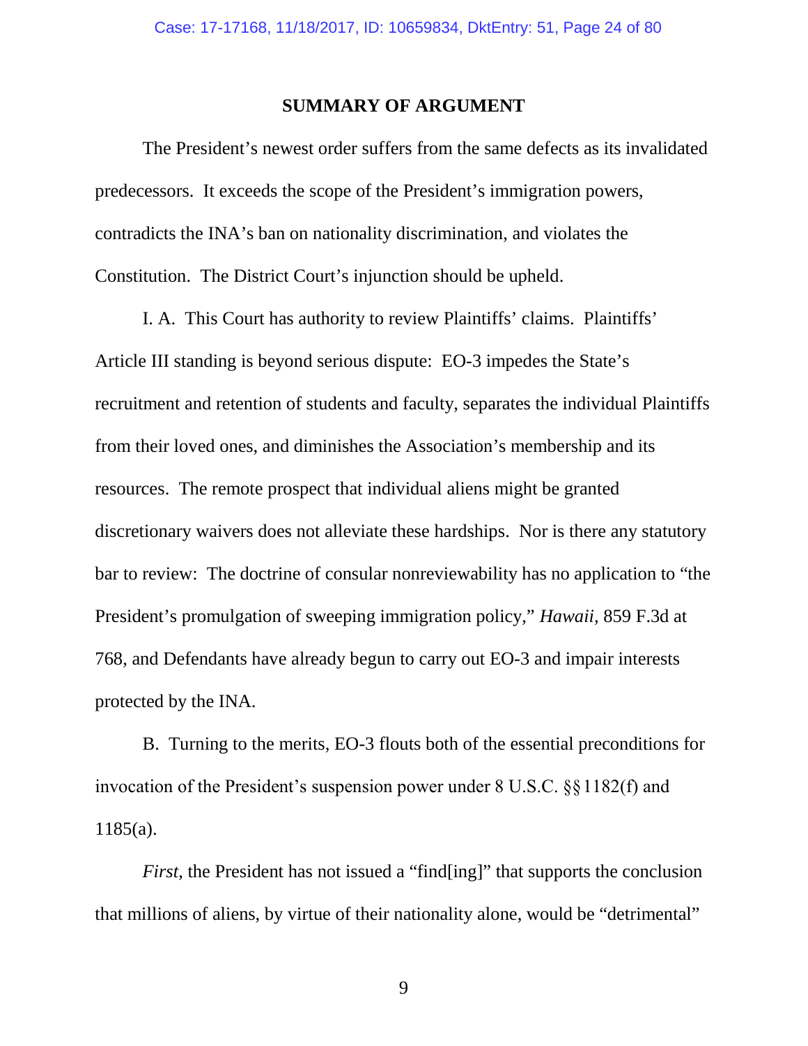## SUMMARY OF ARGUMENT

The President's newest order suffers from the same defects as its invalidated predecessors. It exceeds the scope of the President's immigration powers, contradicts the INA's ban on nationality discrimination, and violates the Constitution. The District Court's injunction should be upheld.

I. A. This Court has authority to review Plaintiffs' claims. Plaintiffs' Article III standing is beyond serious dispute: EO-3 impedes the State's recruitment and retention of students and faculty, separates the individual Plaintiffs from their loved ones, and diminishes the Association's membership and its resources. The remote prospect that individual aliens might be granted discretionary waivers does not alleviate these hardships. Nor is there any statutory bar to review: The doctrine of consular nonreviewability has no application to "the President's promulgation of sweeping immigration policy," *Hawaii*, 859 F.3d at 768, and Defendants have already begun to carry out EO-3 and impair interests protected by the INA.

B. Turning to the merits, EO-3 flouts both of the essential preconditions for invocation of the President's suspension power under 8 U.S.C. §§ 1182(f) and 1185(a).

*First*, the President has not issued a "find[ing]" that supports the conclusion that millions of aliens, by virtue of their nationality alone, would be "detrimental"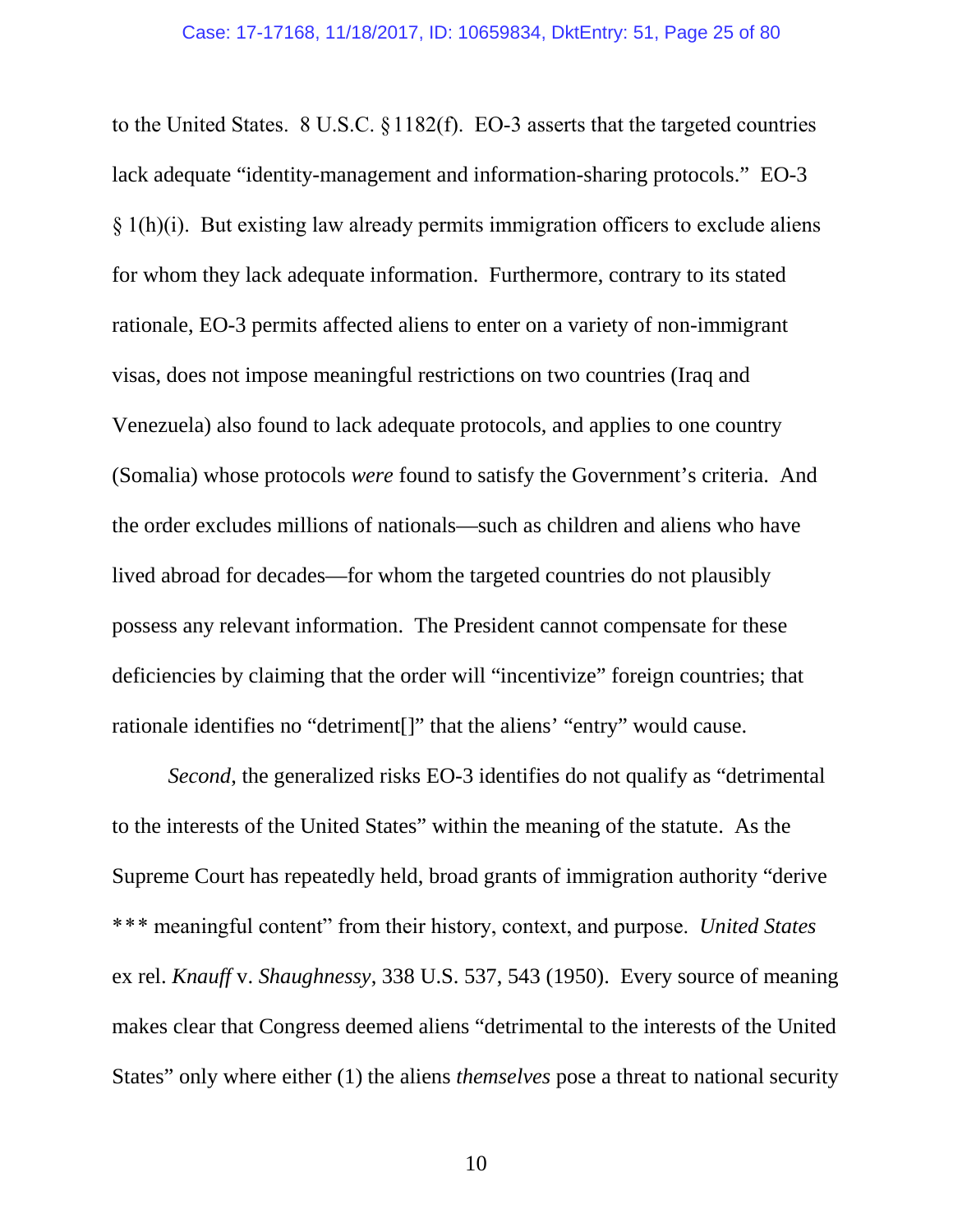to the United States. 8 U.S.C. §1182(f). EO-3 asserts that the targeted countries lack adequate "identity-management and information-sharing protocols." EO-3 § 1(h)(i). But existing law already permits immigration officers to exclude aliens for whom they lack adequate information. Furthermore, contrary to its stated rationale, EO-3 permits affected aliens to enter on a variety of non-immigrant visas, does not impose meaningful restrictions on two countries (Iraq and Venezuela) also found to lack adequate protocols, and applies to one country (Somalia) whose protocols *were* found to satisfy the Government's criteria. And the order excludes millions of nationals—such as children and aliens who have lived abroad for decades—for whom the targeted countries do not plausibly possess any relevant information. The President cannot compensate for these deficiencies by claiming that the order will "incentivize" foreign countries; that rationale identifies no "detriment[]" that the aliens' "entry" would cause.

*Second*, the generalized risks EO-3 identifies do not qualify as "detrimental to the interests of the United States" within the meaning of the statute. As the Supreme Court has repeatedly held, broad grants of immigration authority "derive *** meaningful content" from their history, context, and purpose. *United States* ex rel. *Knauff* v. *Shaughnessy*, 338 U.S. 537, 543 (1950). Every source of meaning makes clear that Congress deemed aliens "detrimental to the interests of the United States" only where either (1) the aliens *themselves* pose a threat to national security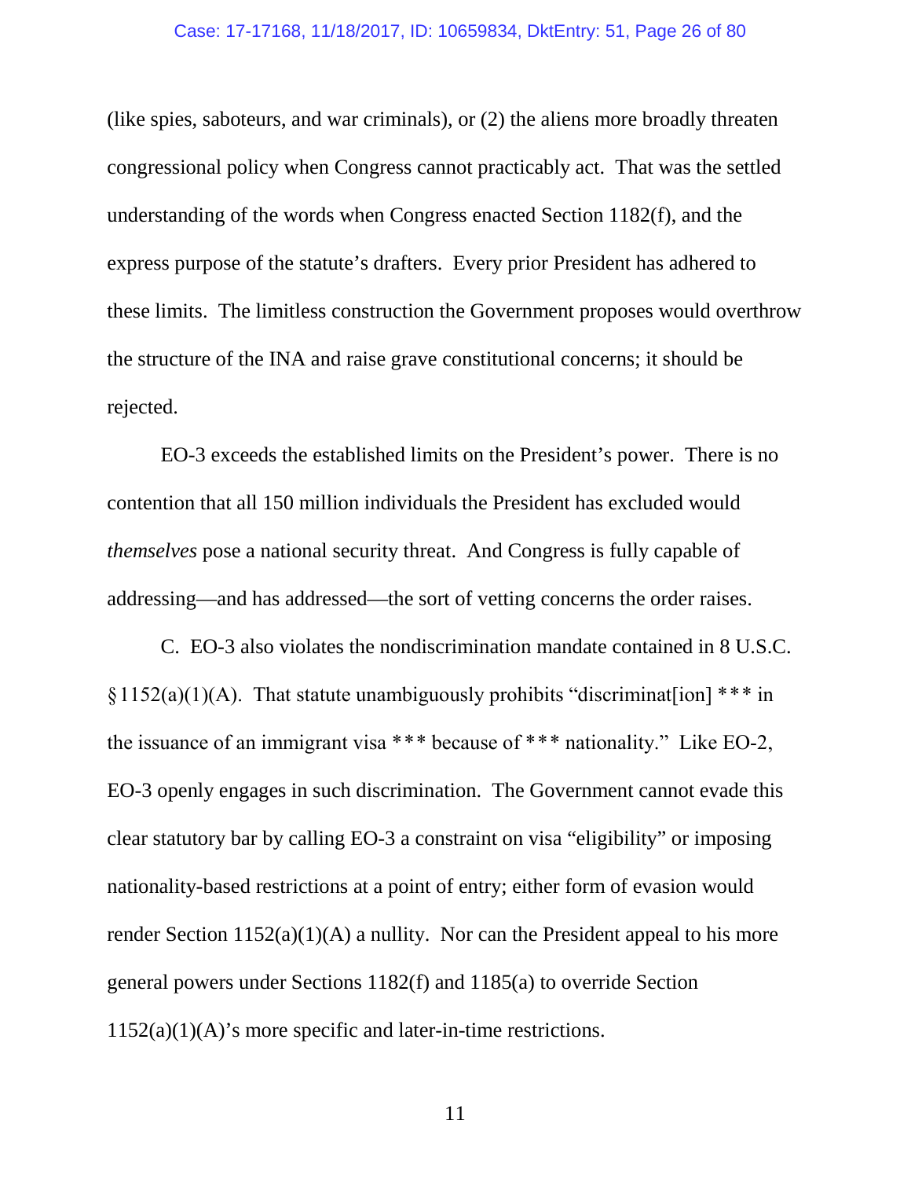(like spies, saboteurs, and war criminals), or (2) the aliens more broadly threaten congressional policy when Congress cannot practicably act. That was the settled understanding of the words when Congress enacted Section 1182(f), and the express purpose of the statute's drafters. Every prior President has adhered to these limits. The limitless construction the Government proposes would overthrow the structure of the INA and raise grave constitutional concerns; it should be rejected.

EO-3 exceeds the established limits on the President's power. There is no contention that all 150 million individuals the President has excluded would *themselves* pose a national security threat. And Congress is fully capable of addressing—and has addressed—the sort of vetting concerns the order raises.

C. EO-3 also violates the nondiscrimination mandate contained in 8 U.S.C. § 1152(a)(1)(A). That statute unambiguously prohibits "discriminat[ion] *** in the issuance of an immigrant visa *** because of *** nationality." Like EO-2, EO-3 openly engages in such discrimination. The Government cannot evade this clear statutory bar by calling EO-3 a constraint on visa "eligibility" or imposing nationality-based restrictions at a point of entry; either form of evasion would render Section 1152(a)(1)(A) a nullity. Nor can the President appeal to his more general powers under Sections 1182(f) and 1185(a) to override Section 1152(a)(1)(A)'s more specific and later-in-time restrictions.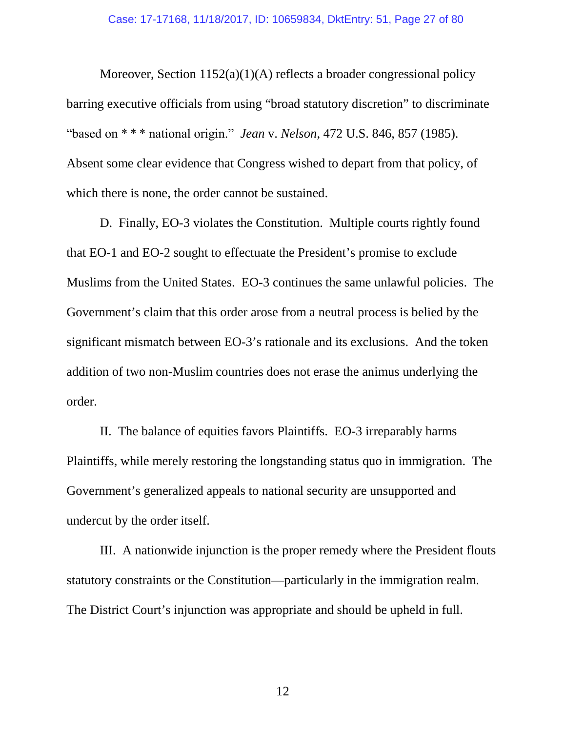Moreover, Section 1152(a)(1)(A) reflects a broader congressional policy barring executive officials from using "broad statutory discretion" to discriminate "based on * * * national origin." *Jean* v. *Nelson*, 472 U.S. 846, 857 (1985). Absent some clear evidence that Congress wished to depart from that policy, of which there is none, the order cannot be sustained.

D. Finally, EO-3 violates the Constitution. Multiple courts rightly found that EO-1 and EO-2 sought to effectuate the President's promise to exclude Muslims from the United States. EO-3 continues the same unlawful policies. The Government's claim that this order arose from a neutral process is belied by the significant mismatch between EO-3's rationale and its exclusions. And the token addition of two non-Muslim countries does not erase the animus underlying the order.

II. The balance of equities favors Plaintiffs. EO-3 irreparably harms Plaintiffs, while merely restoring the longstanding status quo in immigration. The Government's generalized appeals to national security are unsupported and undercut by the order itself.

III. A nationwide injunction is the proper remedy where the President flouts statutory constraints or the Constitution—particularly in the immigration realm. The District Court's injunction was appropriate and should be upheld in full.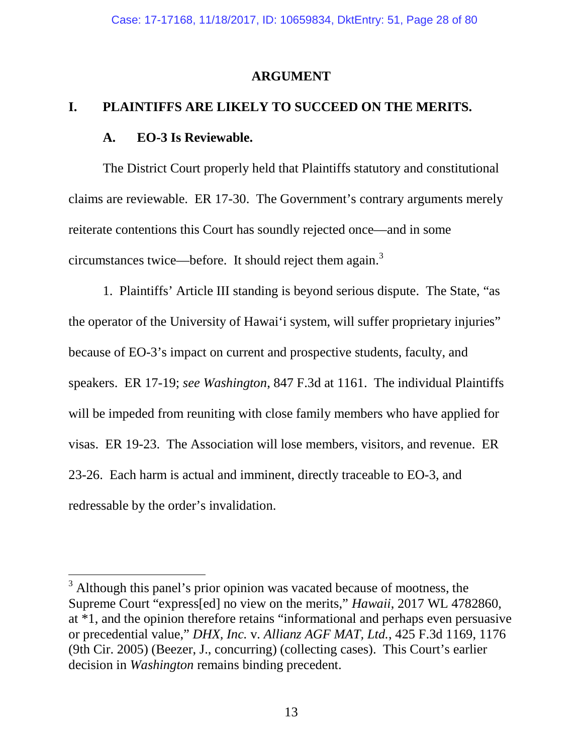## ARGUMENT

### I. PLAINTIFFS ARE LIKELY TO SUCCEED ON THE MERITS.

#### A. EO-3 Is Reviewable.

The District Court properly held that Plaintiffs statutory and constitutional claims are reviewable. ER 17-30. The Government's contrary arguments merely reiterate contentions this Court has soundly rejected once—and in some circumstances twice—before. It should reject them again.[3]

1. Plaintiffs' Article III standing is beyond serious dispute. The State, "as the operator of the University of Hawai'i system, will suffer proprietary injuries" because of EO-3's impact on current and prospective students, faculty, and speakers. ER 17-19; *see Washington*, 847 F.3d at 1161. The individual Plaintiffs will be impeded from reuniting with close family members who have applied for visas. ER 19-23. The Association will lose members, visitors, and revenue. ER 23-26. Each harm is actual and imminent, directly traceable to EO-3, and redressable by the order's invalidation.

---

[3] Although this panel's prior opinion was vacated because of mootness, the Supreme Court "express[ed] no view on the merits," *Hawaii*, 2017 WL 4782860, at *1, and the opinion therefore retains "informational and perhaps even persuasive or precedential value," *DHX, Inc.* v. *Allianz AGF MAT, Ltd.*, 425 F.3d 1169, 1176 (9th Cir. 2005) (Beezer, J., concurring) (collecting cases). This Court's earlier decision in *Washington* remains binding precedent.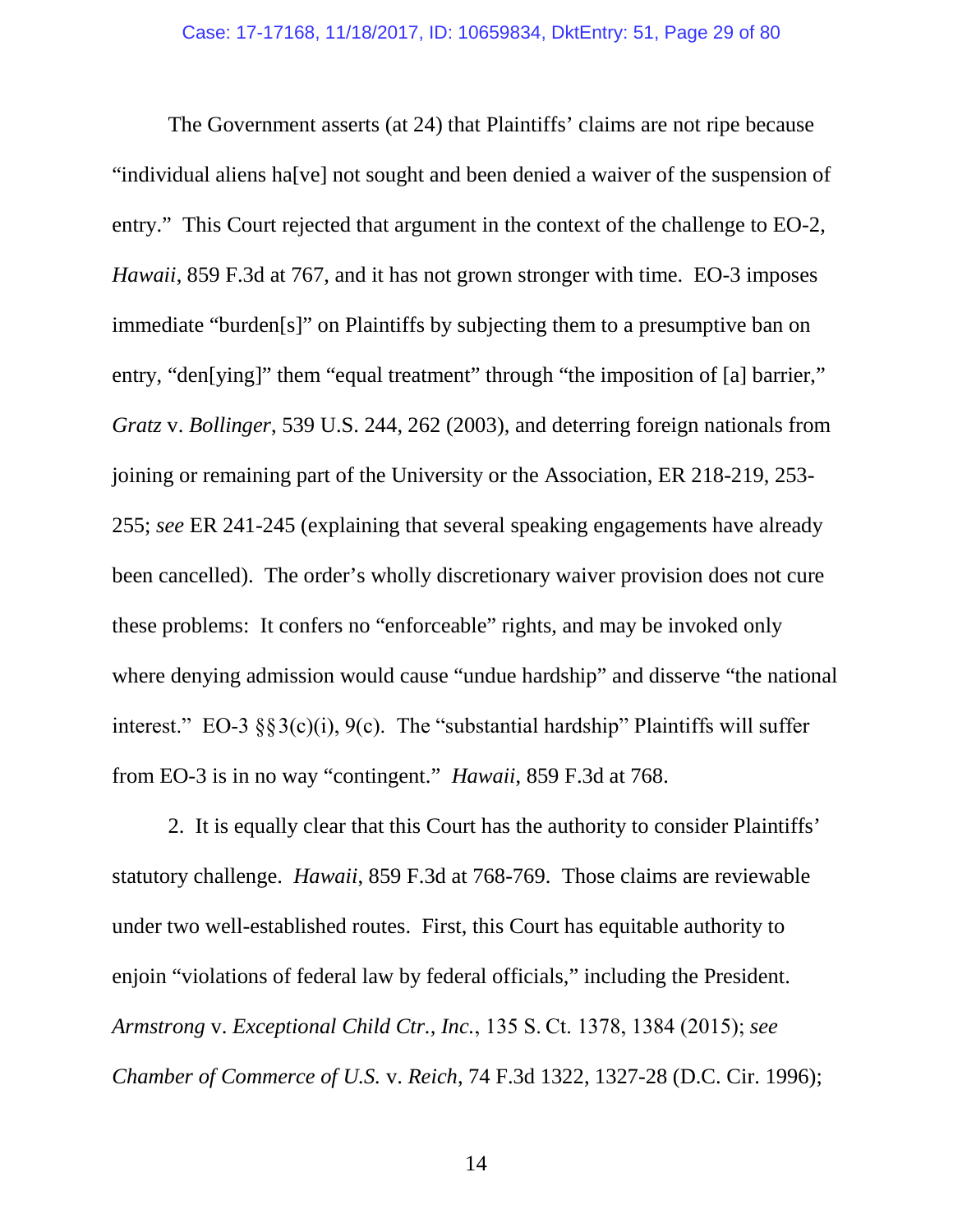The Government asserts (at 24) that Plaintiffs' claims are not ripe because "individual aliens ha[ve] not sought and been denied a waiver of the suspension of entry." This Court rejected that argument in the context of the challenge to EO-2, *Hawaii*, 859 F.3d at 767, and it has not grown stronger with time. EO-3 imposes immediate "burden[s]" on Plaintiffs by subjecting them to a presumptive ban on entry, "den[ying]" them "equal treatment" through "the imposition of [a] barrier," *Gratz* v. *Bollinger*, 539 U.S. 244, 262 (2003), and deterring foreign nationals from joining or remaining part of the University or the Association, ER 218-219, 253-255; *see* ER 241-245 (explaining that several speaking engagements have already been cancelled). The order's wholly discretionary waiver provision does not cure these problems: It confers no "enforceable" rights, and may be invoked only where denying admission would cause "undue hardship" and disserve "the national interest." EO-3 §§3(c)(i), 9(c). The "substantial hardship" Plaintiffs will suffer from EO-3 is in no way "contingent." *Hawaii*, 859 F.3d at 768.

2. It is equally clear that this Court has the authority to consider Plaintiffs' statutory challenge. *Hawaii*, 859 F.3d at 768-769. Those claims are reviewable under two well-established routes. First, this Court has equitable authority to enjoin "violations of federal law by federal officials," including the President. *Armstrong* v. *Exceptional Child Ctr., Inc.*, 135 S. Ct. 1378, 1384 (2015); *see* *Chamber of Commerce of U.S.* v. *Reich*, 74 F.3d 1322, 1327-28 (D.C. Cir. 1996);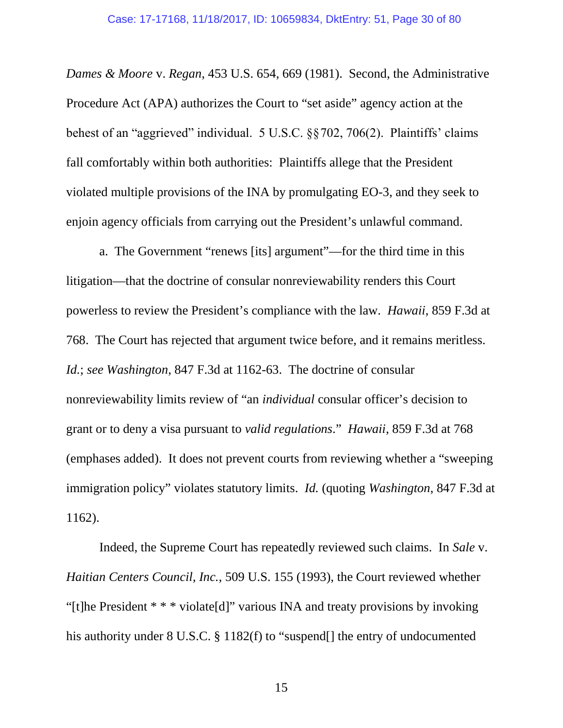*Dames & Moore* v. *Regan*, 453 U.S. 654, 669 (1981). Second, the Administrative Procedure Act (APA) authorizes the Court to "set aside" agency action at the behest of an "aggrieved" individual. 5 U.S.C. §§702, 706(2). Plaintiffs' claims fall comfortably within both authorities: Plaintiffs allege that the President violated multiple provisions of the INA by promulgating EO-3, and they seek to enjoin agency officials from carrying out the President's unlawful command.

a. The Government "renews [its] argument"—for the third time in this litigation—that the doctrine of consular nonreviewability renders this Court powerless to review the President's compliance with the law. *Hawaii*, 859 F.3d at 768. The Court has rejected that argument twice before, and it remains meritless. *Id.*; *see Washington*, 847 F.3d at 1162-63. The doctrine of consular nonreviewability limits review of "an *individual* consular officer's decision to grant or to deny a visa pursuant to *valid regulations*." *Hawaii*, 859 F.3d at 768 (emphases added). It does not prevent courts from reviewing whether a "sweeping immigration policy" violates statutory limits. *Id.* (quoting *Washington*, 847 F.3d at 1162).

Indeed, the Supreme Court has repeatedly reviewed such claims. In *Sale* v. *Haitian Centers Council, Inc.*, 509 U.S. 155 (1993), the Court reviewed whether "[t]he President * * * violate[d]" various INA and treaty provisions by invoking his authority under 8 U.S.C. § 1182(f) to "suspend[] the entry of undocumented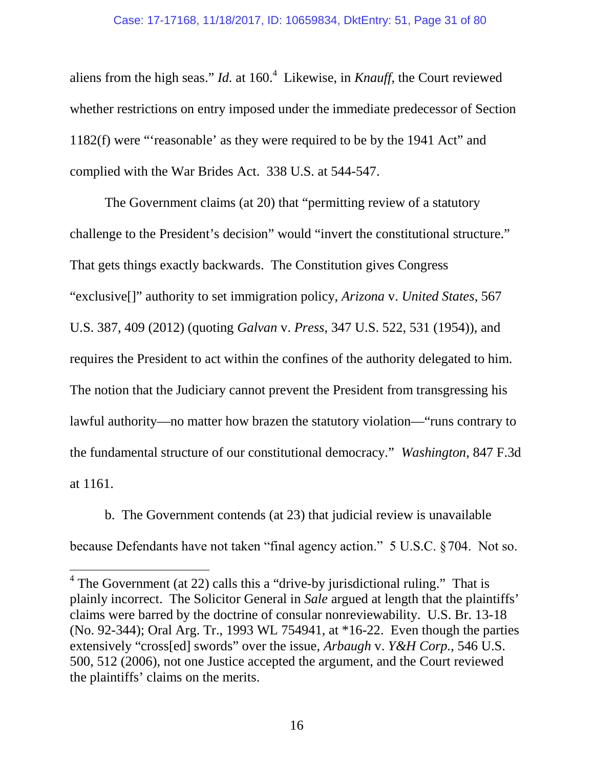aliens from the high seas." *Id.* at 160.[4] Likewise, in *Knauff*, the Court reviewed whether restrictions on entry imposed under the immediate predecessor of Section 1182(f) were "'reasonable' as they were required to be by the 1941 Act" and complied with the War Brides Act. 338 U.S. at 544-547.

The Government claims (at 20) that "permitting review of a statutory challenge to the President's decision" would "invert the constitutional structure." That gets things exactly backwards. The Constitution gives Congress "exclusive[]" authority to set immigration policy, *Arizona* v. *United States*, 567 U.S. 387, 409 (2012) (quoting *Galvan* v. *Press*, 347 U.S. 522, 531 (1954)), and requires the President to act within the confines of the authority delegated to him. The notion that the Judiciary cannot prevent the President from transgressing his lawful authority—no matter how brazen the statutory violation—"runs contrary to the fundamental structure of our constitutional democracy." *Washington*, 847 F.3d at 1161.

b. The Government contends (at 23) that judicial review is unavailable because Defendants have not taken "final agency action." 5 U.S.C. § 704. Not so.

---

[4] The Government (at 22) calls this a "drive-by jurisdictional ruling." That is plainly incorrect. The Solicitor General in *Sale* argued at length that the plaintiffs' claims were barred by the doctrine of consular nonreviewability. U.S. Br. 13-18 (No. 92-344); Oral Arg. Tr., 1993 WL 754941, at *16-22. Even though the parties extensively "cross[ed] swords" over the issue, *Arbaugh* v. *Y&H Corp.*, 546 U.S. 500, 512 (2006), not one Justice accepted the argument, and the Court reviewed the plaintiffs' claims on the merits.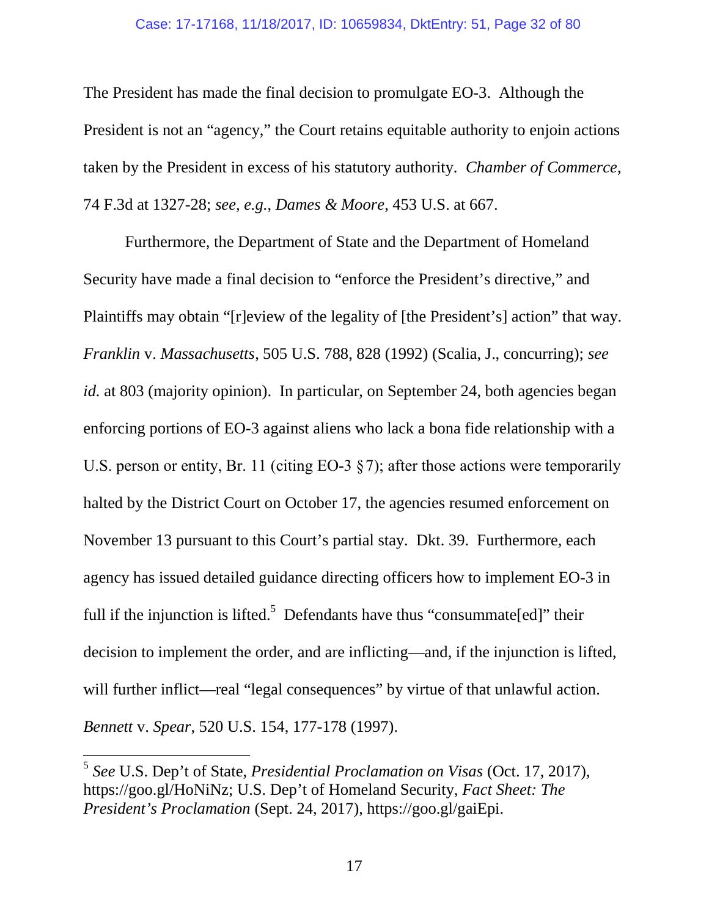The President has made the final decision to promulgate EO-3. Although the President is not an "agency," the Court retains equitable authority to enjoin actions taken by the President in excess of his statutory authority. *Chamber of Commerce*, 74 F.3d at 1327-28; *see, e.g.*, *Dames & Moore*, 453 U.S. at 667.

Furthermore, the Department of State and the Department of Homeland Security have made a final decision to "enforce the President's directive," and Plaintiffs may obtain "[r]eview of the legality of [the President's] action" that way. *Franklin* v. *Massachusetts*, 505 U.S. 788, 828 (1992) (Scalia, J., concurring); *see id.* at 803 (majority opinion). In particular, on September 24, both agencies began enforcing portions of EO-3 against aliens who lack a bona fide relationship with a U.S. person or entity, Br. 11 (citing EO-3 § 7); after those actions were temporarily halted by the District Court on October 17, the agencies resumed enforcement on November 13 pursuant to this Court's partial stay. Dkt. 39. Furthermore, each agency has issued detailed guidance directing officers how to implement EO-3 in full if the injunction is lifted.[5] Defendants have thus "consummate[ed]" their decision to implement the order, and are inflicting—and, if the injunction is lifted, will further inflict—real "legal consequences" by virtue of that unlawful action. *Bennett* v. *Spear*, 520 U.S. 154, 177-178 (1997).

---

[5] *See* U.S. Dep't of State, *Presidential Proclamation on Visas* (Oct. 17, 2017), https://goo.gl/HoNiNz; U.S. Dep't of Homeland Security, *Fact Sheet: The President's Proclamation* (Sept. 24, 2017), https://goo.gl/gaiEpi.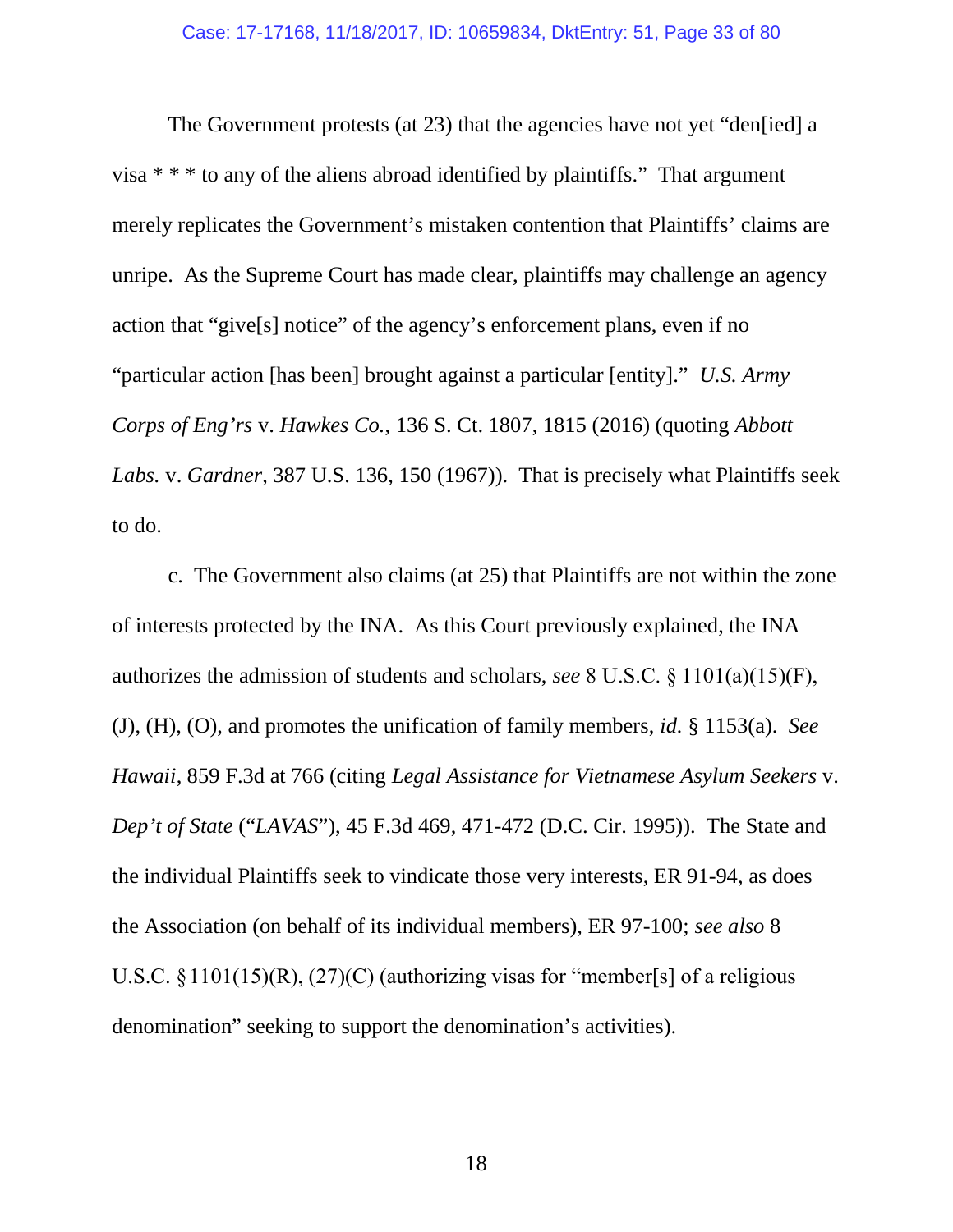The Government protests (at 23) that the agencies have not yet "den[ied] a visa * * * to any of the aliens abroad identified by plaintiffs." That argument merely replicates the Government's mistaken contention that Plaintiffs' claims are unripe. As the Supreme Court has made clear, plaintiffs may challenge an agency action that "give[s] notice" of the agency's enforcement plans, even if no "particular action [has been] brought against a particular [entity]." *U.S. Army Corps of Eng'rs* v. *Hawkes Co.*, 136 S. Ct. 1807, 1815 (2016) (quoting *Abbott Labs.* v. *Gardner*, 387 U.S. 136, 150 (1967)). That is precisely what Plaintiffs seek to do.

c. The Government also claims (at 25) that Plaintiffs are not within the zone of interests protected by the INA. As this Court previously explained, the INA authorizes the admission of students and scholars, *see* 8 U.S.C. § 1101(a)(15)(F), (J), (H), (O), and promotes the unification of family members, *id.* § 1153(a). *See Hawaii*, 859 F.3d at 766 (citing *Legal Assistance for Vietnamese Asylum Seekers* v. *Dep't of State* ("*LAVAS*"), 45 F.3d 469, 471-472 (D.C. Cir. 1995)). The State and the individual Plaintiffs seek to vindicate those very interests, ER 91-94, as does the Association (on behalf of its individual members), ER 97-100; *see also* 8 U.S.C. §1101(15)(R), (27)(C) (authorizing visas for "member[s] of a religious denomination" seeking to support the denomination's activities).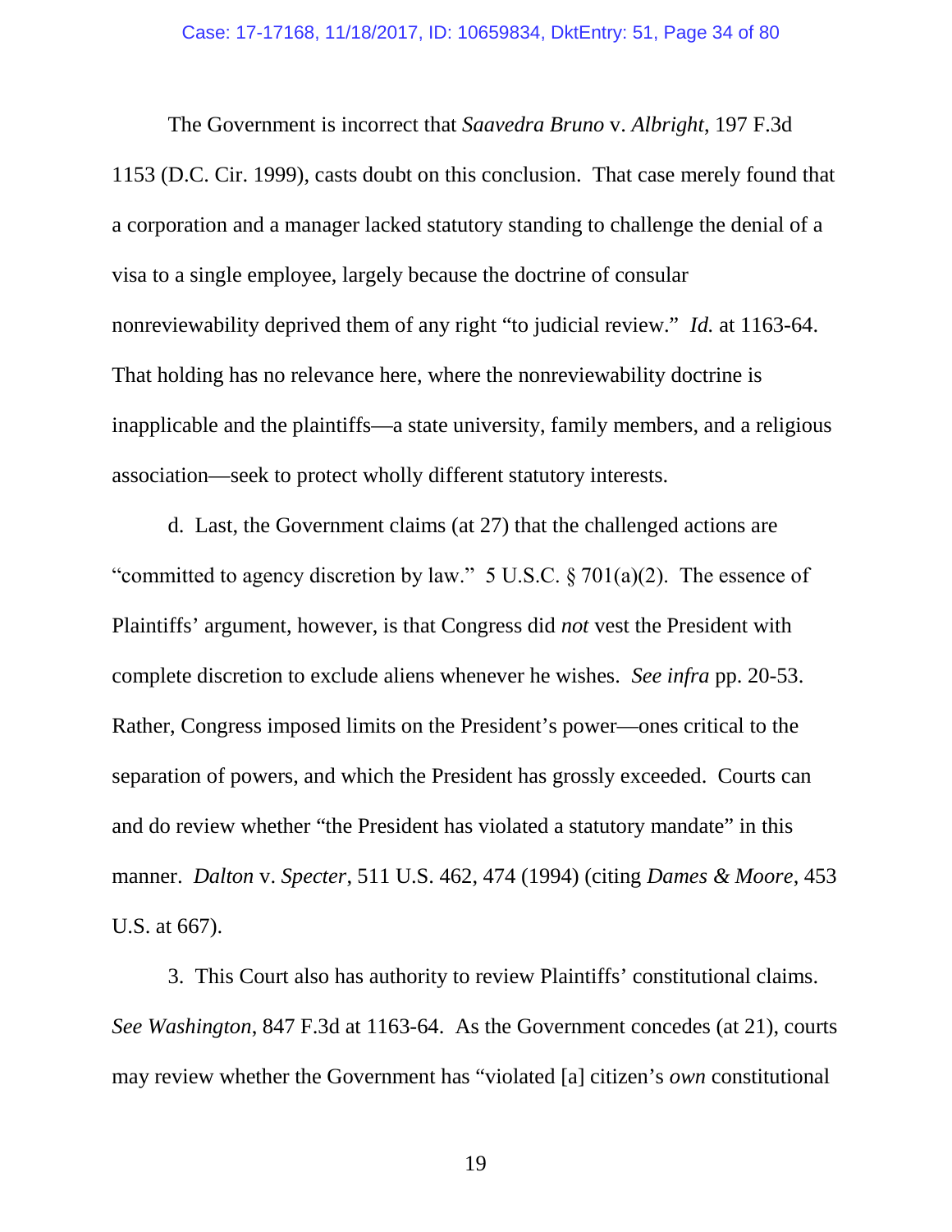The Government is incorrect that *Saavedra Bruno* v. *Albright*, 197 F.3d 1153 (D.C. Cir. 1999), casts doubt on this conclusion. That case merely found that a corporation and a manager lacked statutory standing to challenge the denial of a visa to a single employee, largely because the doctrine of consular nonreviewability deprived them of any right "to judicial review." *Id.* at 1163-64. That holding has no relevance here, where the nonreviewability doctrine is inapplicable and the plaintiffs—a state university, family members, and a religious association—seek to protect wholly different statutory interests.

d. Last, the Government claims (at 27) that the challenged actions are "committed to agency discretion by law." 5 U.S.C. § 701(a)(2). The essence of Plaintiffs' argument, however, is that Congress did *not* vest the President with complete discretion to exclude aliens whenever he wishes. *See infra* pp. 20-53. Rather, Congress imposed limits on the President's power—ones critical to the separation of powers, and which the President has grossly exceeded. Courts can and do review whether "the President has violated a statutory mandate" in this manner. *Dalton* v. *Specter*, 511 U.S. 462, 474 (1994) (citing *Dames & Moore*, 453 U.S. at 667).

3. This Court also has authority to review Plaintiffs' constitutional claims. *See Washington*, 847 F.3d at 1163-64. As the Government concedes (at 21), courts may review whether the Government has "violated [a] citizen's *own* constitutional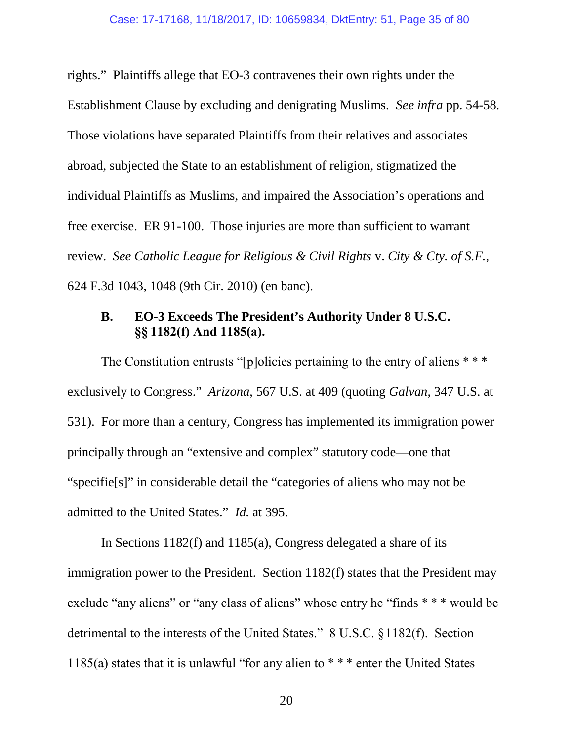rights." Plaintiffs allege that EO-3 contravenes their own rights under the Establishment Clause by excluding and denigrating Muslims. *See infra* pp. 54-58. Those violations have separated Plaintiffs from their relatives and associates abroad, subjected the State to an establishment of religion, stigmatized the individual Plaintiffs as Muslims, and impaired the Association's operations and free exercise. ER 91-100. Those injuries are more than sufficient to warrant review. *See Catholic League for Religious & Civil Rights* v. *City & Cty. of S.F.*, 624 F.3d 1043, 1048 (9th Cir. 2010) (en banc).

### B. EO-3 Exceeds The President's Authority Under 8 U.S.C. §§ 1182(f) And 1185(a).

The Constitution entrusts "[p]olicies pertaining to the entry of aliens * * * exclusively to Congress." *Arizona*, 567 U.S. at 409 (quoting *Galvan*, 347 U.S. at 531). For more than a century, Congress has implemented its immigration power principally through an "extensive and complex" statutory code—one that "specifie[s]" in considerable detail the "categories of aliens who may not be admitted to the United States." *Id.* at 395.

In Sections 1182(f) and 1185(a), Congress delegated a share of its immigration power to the President. Section 1182(f) states that the President may exclude "any aliens" or "any class of aliens" whose entry he "finds * * * would be detrimental to the interests of the United States." 8 U.S.C. § 1182(f). Section 1185(a) states that it is unlawful "for any alien to * * * enter the United States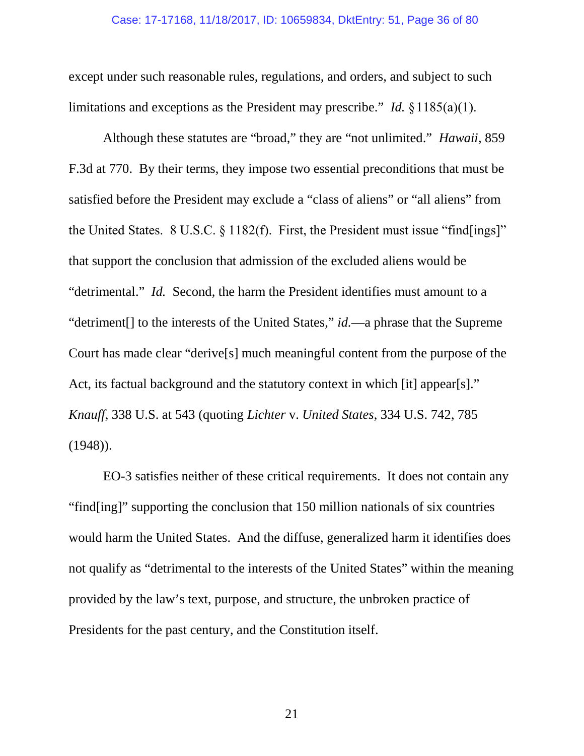except under such reasonable rules, regulations, and orders, and subject to such limitations and exceptions as the President may prescribe." *Id.* § 1185(a)(1).

Although these statutes are "broad," they are "not unlimited." *Hawaii*, 859 F.3d at 770. By their terms, they impose two essential preconditions that must be satisfied before the President may exclude a "class of aliens" or "all aliens" from the United States. 8 U.S.C. § 1182(f). First, the President must issue "find[ings]" that support the conclusion that admission of the excluded aliens would be "detrimental." *Id.* Second, the harm the President identifies must amount to a "detriment[] to the interests of the United States," *id.*—a phrase that the Supreme Court has made clear "derive[s] much meaningful content from the purpose of the Act, its factual background and the statutory context in which [it] appear[s]." *Knauff*, 338 U.S. at 543 (quoting *Lichter* v. *United States*, 334 U.S. 742, 785 (1948)).

EO-3 satisfies neither of these critical requirements. It does not contain any "find[ing]" supporting the conclusion that 150 million nationals of six countries would harm the United States. And the diffuse, generalized harm it identifies does not qualify as "detrimental to the interests of the United States" within the meaning provided by the law's text, purpose, and structure, the unbroken practice of Presidents for the past century, and the Constitution itself.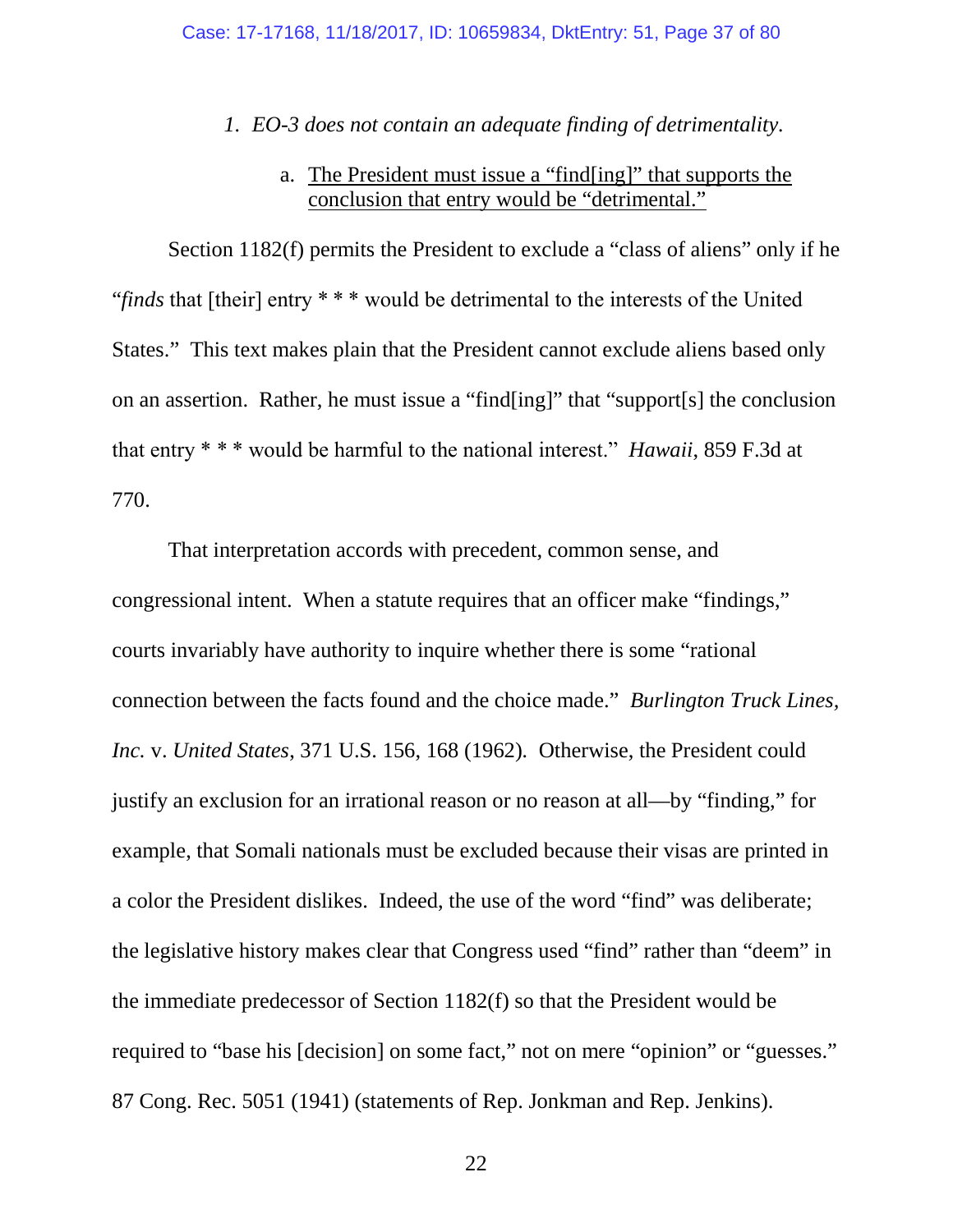*1. EO-3 does not contain an adequate finding of detrimentality.*

a. <u>The President must issue a "find[ing]" that supports the conclusion that entry would be "detrimental."</u>

Section 1182(f) permits the President to exclude a "class of aliens" only if he "*finds* that [their] entry * * * would be detrimental to the interests of the United States." This text makes plain that the President cannot exclude aliens based only on an assertion. Rather, he must issue a "find[ing]" that "support[s] the conclusion that entry * * * would be harmful to the national interest." *Hawaii*, 859 F.3d at 770.

That interpretation accords with precedent, common sense, and congressional intent. When a statute requires that an officer make "findings," courts invariably have authority to inquire whether there is some "rational connection between the facts found and the choice made." *Burlington Truck Lines, Inc.* v. *United States*, 371 U.S. 156, 168 (1962). Otherwise, the President could justify an exclusion for an irrational reason or no reason at all—by "finding," for example, that Somali nationals must be excluded because their visas are printed in a color the President dislikes. Indeed, the use of the word "find" was deliberate; the legislative history makes clear that Congress used "find" rather than "deem" in the immediate predecessor of Section 1182(f) so that the President would be required to "base his [decision] on some fact," not on mere "opinion" or "guesses." 87 Cong. Rec. 5051 (1941) (statements of Rep. Jonkman and Rep. Jenkins).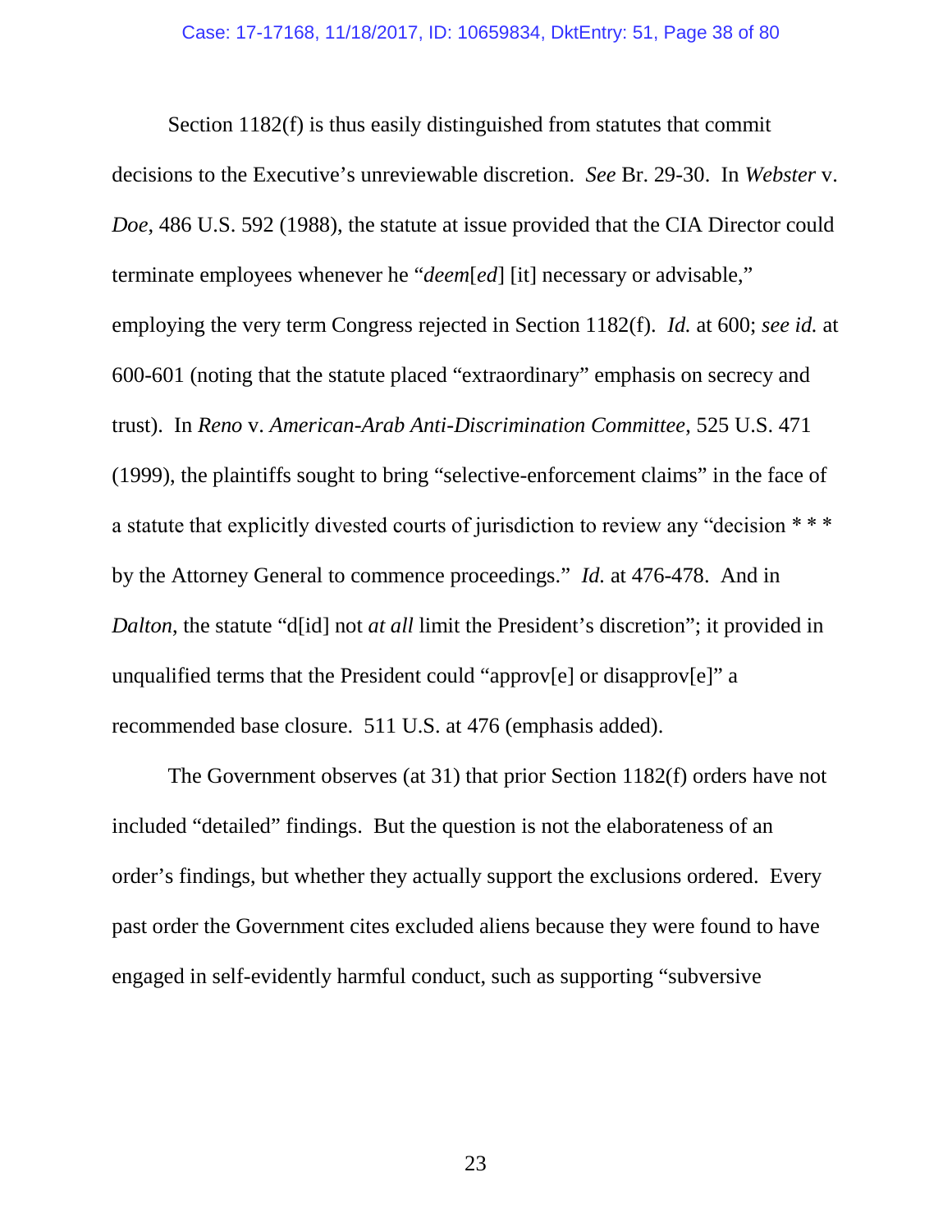Section 1182(f) is thus easily distinguished from statutes that commit decisions to the Executive's unreviewable discretion. *See* Br. 29-30. In *Webster* v. *Doe*, 486 U.S. 592 (1988), the statute at issue provided that the CIA Director could terminate employees whenever he "*deem*[*ed*] [it] necessary or advisable," employing the very term Congress rejected in Section 1182(f). *Id.* at 600; *see id.* at 600-601 (noting that the statute placed "extraordinary" emphasis on secrecy and trust). In *Reno* v. *American-Arab Anti-Discrimination Committee*, 525 U.S. 471 (1999), the plaintiffs sought to bring "selective-enforcement claims" in the face of a statute that explicitly divested courts of jurisdiction to review any "decision * * * by the Attorney General to commence proceedings." *Id.* at 476-478. And in *Dalton*, the statute "d[id] not *at all* limit the President's discretion"; it provided in unqualified terms that the President could "approv[e] or disapprov[e]" a recommended base closure. 511 U.S. at 476 (emphasis added).

The Government observes (at 31) that prior Section 1182(f) orders have not included "detailed" findings. But the question is not the elaborateness of an order's findings, but whether they actually support the exclusions ordered. Every past order the Government cites excluded aliens because they were found to have engaged in self-evidently harmful conduct, such as supporting "subversive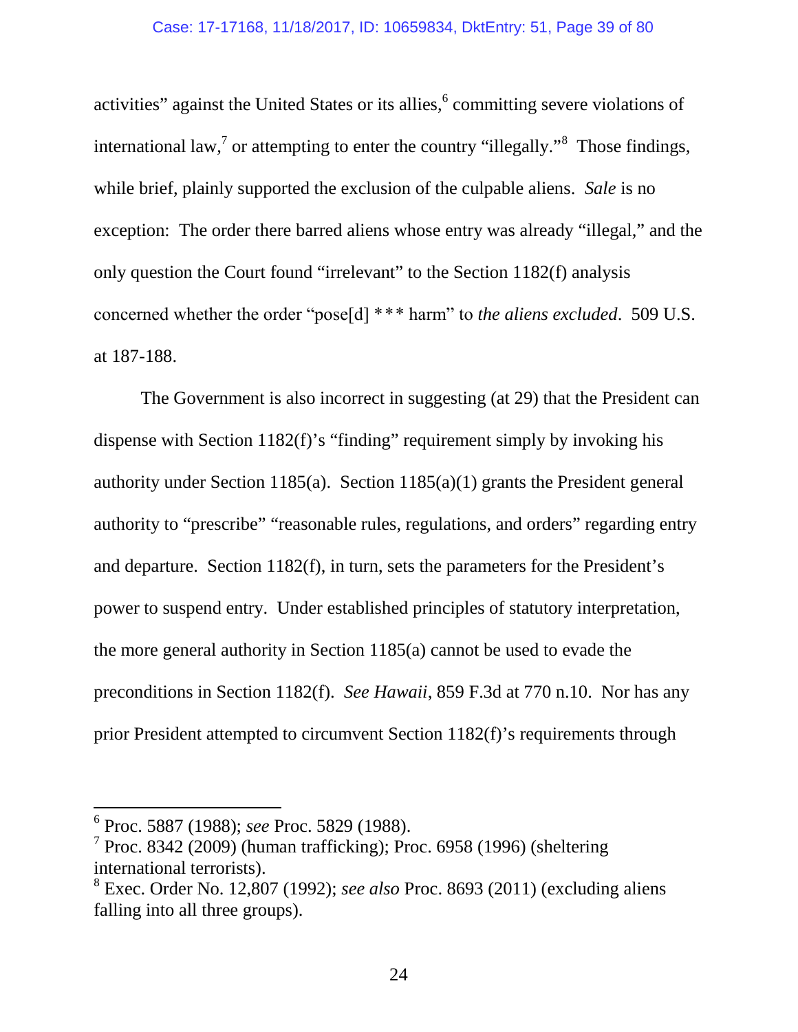activities" against the United States or its allies,[6] committing severe violations of international law,[7] or attempting to enter the country "illegally."[8] Those findings, while brief, plainly supported the exclusion of the culpable aliens. *Sale* is no exception: The order there barred aliens whose entry was already "illegal," and the only question the Court found "irrelevant" to the Section 1182(f) analysis concerned whether the order "pose[d] *** harm" to *the aliens excluded*. 509 U.S. at 187-188.

The Government is also incorrect in suggesting (at 29) that the President can dispense with Section 1182(f)'s "finding" requirement simply by invoking his authority under Section 1185(a). Section 1185(a)(1) grants the President general authority to "prescribe" "reasonable rules, regulations, and orders" regarding entry and departure. Section 1182(f), in turn, sets the parameters for the President's power to suspend entry. Under established principles of statutory interpretation, the more general authority in Section 1185(a) cannot be used to evade the preconditions in Section 1182(f). *See Hawaii*, 859 F.3d at 770 n.10. Nor has any prior President attempted to circumvent Section 1182(f)'s requirements through

---

[6] Proc. 5887 (1988); *see* Proc. 5829 (1988).

[7] Proc. 8342 (2009) (human trafficking); Proc. 6958 (1996) (sheltering international terrorists).

[8] Exec. Order No. 12,807 (1992); *see also* Proc. 8693 (2011) (excluding aliens falling into all three groups).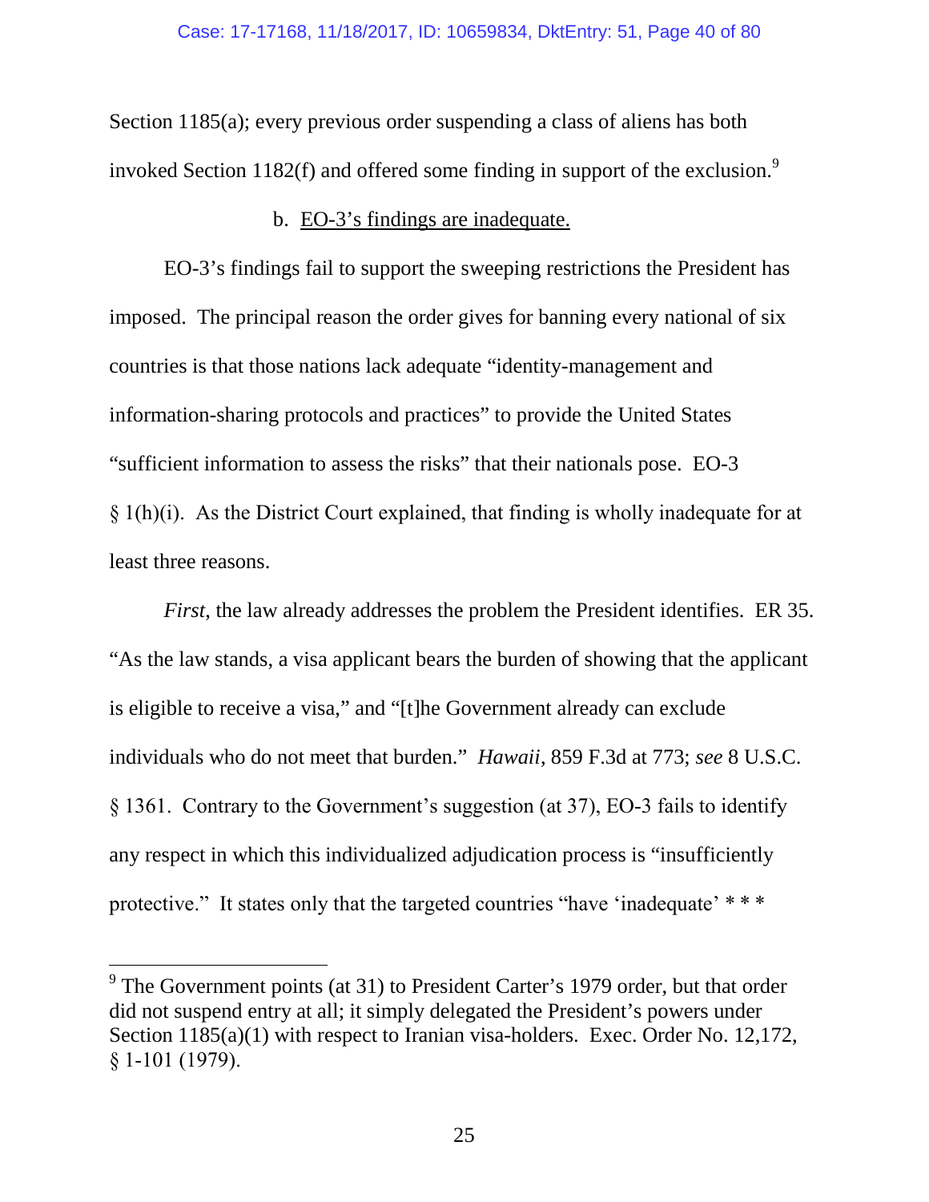Section 1185(a); every previous order suspending a class of aliens has both invoked Section 1182(f) and offered some finding in support of the exclusion.[9]

b. EO-3's findings are inadequate.

EO-3's findings fail to support the sweeping restrictions the President has imposed. The principal reason the order gives for banning every national of six countries is that those nations lack adequate "identity-management and information-sharing protocols and practices" to provide the United States "sufficient information to assess the risks" that their nationals pose. EO-3 § 1(h)(i). As the District Court explained, that finding is wholly inadequate for at least three reasons.

*First*, the law already addresses the problem the President identifies. ER 35. "As the law stands, a visa applicant bears the burden of showing that the applicant is eligible to receive a visa," and "[t]he Government already can exclude individuals who do not meet that burden." *Hawaii*, 859 F.3d at 773; *see* 8 U.S.C. § 1361. Contrary to the Government's suggestion (at 37), EO-3 fails to identify any respect in which this individualized adjudication process is "insufficiently protective." It states only that the targeted countries "have 'inadequate' * * *

[9] The Government points (at 31) to President Carter's 1979 order, but that order did not suspend entry at all; it simply delegated the President's powers under Section 1185(a)(1) with respect to Iranian visa-holders. Exec. Order No. 12,172, § 1-101 (1979).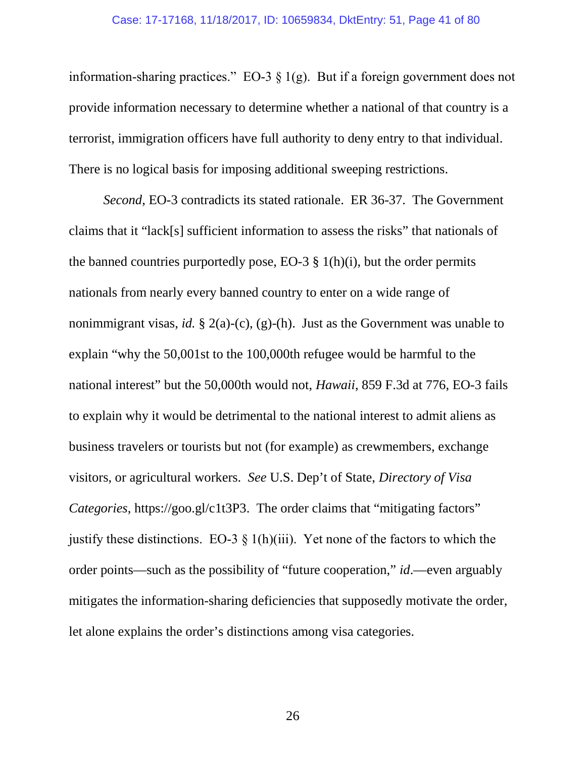information-sharing practices." EO-3 § 1(g). But if a foreign government does not provide information necessary to determine whether a national of that country is a terrorist, immigration officers have full authority to deny entry to that individual. There is no logical basis for imposing additional sweeping restrictions.

*Second*, EO-3 contradicts its stated rationale. ER 36-37. The Government claims that it "lack[s] sufficient information to assess the risks" that nationals of the banned countries purportedly pose, EO-3 § 1(h)(i), but the order permits nationals from nearly every banned country to enter on a wide range of nonimmigrant visas, *id.* § 2(a)-(c), (g)-(h). Just as the Government was unable to explain "why the 50,001st to the 100,000th refugee would be harmful to the national interest" but the 50,000th would not, *Hawaii*, 859 F.3d at 776, EO-3 fails to explain why it would be detrimental to the national interest to admit aliens as business travelers or tourists but not (for example) as crewmembers, exchange visitors, or agricultural workers. *See* U.S. Dep't of State, *Directory of Visa Categories*, https://goo.gl/c1t3P3. The order claims that "mitigating factors" justify these distinctions. EO-3 § 1(h)(iii). Yet none of the factors to which the order points—such as the possibility of "future cooperation," *id*.—even arguably mitigates the information-sharing deficiencies that supposedly motivate the order, let alone explains the order's distinctions among visa categories.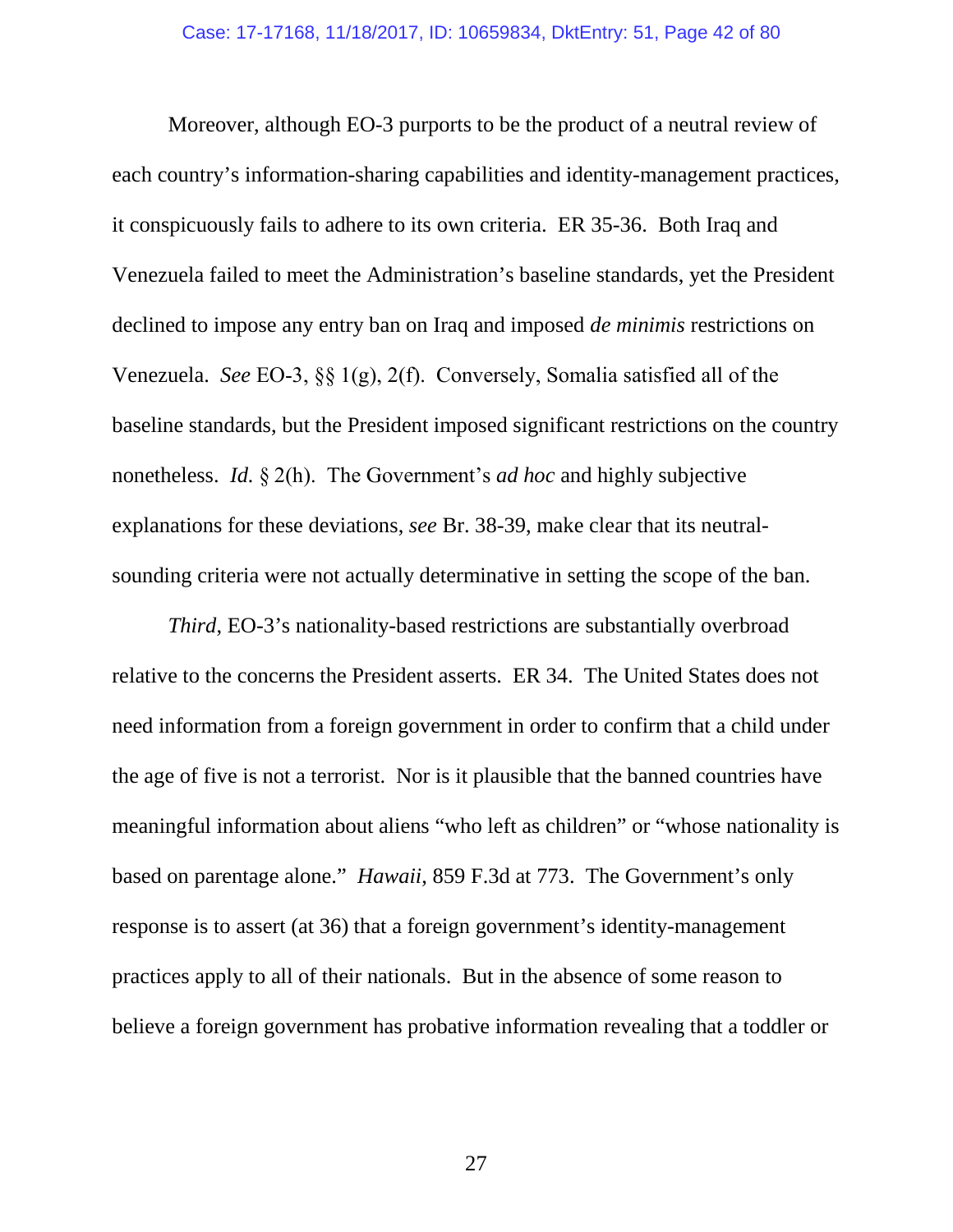Moreover, although EO-3 purports to be the product of a neutral review of each country's information-sharing capabilities and identity-management practices, it conspicuously fails to adhere to its own criteria. ER 35-36. Both Iraq and Venezuela failed to meet the Administration's baseline standards, yet the President declined to impose any entry ban on Iraq and imposed *de minimis* restrictions on Venezuela. *See* EO-3, §§ 1(g), 2(f). Conversely, Somalia satisfied all of the baseline standards, but the President imposed significant restrictions on the country nonetheless. *Id.* § 2(h). The Government's *ad hoc* and highly subjective explanations for these deviations, *see* Br. 38-39, make clear that its neutral-sounding criteria were not actually determinative in setting the scope of the ban.

*Third*, EO-3's nationality-based restrictions are substantially overbroad relative to the concerns the President asserts. ER 34. The United States does not need information from a foreign government in order to confirm that a child under the age of five is not a terrorist. Nor is it plausible that the banned countries have meaningful information about aliens "who left as children" or "whose nationality is based on parentage alone." *Hawaii*, 859 F.3d at 773. The Government's only response is to assert (at 36) that a foreign government's identity-management practices apply to all of their nationals. But in the absence of some reason to believe a foreign government has probative information revealing that a toddler or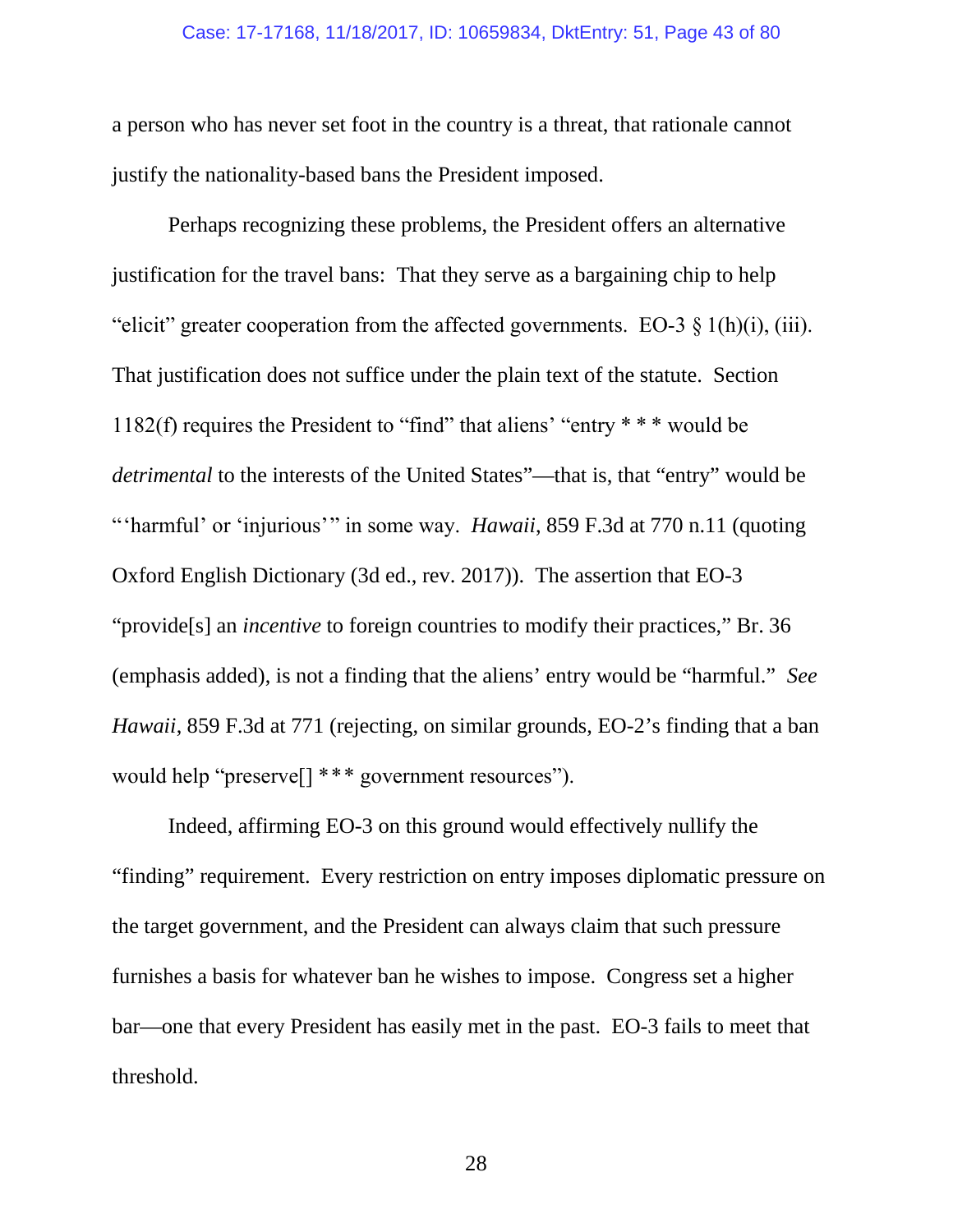a person who has never set foot in the country is a threat, that rationale cannot justify the nationality-based bans the President imposed.

Perhaps recognizing these problems, the President offers an alternative justification for the travel bans: That they serve as a bargaining chip to help "elicit" greater cooperation from the affected governments. EO-3 § 1(h)(i), (iii). That justification does not suffice under the plain text of the statute. Section 1182(f) requires the President to "find" that aliens' "entry * * * would be *detrimental* to the interests of the United States"—that is, that "entry" would be "'harmful' or 'injurious'" in some way. *Hawaii*, 859 F.3d at 770 n.11 (quoting Oxford English Dictionary (3d ed., rev. 2017)). The assertion that EO-3 "provide[s] an *incentive* to foreign countries to modify their practices," Br. 36 (emphasis added), is not a finding that the aliens' entry would be "harmful." *See Hawaii*, 859 F.3d at 771 (rejecting, on similar grounds, EO-2's finding that a ban would help "preserve[] *** government resources").

Indeed, affirming EO-3 on this ground would effectively nullify the "finding" requirement. Every restriction on entry imposes diplomatic pressure on the target government, and the President can always claim that such pressure furnishes a basis for whatever ban he wishes to impose. Congress set a higher bar—one that every President has easily met in the past. EO-3 fails to meet that threshold.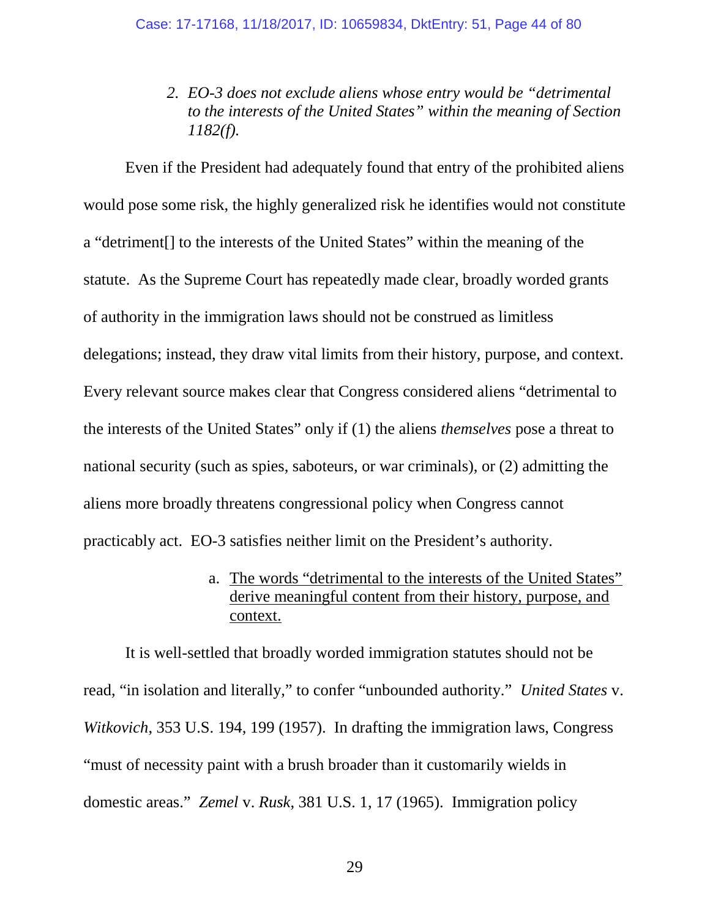### 2. *EO-3 does not exclude aliens whose entry would be "detrimental to the interests of the United States" within the meaning of Section 1182(f).*

Even if the President had adequately found that entry of the prohibited aliens would pose some risk, the highly generalized risk he identifies would not constitute a "detriment[] to the interests of the United States" within the meaning of the statute. As the Supreme Court has repeatedly made clear, broadly worded grants of authority in the immigration laws should not be construed as limitless delegations; instead, they draw vital limits from their history, purpose, and context. Every relevant source makes clear that Congress considered aliens "detrimental to the interests of the United States" only if (1) the aliens *themselves* pose a threat to national security (such as spies, saboteurs, or war criminals), or (2) admitting the aliens more broadly threatens congressional policy when Congress cannot practicably act. EO-3 satisfies neither limit on the President's authority.

#### a. <u>The words "detrimental to the interests of the United States" derive meaningful content from their history, purpose, and context.</u>

It is well-settled that broadly worded immigration statutes should not be read, "in isolation and literally," to confer "unbounded authority." *United States* v. *Witkovich*, 353 U.S. 194, 199 (1957). In drafting the immigration laws, Congress "must of necessity paint with a brush broader than it customarily wields in domestic areas." *Zemel* v. *Rusk*, 381 U.S. 1, 17 (1965). Immigration policy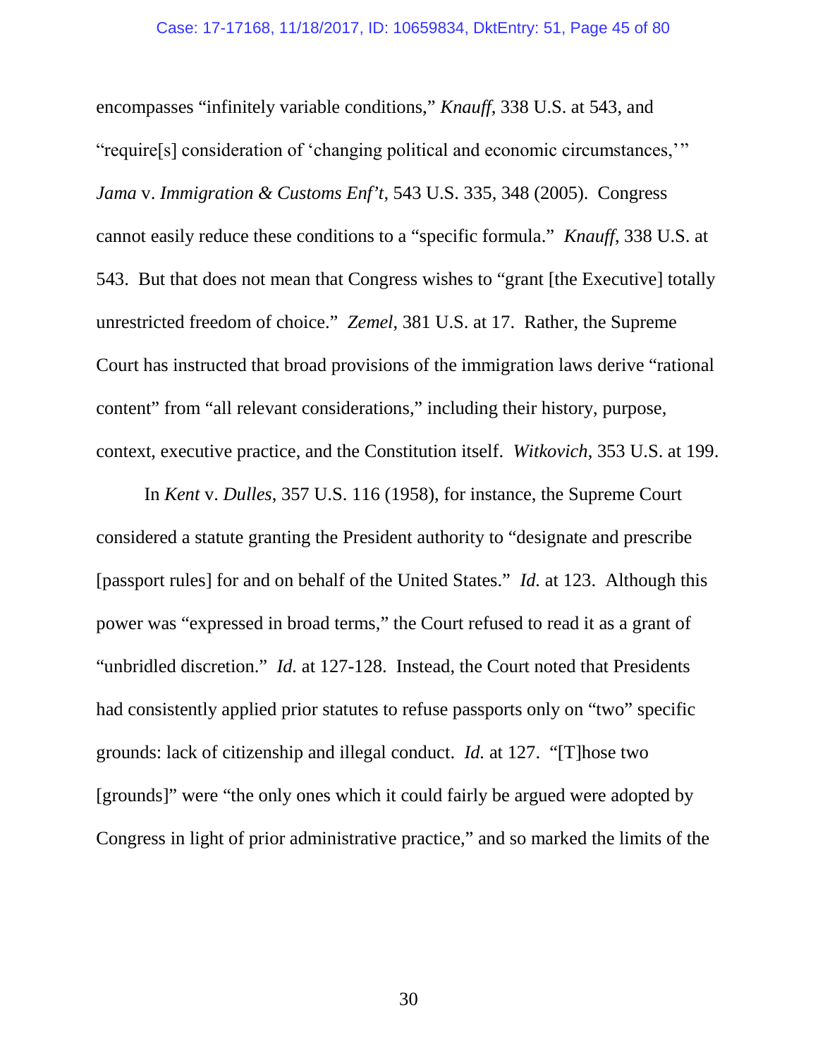encompasses "infinitely variable conditions," *Knauff*, 338 U.S. at 543, and "require[s] consideration of 'changing political and economic circumstances,'" *Jama* v. *Immigration & Customs Enf't*, 543 U.S. 335, 348 (2005). Congress cannot easily reduce these conditions to a "specific formula." *Knauff*, 338 U.S. at 543. But that does not mean that Congress wishes to "grant [the Executive] totally unrestricted freedom of choice." *Zemel*, 381 U.S. at 17. Rather, the Supreme Court has instructed that broad provisions of the immigration laws derive "rational content" from "all relevant considerations," including their history, purpose, context, executive practice, and the Constitution itself. *Witkovich*, 353 U.S. at 199.

In *Kent* v. *Dulles*, 357 U.S. 116 (1958), for instance, the Supreme Court considered a statute granting the President authority to "designate and prescribe [passport rules] for and on behalf of the United States." *Id.* at 123. Although this power was "expressed in broad terms," the Court refused to read it as a grant of "unbridled discretion." *Id.* at 127-128. Instead, the Court noted that Presidents had consistently applied prior statutes to refuse passports only on "two" specific grounds: lack of citizenship and illegal conduct. *Id.* at 127. "[T]hose two [grounds]" were "the only ones which it could fairly be argued were adopted by Congress in light of prior administrative practice," and so marked the limits of the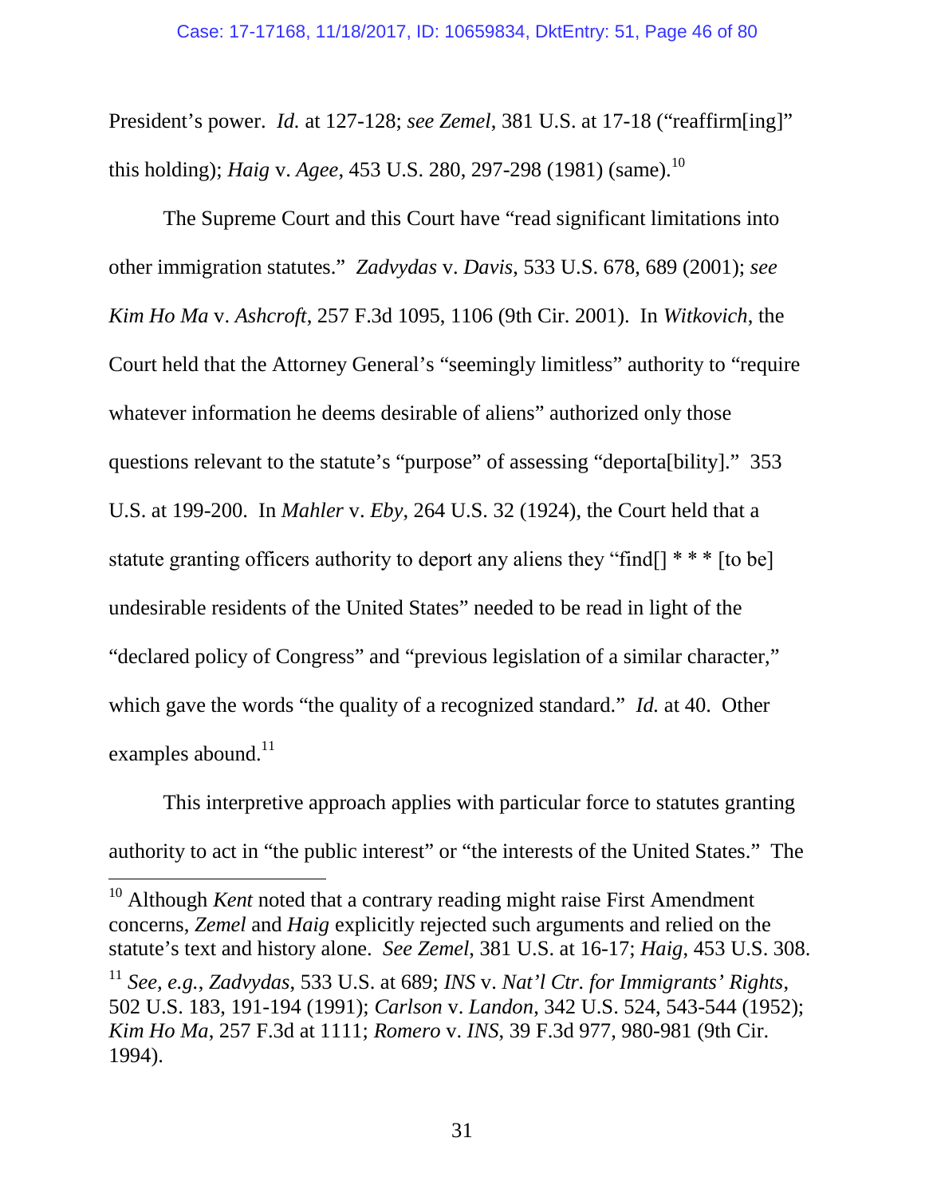President's power. *Id.* at 127-128; *see Zemel*, 381 U.S. at 17-18 ("reaffirm[ing]" this holding); *Haig* v. *Agee*, 453 U.S. 280, 297-298 (1981) (same).[10]

The Supreme Court and this Court have "read significant limitations into other immigration statutes." *Zadvydas* v. *Davis*, 533 U.S. 678, 689 (2001); *see Kim Ho Ma* v. *Ashcroft*, 257 F.3d 1095, 1106 (9th Cir. 2001). In *Witkovich*, the Court held that the Attorney General's "seemingly limitless" authority to "require whatever information he deems desirable of aliens" authorized only those questions relevant to the statute's "purpose" of assessing "deporta[bility]." 353 U.S. at 199-200. In *Mahler* v. *Eby*, 264 U.S. 32 (1924), the Court held that a statute granting officers authority to deport any aliens they "find[] * * * [to be] undesirable residents of the United States" needed to be read in light of the "declared policy of Congress" and "previous legislation of a similar character," which gave the words "the quality of a recognized standard." *Id.* at 40. Other examples abound.[11]

This interpretive approach applies with particular force to statutes granting authority to act in "the public interest" or "the interests of the United States." The

---

[10] Although *Kent* noted that a contrary reading might raise First Amendment concerns, *Zemel* and *Haig* explicitly rejected such arguments and relied on the statute's text and history alone. *See Zemel*, 381 U.S. at 16-17; *Haig*, 453 U.S. 308.

[11] *See, e.g.*, *Zadvydas*, 533 U.S. at 689; *INS* v. *Nat'l Ctr. for Immigrants' Rights*, 502 U.S. 183, 191-194 (1991); *Carlson* v. *Landon*, 342 U.S. 524, 543-544 (1952); *Kim Ho Ma*, 257 F.3d at 1111; *Romero* v. *INS*, 39 F.3d 977, 980-981 (9th Cir. 1994).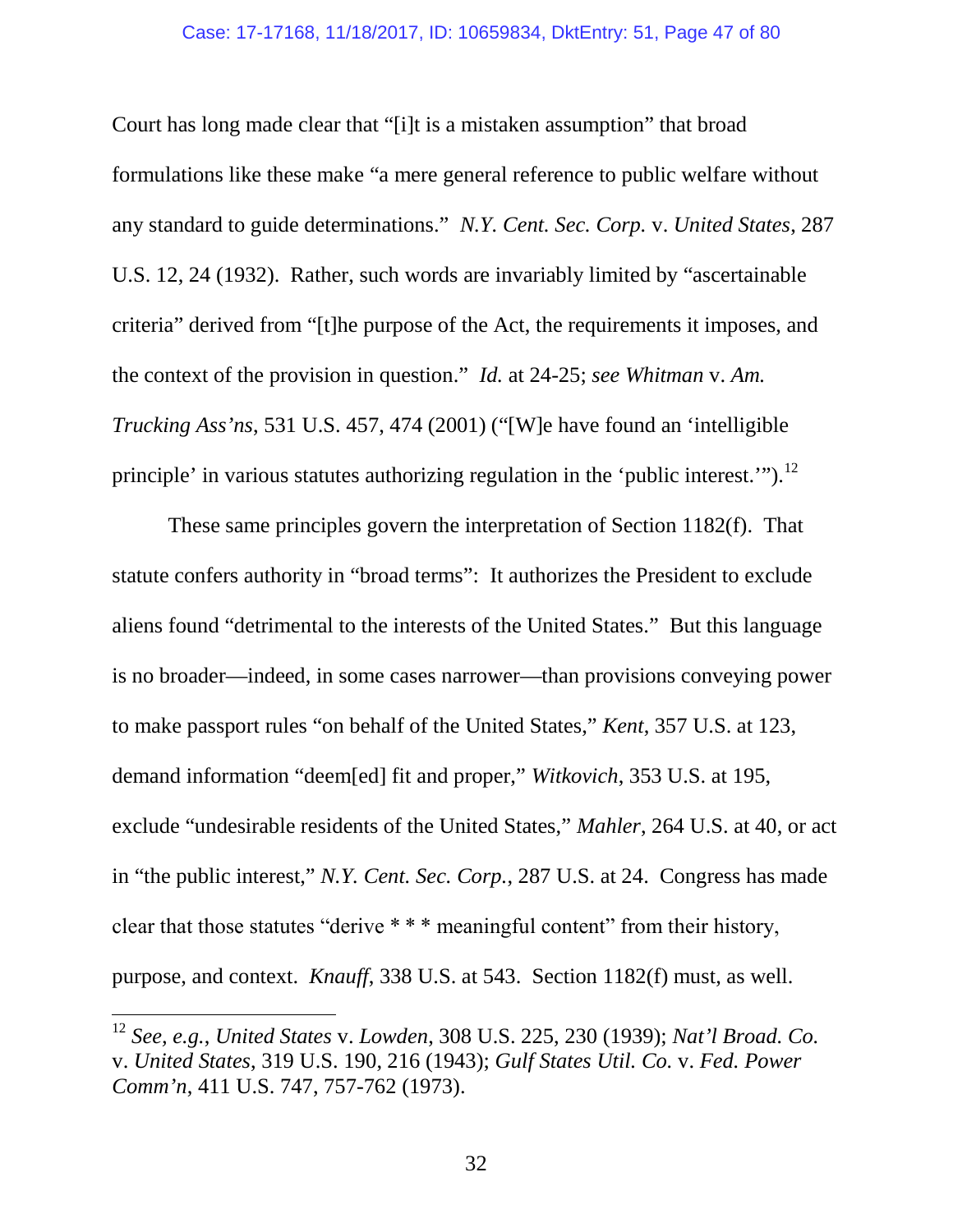Court has long made clear that "[i]t is a mistaken assumption" that broad formulations like these make "a mere general reference to public welfare without any standard to guide determinations." *N.Y. Cent. Sec. Corp.* v. *United States*, 287 U.S. 12, 24 (1932). Rather, such words are invariably limited by "ascertainable criteria" derived from "[t]he purpose of the Act, the requirements it imposes, and the context of the provision in question." *Id.* at 24-25; *see Whitman* v. *Am. Trucking Ass'ns*, 531 U.S. 457, 474 (2001) ("[W]e have found an 'intelligible principle' in various statutes authorizing regulation in the 'public interest.'").[12]

These same principles govern the interpretation of Section 1182(f). That statute confers authority in "broad terms": It authorizes the President to exclude aliens found "detrimental to the interests of the United States." But this language is no broader—indeed, in some cases narrower—than provisions conveying power to make passport rules "on behalf of the United States," *Kent*, 357 U.S. at 123, demand information "deem[ed] fit and proper," *Witkovich*, 353 U.S. at 195, exclude "undesirable residents of the United States," *Mahler*, 264 U.S. at 40, or act in "the public interest," *N.Y. Cent. Sec. Corp.*, 287 U.S. at 24. Congress has made clear that those statutes "derive * * * meaningful content" from their history, purpose, and context. *Knauff*, 338 U.S. at 543. Section 1182(f) must, as well.

[12] *See, e.g.*, *United States* v. *Lowden*, 308 U.S. 225, 230 (1939); *Nat'l Broad. Co.* v. *United States*, 319 U.S. 190, 216 (1943); *Gulf States Util. Co.* v. *Fed. Power Comm'n*, 411 U.S. 747, 757-762 (1973).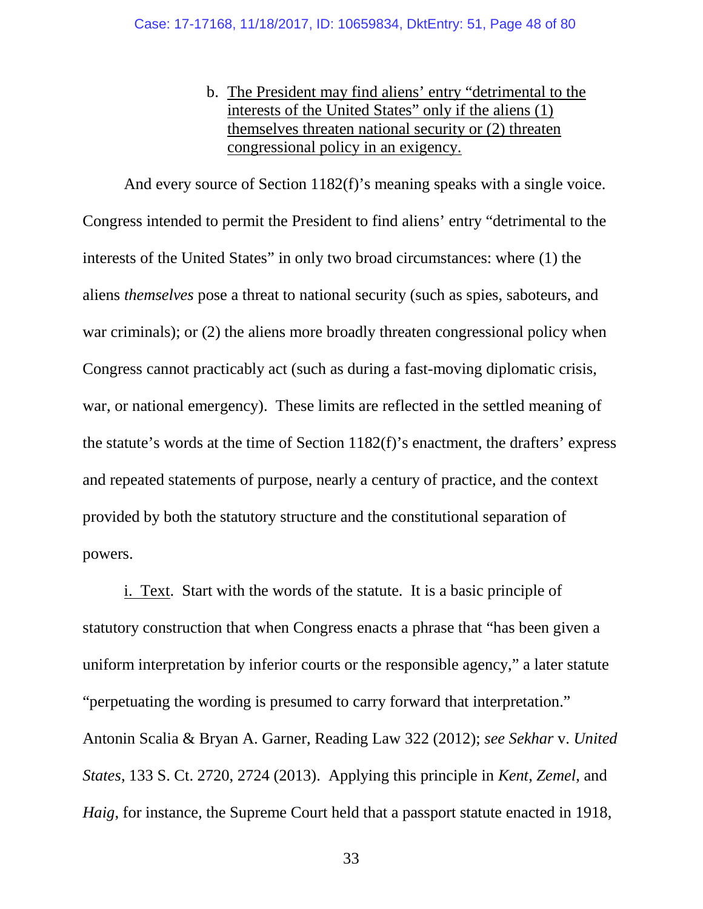b. <u>The President may find aliens' entry "detrimental to the interests of the United States" only if the aliens (1) themselves threaten national security or (2) threaten congressional policy in an exigency.</u>

And every source of Section 1182(f)'s meaning speaks with a single voice. Congress intended to permit the President to find aliens' entry "detrimental to the interests of the United States" in only two broad circumstances: where (1) the aliens *themselves* pose a threat to national security (such as spies, saboteurs, and war criminals); or (2) the aliens more broadly threaten congressional policy when Congress cannot practicably act (such as during a fast-moving diplomatic crisis, war, or national emergency). These limits are reflected in the settled meaning of the statute's words at the time of Section 1182(f)'s enactment, the drafters' express and repeated statements of purpose, nearly a century of practice, and the context provided by both the statutory structure and the constitutional separation of powers.

<u>i. Text</u>. Start with the words of the statute. It is a basic principle of statutory construction that when Congress enacts a phrase that "has been given a uniform interpretation by inferior courts or the responsible agency," a later statute "perpetuating the wording is presumed to carry forward that interpretation." Antonin Scalia & Bryan A. Garner, Reading Law 322 (2012); *see Sekhar* v. *United States*, 133 S. Ct. 2720, 2724 (2013). Applying this principle in *Kent*, *Zemel*, and *Haig*, for instance, the Supreme Court held that a passport statute enacted in 1918,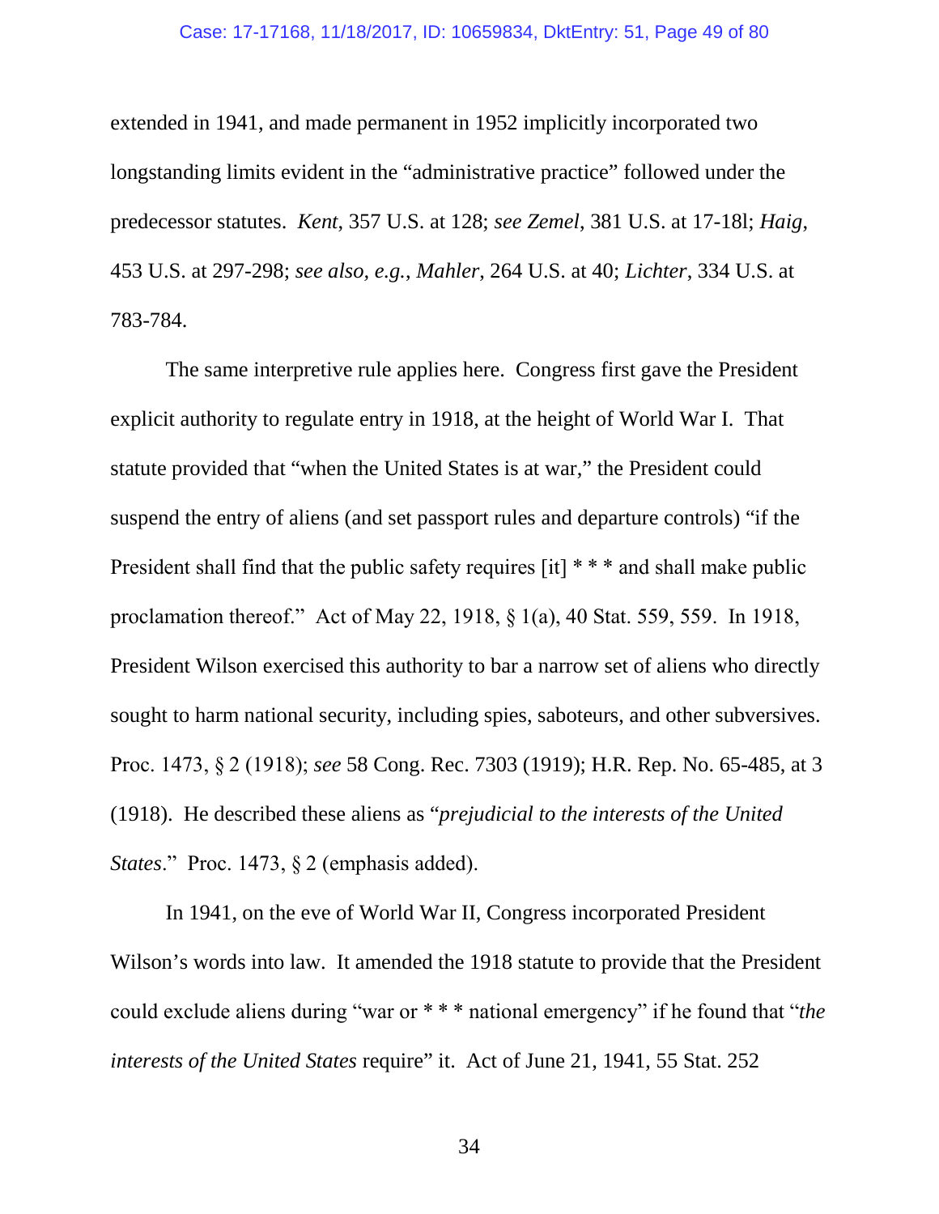extended in 1941, and made permanent in 1952 implicitly incorporated two longstanding limits evident in the "administrative practice" followed under the predecessor statutes. *Kent*, 357 U.S. at 128; *see Zemel*, 381 U.S. at 17-18l; *Haig*, 453 U.S. at 297-298; *see also, e.g.*, *Mahler*, 264 U.S. at 40; *Lichter*, 334 U.S. at 783-784.

The same interpretive rule applies here. Congress first gave the President explicit authority to regulate entry in 1918, at the height of World War I. That statute provided that "when the United States is at war," the President could suspend the entry of aliens (and set passport rules and departure controls) "if the President shall find that the public safety requires [it] * * * and shall make public proclamation thereof." Act of May 22, 1918, § 1(a), 40 Stat. 559, 559. In 1918, President Wilson exercised this authority to bar a narrow set of aliens who directly sought to harm national security, including spies, saboteurs, and other subversives. Proc. 1473, § 2 (1918); *see* 58 Cong. Rec. 7303 (1919); H.R. Rep. No. 65-485, at 3 (1918). He described these aliens as "*prejudicial to the interests of the United States*." Proc. 1473, § 2 (emphasis added).

In 1941, on the eve of World War II, Congress incorporated President Wilson's words into law. It amended the 1918 statute to provide that the President could exclude aliens during "war or * * * national emergency" if he found that "*the interests of the United States* require" it. Act of June 21, 1941, 55 Stat. 252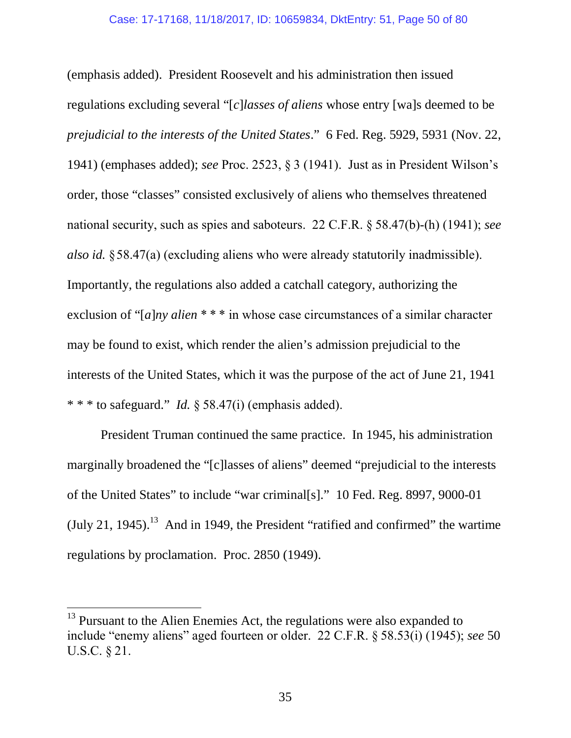(emphasis added). President Roosevelt and his administration then issued regulations excluding several "[*c*]*lasses of aliens* whose entry [wa]s deemed to be *prejudicial to the interests of the United States*." 6 Fed. Reg. 5929, 5931 (Nov. 22, 1941) (emphases added); *see* Proc. 2523, § 3 (1941). Just as in President Wilson's order, those "classes" consisted exclusively of aliens who themselves threatened national security, such as spies and saboteurs. 22 C.F.R. § 58.47(b)-(h) (1941); *see also id.* § 58.47(a) (excluding aliens who were already statutorily inadmissible). Importantly, the regulations also added a catchall category, authorizing the exclusion of "[*a*]*ny alien* * * * in whose case circumstances of a similar character may be found to exist, which render the alien's admission prejudicial to the interests of the United States, which it was the purpose of the act of June 21, 1941 * * * to safeguard." *Id.* § 58.47(i) (emphasis added).

President Truman continued the same practice. In 1945, his administration marginally broadened the "[c]lasses of aliens" deemed "prejudicial to the interests of the United States" to include "war criminal[s]." 10 Fed. Reg. 8997, 9000-01 (July 21, 1945).[13] And in 1949, the President "ratified and confirmed" the wartime regulations by proclamation. Proc. 2850 (1949).

---

[13] Pursuant to the Alien Enemies Act, the regulations were also expanded to include "enemy aliens" aged fourteen or older. 22 C.F.R. § 58.53(i) (1945); *see* 50 U.S.C. § 21.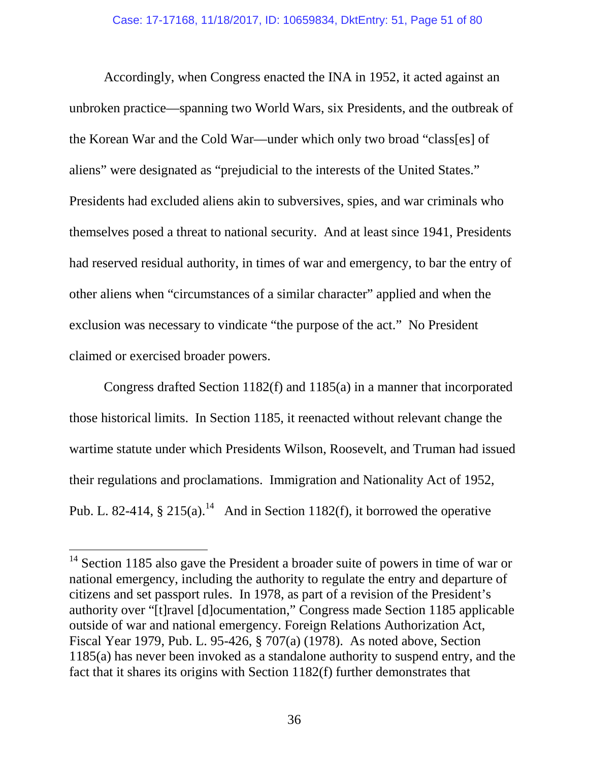Accordingly, when Congress enacted the INA in 1952, it acted against an unbroken practice—spanning two World Wars, six Presidents, and the outbreak of the Korean War and the Cold War—under which only two broad "class[es] of aliens" were designated as "prejudicial to the interests of the United States." Presidents had excluded aliens akin to subversives, spies, and war criminals who themselves posed a threat to national security. And at least since 1941, Presidents had reserved residual authority, in times of war and emergency, to bar the entry of other aliens when "circumstances of a similar character" applied and when the exclusion was necessary to vindicate "the purpose of the act." No President claimed or exercised broader powers.

Congress drafted Section 1182(f) and 1185(a) in a manner that incorporated those historical limits. In Section 1185, it reenacted without relevant change the wartime statute under which Presidents Wilson, Roosevelt, and Truman had issued their regulations and proclamations. Immigration and Nationality Act of 1952, Pub. L. 82-414, § 215(a).[14] And in Section 1182(f), it borrowed the operative

[14] Section 1185 also gave the President a broader suite of powers in time of war or national emergency, including the authority to regulate the entry and departure of citizens and set passport rules. In 1978, as part of a revision of the President's authority over "[t]ravel [d]ocumentation," Congress made Section 1185 applicable outside of war and national emergency. Foreign Relations Authorization Act, Fiscal Year 1979, Pub. L. 95-426, § 707(a) (1978). As noted above, Section 1185(a) has never been invoked as a standalone authority to suspend entry, and the fact that it shares its origins with Section 1182(f) further demonstrates that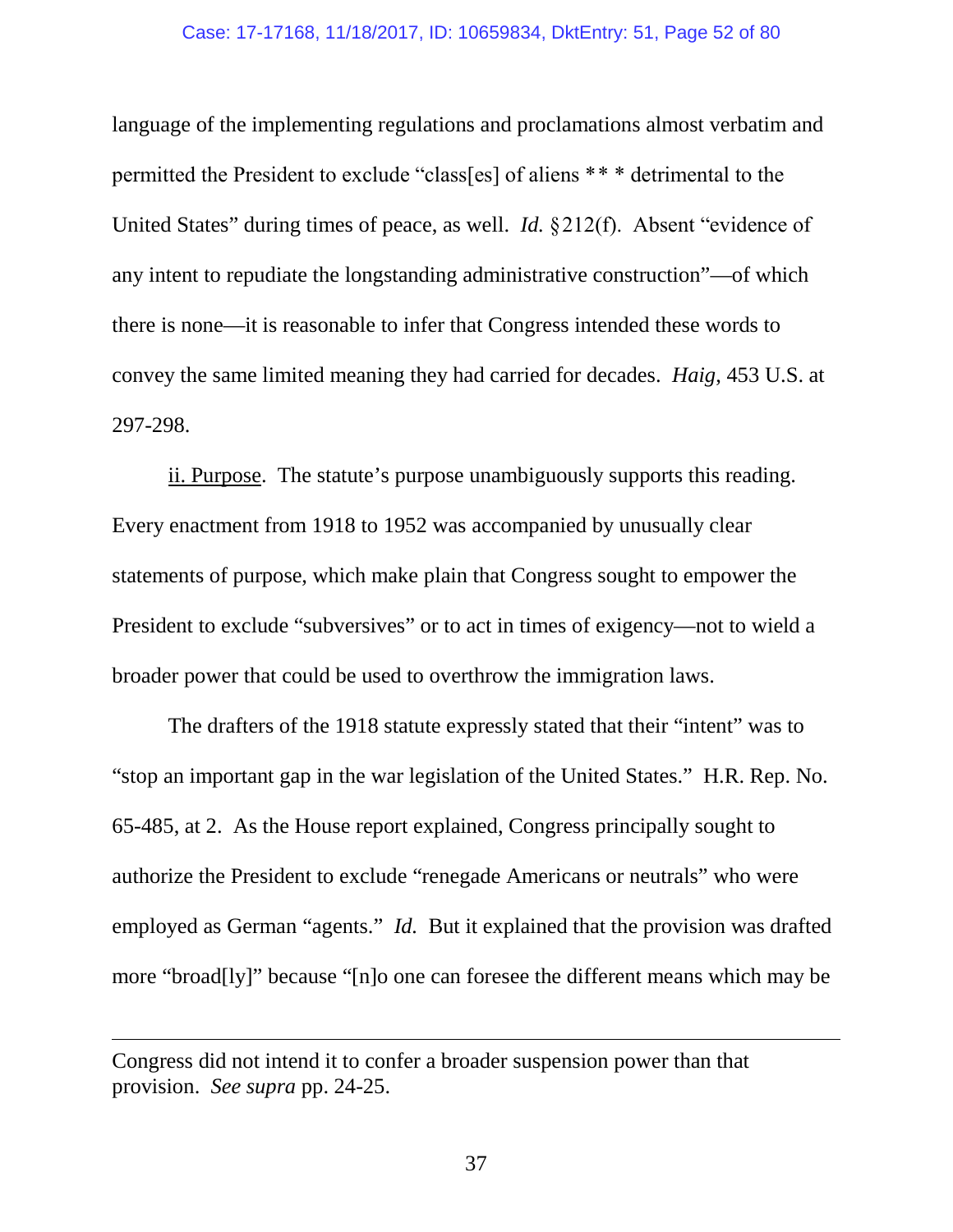language of the implementing regulations and proclamations almost verbatim and permitted the President to exclude "class[es] of aliens ** * detrimental to the United States" during times of peace, as well. *Id.* §212(f). Absent "evidence of any intent to repudiate the longstanding administrative construction"—of which there is none—it is reasonable to infer that Congress intended these words to convey the same limited meaning they had carried for decades. *Haig*, 453 U.S. at 297-298.

ii. Purpose. The statute's purpose unambiguously supports this reading. Every enactment from 1918 to 1952 was accompanied by unusually clear statements of purpose, which make plain that Congress sought to empower the President to exclude "subversives" or to act in times of exigency—not to wield a broader power that could be used to overthrow the immigration laws.

The drafters of the 1918 statute expressly stated that their "intent" was to "stop an important gap in the war legislation of the United States." H.R. Rep. No. 65-485, at 2. As the House report explained, Congress principally sought to authorize the President to exclude "renegade Americans or neutrals" who were employed as German "agents." *Id.* But it explained that the provision was drafted more "broad[ly]" because "[n]o one can foresee the different means which may be

---

Congress did not intend it to confer a broader suspension power than that provision. *See supra* pp. 24-25.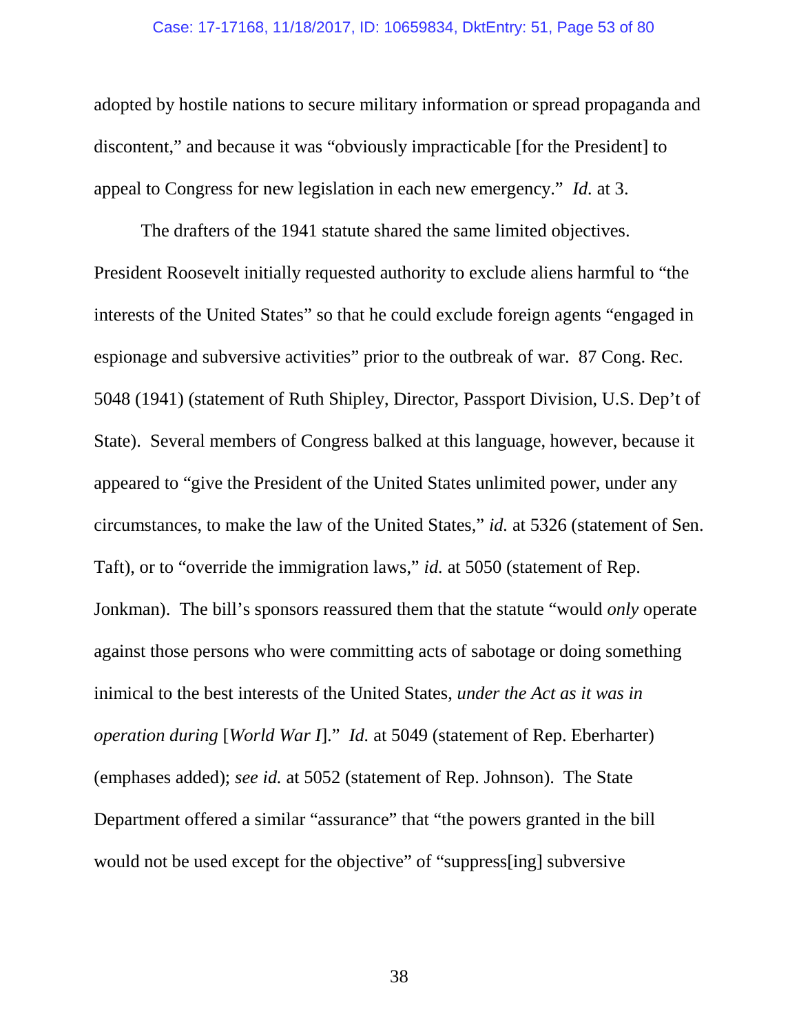adopted by hostile nations to secure military information or spread propaganda and discontent," and because it was "obviously impracticable [for the President] to appeal to Congress for new legislation in each new emergency." *Id.* at 3.

The drafters of the 1941 statute shared the same limited objectives. President Roosevelt initially requested authority to exclude aliens harmful to "the interests of the United States" so that he could exclude foreign agents "engaged in espionage and subversive activities" prior to the outbreak of war. 87 Cong. Rec. 5048 (1941) (statement of Ruth Shipley, Director, Passport Division, U.S. Dep't of State). Several members of Congress balked at this language, however, because it appeared to "give the President of the United States unlimited power, under any circumstances, to make the law of the United States," *id.* at 5326 (statement of Sen. Taft), or to "override the immigration laws," *id.* at 5050 (statement of Rep. Jonkman). The bill's sponsors reassured them that the statute "would *only* operate against those persons who were committing acts of sabotage or doing something inimical to the best interests of the United States, *under the Act as it was in operation during* [*World War I*]." *Id.* at 5049 (statement of Rep. Eberharter) (emphases added); *see id.* at 5052 (statement of Rep. Johnson). The State Department offered a similar "assurance" that "the powers granted in the bill would not be used except for the objective" of "suppress[ing] subversive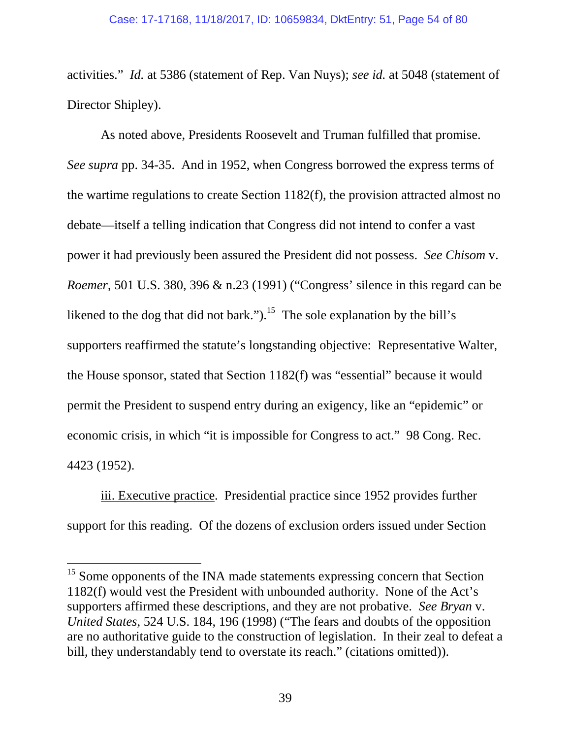activities." *Id.* at 5386 (statement of Rep. Van Nuys); *see id.* at 5048 (statement of Director Shipley).

As noted above, Presidents Roosevelt and Truman fulfilled that promise. *See supra* pp. 34-35. And in 1952, when Congress borrowed the express terms of the wartime regulations to create Section 1182(f), the provision attracted almost no debate—itself a telling indication that Congress did not intend to confer a vast power it had previously been assured the President did not possess. *See Chisom* v. *Roemer*, 501 U.S. 380, 396 & n.23 (1991) ("Congress' silence in this regard can be likened to the dog that did not bark.").[15] The sole explanation by the bill's supporters reaffirmed the statute's longstanding objective: Representative Walter, the House sponsor, stated that Section 1182(f) was "essential" because it would permit the President to suspend entry during an exigency, like an "epidemic" or economic crisis, in which "it is impossible for Congress to act." 98 Cong. Rec. 4423 (1952).

<u>iii. Executive practice</u>. Presidential practice since 1952 provides further support for this reading. Of the dozens of exclusion orders issued under Section

---

[15] Some opponents of the INA made statements expressing concern that Section 1182(f) would vest the President with unbounded authority. None of the Act's supporters affirmed these descriptions, and they are not probative. *See Bryan* v. *United States*, 524 U.S. 184, 196 (1998) ("The fears and doubts of the opposition are no authoritative guide to the construction of legislation. In their zeal to defeat a bill, they understandably tend to overstate its reach." (citations omitted)).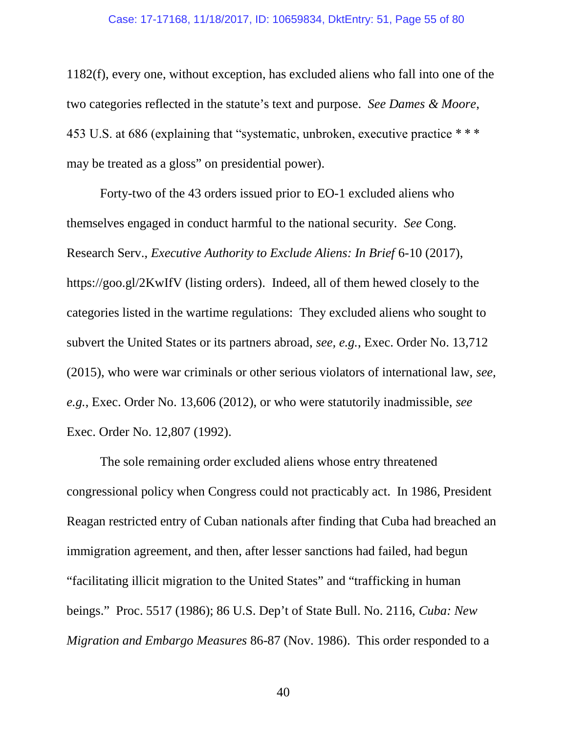1182(f), every one, without exception, has excluded aliens who fall into one of the two categories reflected in the statute's text and purpose. *See Dames & Moore*, 453 U.S. at 686 (explaining that "systematic, unbroken, executive practice * * * may be treated as a gloss" on presidential power).

Forty-two of the 43 orders issued prior to EO-1 excluded aliens who themselves engaged in conduct harmful to the national security. *See* Cong. Research Serv., *Executive Authority to Exclude Aliens: In Brief* 6-10 (2017), https://goo.gl/2KwIfV (listing orders). Indeed, all of them hewed closely to the categories listed in the wartime regulations: They excluded aliens who sought to subvert the United States or its partners abroad, *see, e.g.*, Exec. Order No. 13,712 (2015), who were war criminals or other serious violators of international law, *see, e.g.*, Exec. Order No. 13,606 (2012), or who were statutorily inadmissible, *see* Exec. Order No. 12,807 (1992).

The sole remaining order excluded aliens whose entry threatened congressional policy when Congress could not practicably act. In 1986, President Reagan restricted entry of Cuban nationals after finding that Cuba had breached an immigration agreement, and then, after lesser sanctions had failed, had begun "facilitating illicit migration to the United States" and "trafficking in human beings." Proc. 5517 (1986); 86 U.S. Dep't of State Bull. No. 2116, *Cuba: New Migration and Embargo Measures* 86-87 (Nov. 1986). This order responded to a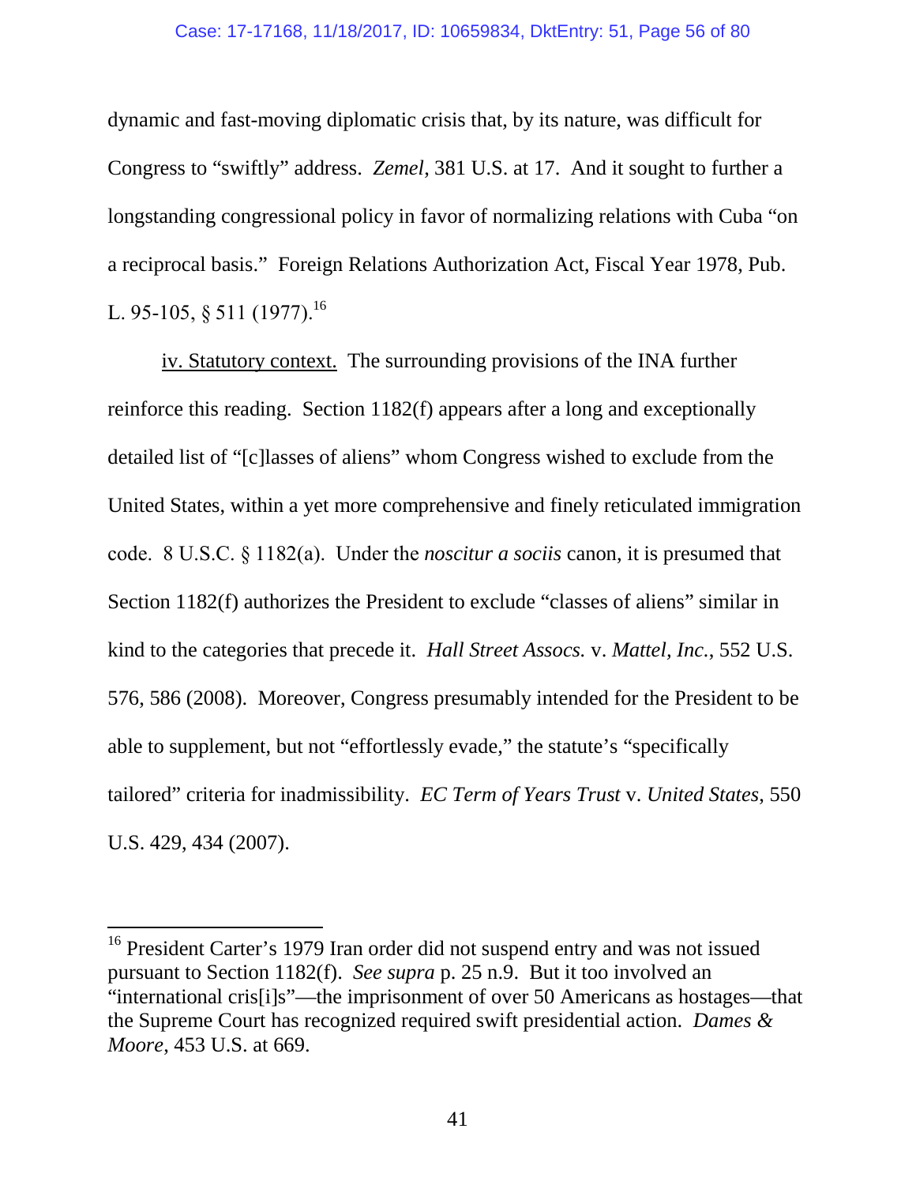dynamic and fast-moving diplomatic crisis that, by its nature, was difficult for Congress to "swiftly" address. *Zemel*, 381 U.S. at 17. And it sought to further a longstanding congressional policy in favor of normalizing relations with Cuba "on a reciprocal basis." Foreign Relations Authorization Act, Fiscal Year 1978, Pub. L. 95-105, § 511 (1977).[16]

<u>iv. Statutory context.</u> The surrounding provisions of the INA further reinforce this reading. Section 1182(f) appears after a long and exceptionally detailed list of "[c]lasses of aliens" whom Congress wished to exclude from the United States, within a yet more comprehensive and finely reticulated immigration code. 8 U.S.C. § 1182(a). Under the *noscitur a sociis* canon, it is presumed that Section 1182(f) authorizes the President to exclude "classes of aliens" similar in kind to the categories that precede it. *Hall Street Assocs.* v. *Mattel, Inc.*, 552 U.S. 576, 586 (2008). Moreover, Congress presumably intended for the President to be able to supplement, but not "effortlessly evade," the statute's "specifically tailored" criteria for inadmissibility. *EC Term of Years Trust* v. *United States*, 550 U.S. 429, 434 (2007).

---

[16] President Carter's 1979 Iran order did not suspend entry and was not issued pursuant to Section 1182(f). *See supra* p. 25 n.9. But it too involved an "international cris[i]s"—the imprisonment of over 50 Americans as hostages—that the Supreme Court has recognized required swift presidential action. *Dames & Moore*, 453 U.S. at 669.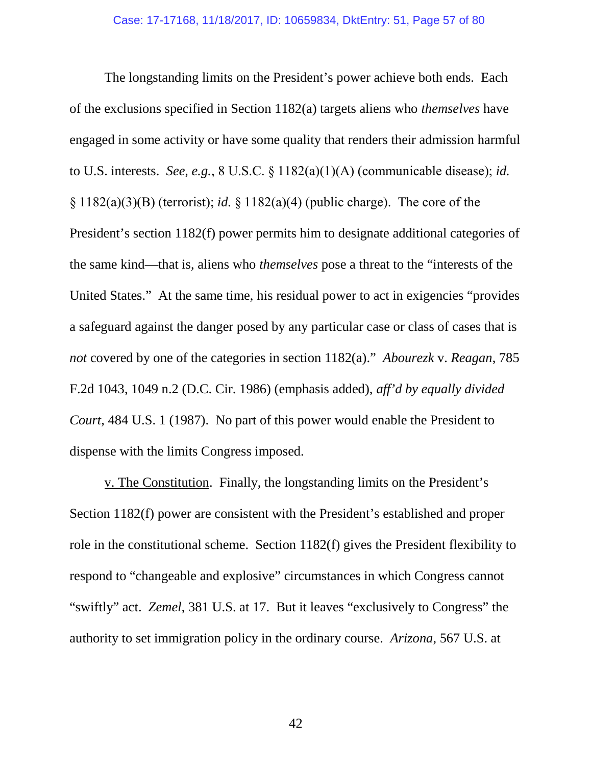The longstanding limits on the President's power achieve both ends. Each of the exclusions specified in Section 1182(a) targets aliens who *themselves* have engaged in some activity or have some quality that renders their admission harmful to U.S. interests. *See, e.g.*, 8 U.S.C. § 1182(a)(1)(A) (communicable disease); *id.* § 1182(a)(3)(B) (terrorist); *id.* § 1182(a)(4) (public charge). The core of the President's section 1182(f) power permits him to designate additional categories of the same kind—that is, aliens who *themselves* pose a threat to the "interests of the United States." At the same time, his residual power to act in exigencies "provides a safeguard against the danger posed by any particular case or class of cases that is *not* covered by one of the categories in section 1182(a)." *Abourezk* v. *Reagan*, 785 F.2d 1043, 1049 n.2 (D.C. Cir. 1986) (emphasis added), *aff'd by equally divided Court*, 484 U.S. 1 (1987). No part of this power would enable the President to dispense with the limits Congress imposed.

<u>v. The Constitution</u>. Finally, the longstanding limits on the President's Section 1182(f) power are consistent with the President's established and proper role in the constitutional scheme. Section 1182(f) gives the President flexibility to respond to "changeable and explosive" circumstances in which Congress cannot "swiftly" act. *Zemel*, 381 U.S. at 17. But it leaves "exclusively to Congress" the authority to set immigration policy in the ordinary course. *Arizona*, 567 U.S. at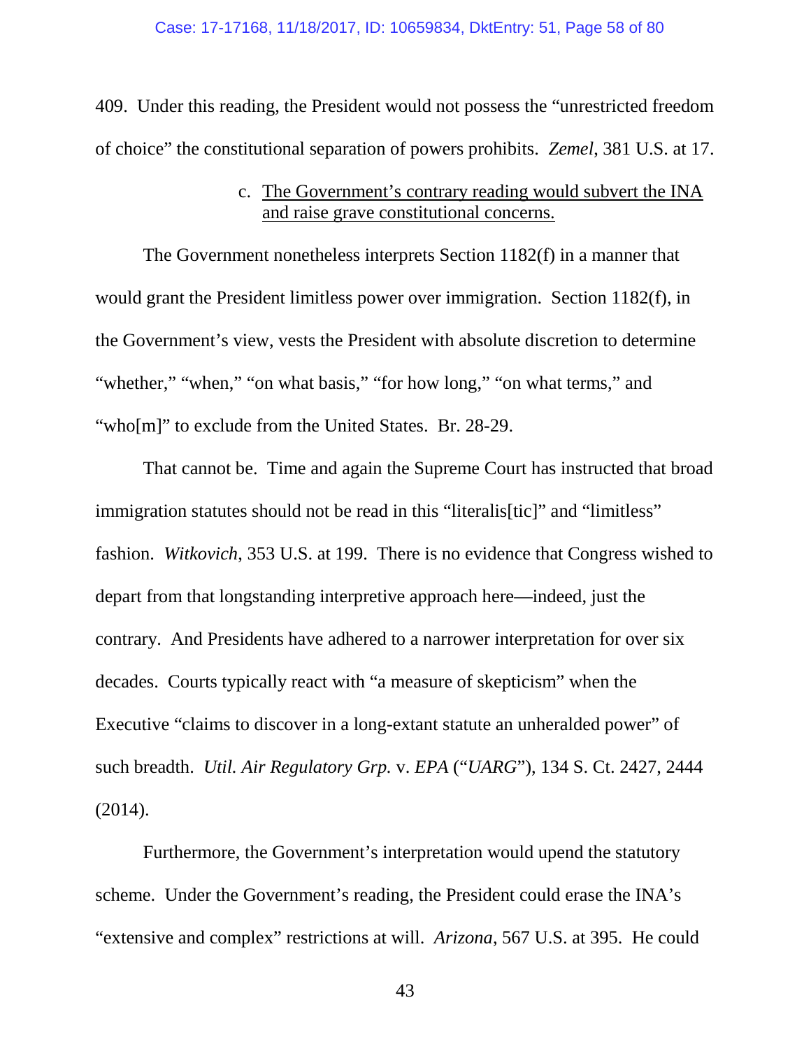409. Under this reading, the President would not possess the "unrestricted freedom of choice" the constitutional separation of powers prohibits. *Zemel*, 381 U.S. at 17.

#### c. <u>The Government's contrary reading would subvert the INA and raise grave constitutional concerns.</u>

The Government nonetheless interprets Section 1182(f) in a manner that would grant the President limitless power over immigration. Section 1182(f), in the Government's view, vests the President with absolute discretion to determine "whether," "when," "on what basis," "for how long," "on what terms," and "who[m]" to exclude from the United States. Br. 28-29.

That cannot be. Time and again the Supreme Court has instructed that broad immigration statutes should not be read in this "literalis[tic]" and "limitless" fashion. *Witkovich*, 353 U.S. at 199. There is no evidence that Congress wished to depart from that longstanding interpretive approach here—indeed, just the contrary. And Presidents have adhered to a narrower interpretation for over six decades. Courts typically react with "a measure of skepticism" when the Executive "claims to discover in a long-extant statute an unheralded power" of such breadth. *Util. Air Regulatory Grp.* v. *EPA* ("*UARG*"), 134 S. Ct. 2427, 2444 (2014).

Furthermore, the Government's interpretation would upend the statutory scheme. Under the Government's reading, the President could erase the INA's "extensive and complex" restrictions at will. *Arizona*, 567 U.S. at 395. He could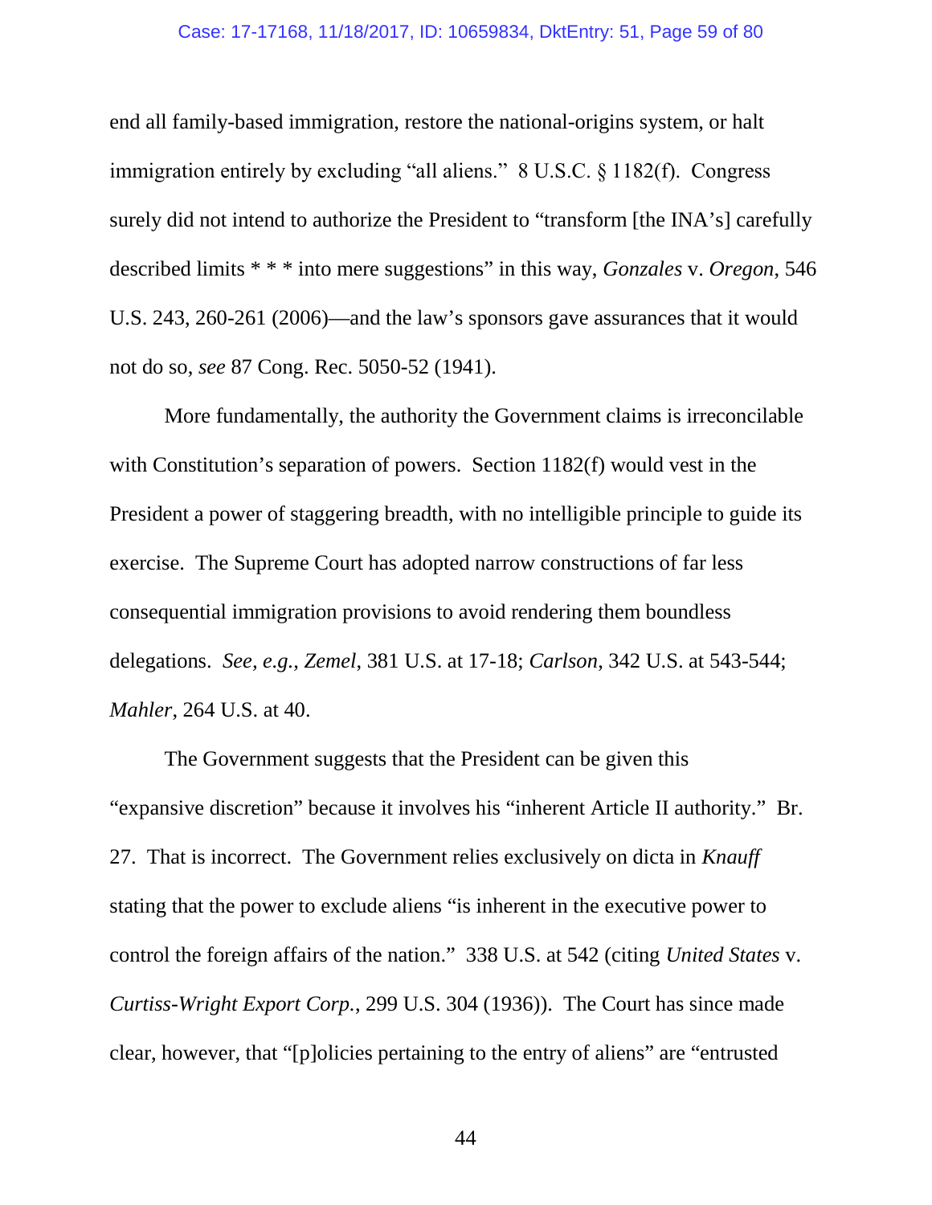end all family-based immigration, restore the national-origins system, or halt immigration entirely by excluding "all aliens." 8 U.S.C. § 1182(f). Congress surely did not intend to authorize the President to "transform [the INA's] carefully described limits * * * into mere suggestions" in this way, *Gonzales* v. *Oregon*, 546 U.S. 243, 260-261 (2006)—and the law's sponsors gave assurances that it would not do so, *see* 87 Cong. Rec. 5050-52 (1941).

More fundamentally, the authority the Government claims is irreconcilable with Constitution's separation of powers. Section 1182(f) would vest in the President a power of staggering breadth, with no intelligible principle to guide its exercise. The Supreme Court has adopted narrow constructions of far less consequential immigration provisions to avoid rendering them boundless delegations. *See, e.g.*, *Zemel*, 381 U.S. at 17-18; *Carlson*, 342 U.S. at 543-544; *Mahler*, 264 U.S. at 40.

The Government suggests that the President can be given this "expansive discretion" because it involves his "inherent Article II authority." Br. 27. That is incorrect. The Government relies exclusively on dicta in *Knauff* stating that the power to exclude aliens "is inherent in the executive power to control the foreign affairs of the nation." 338 U.S. at 542 (citing *United States* v. *Curtiss-Wright Export Corp.*, 299 U.S. 304 (1936)). The Court has since made clear, however, that "[p]olicies pertaining to the entry of aliens" are "entrusted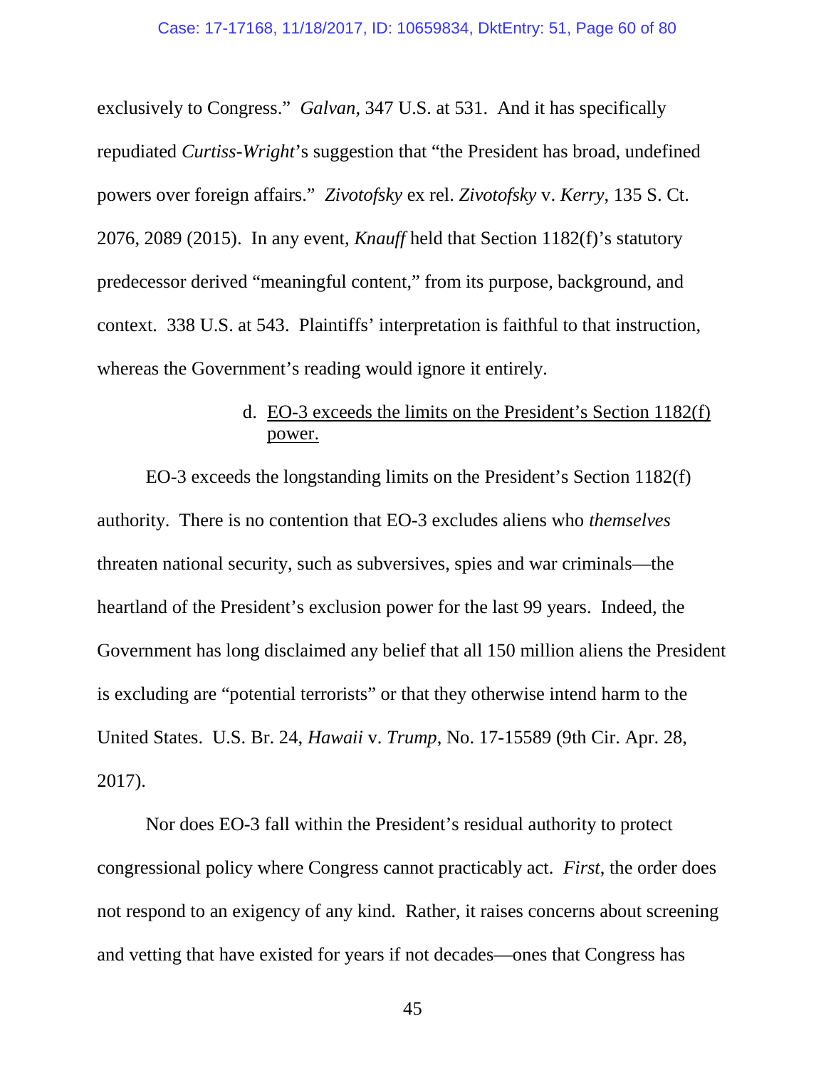exclusively to Congress." *Galvan*, 347 U.S. at 531. And it has specifically repudiated *Curtiss-Wright*'s suggestion that "the President has broad, undefined powers over foreign affairs." *Zivotofsky* ex rel. *Zivotofsky* v. *Kerry*, 135 S. Ct. 2076, 2089 (2015). In any event, *Knauff* held that Section 1182(f)'s statutory predecessor derived "meaningful content," from its purpose, background, and context. 338 U.S. at 543. Plaintiffs' interpretation is faithful to that instruction, whereas the Government's reading would ignore it entirely.

d. <u>EO-3 exceeds the limits on the President's Section 1182(f) power.</u>

EO-3 exceeds the longstanding limits on the President's Section 1182(f) authority. There is no contention that EO-3 excludes aliens who *themselves* threaten national security, such as subversives, spies and war criminals—the heartland of the President's exclusion power for the last 99 years. Indeed, the Government has long disclaimed any belief that all 150 million aliens the President is excluding are "potential terrorists" or that they otherwise intend harm to the United States. U.S. Br. 24, *Hawaii* v. *Trump*, No. 17-15589 (9th Cir. Apr. 28, 2017).

Nor does EO-3 fall within the President's residual authority to protect congressional policy where Congress cannot practicably act. *First*, the order does not respond to an exigency of any kind. Rather, it raises concerns about screening and vetting that have existed for years if not decades—ones that Congress has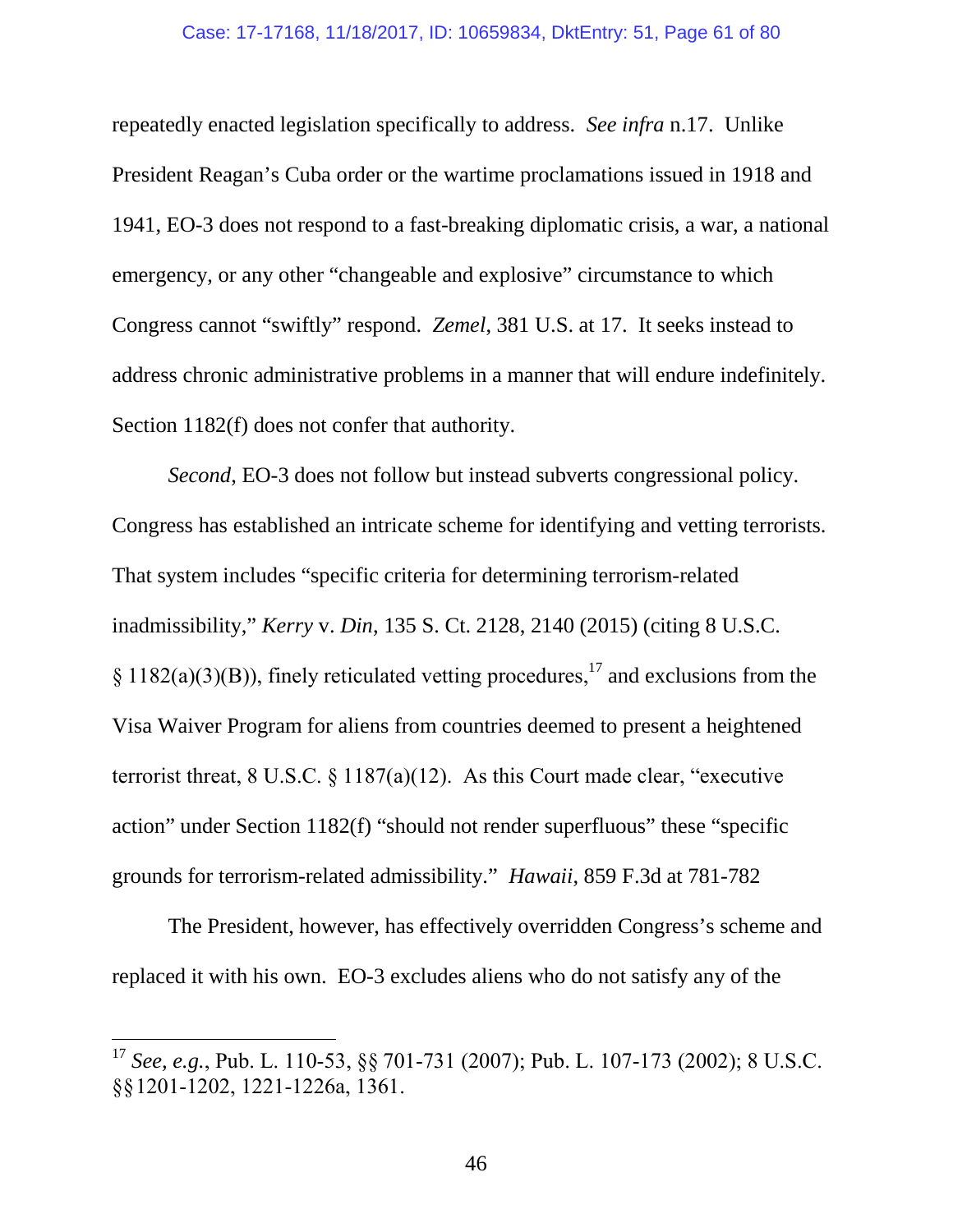repeatedly enacted legislation specifically to address. *See infra* n.17. Unlike President Reagan's Cuba order or the wartime proclamations issued in 1918 and 1941, EO-3 does not respond to a fast-breaking diplomatic crisis, a war, a national emergency, or any other "changeable and explosive" circumstance to which Congress cannot "swiftly" respond. *Zemel*, 381 U.S. at 17. It seeks instead to address chronic administrative problems in a manner that will endure indefinitely. Section 1182(f) does not confer that authority.

*Second*, EO-3 does not follow but instead subverts congressional policy. Congress has established an intricate scheme for identifying and vetting terrorists. That system includes "specific criteria for determining terrorism-related inadmissibility," *Kerry* v. *Din*, 135 S. Ct. 2128, 2140 (2015) (citing 8 U.S.C. § 1182(a)(3)(B)), finely reticulated vetting procedures,[17] and exclusions from the Visa Waiver Program for aliens from countries deemed to present a heightened terrorist threat, 8 U.S.C. § 1187(a)(12). As this Court made clear, "executive action" under Section 1182(f) "should not render superfluous" these "specific grounds for terrorism-related admissibility." *Hawaii*, 859 F.3d at 781-782

The President, however, has effectively overridden Congress's scheme and replaced it with his own. EO-3 excludes aliens who do not satisfy any of the

---

[17] *See, e.g.*, Pub. L. 110-53, §§ 701-731 (2007); Pub. L. 107-173 (2002); 8 U.S.C. §§1201-1202, 1221-1226a, 1361.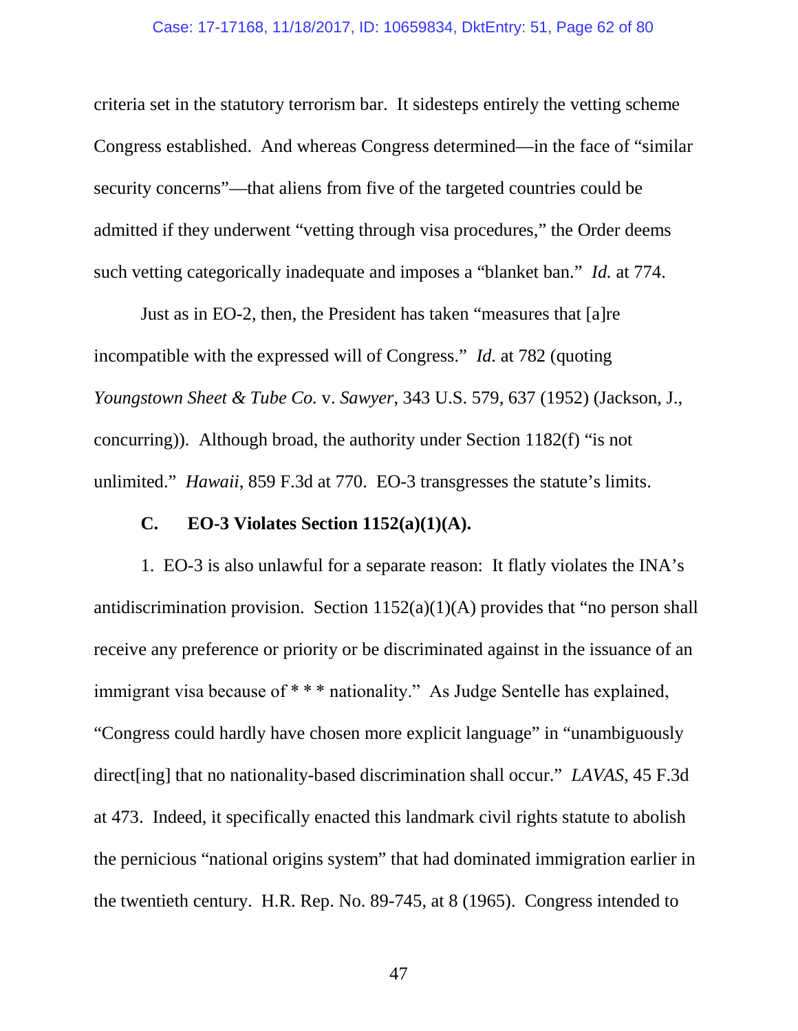criteria set in the statutory terrorism bar. It sidesteps entirely the vetting scheme Congress established. And whereas Congress determined—in the face of "similar security concerns"—that aliens from five of the targeted countries could be admitted if they underwent "vetting through visa procedures," the Order deems such vetting categorically inadequate and imposes a "blanket ban." *Id.* at 774.

Just as in EO-2, then, the President has taken "measures that [a]re incompatible with the expressed will of Congress." *Id.* at 782 (quoting *Youngstown Sheet & Tube Co.* v. *Sawyer*, 343 U.S. 579, 637 (1952) (Jackson, J., concurring)). Although broad, the authority under Section 1182(f) "is not unlimited." *Hawaii*, 859 F.3d at 770. EO-3 transgresses the statute's limits.

### C. EO-3 Violates Section 1152(a)(1)(A).

1. EO-3 is also unlawful for a separate reason: It flatly violates the INA's antidiscrimination provision. Section 1152(a)(1)(A) provides that "no person shall receive any preference or priority or be discriminated against in the issuance of an immigrant visa because of * * * nationality." As Judge Sentelle has explained, "Congress could hardly have chosen more explicit language" in "unambiguously direct[ing] that no nationality-based discrimination shall occur." *LAVAS*, 45 F.3d at 473. Indeed, it specifically enacted this landmark civil rights statute to abolish the pernicious "national origins system" that had dominated immigration earlier in the twentieth century. H.R. Rep. No. 89-745, at 8 (1965). Congress intended to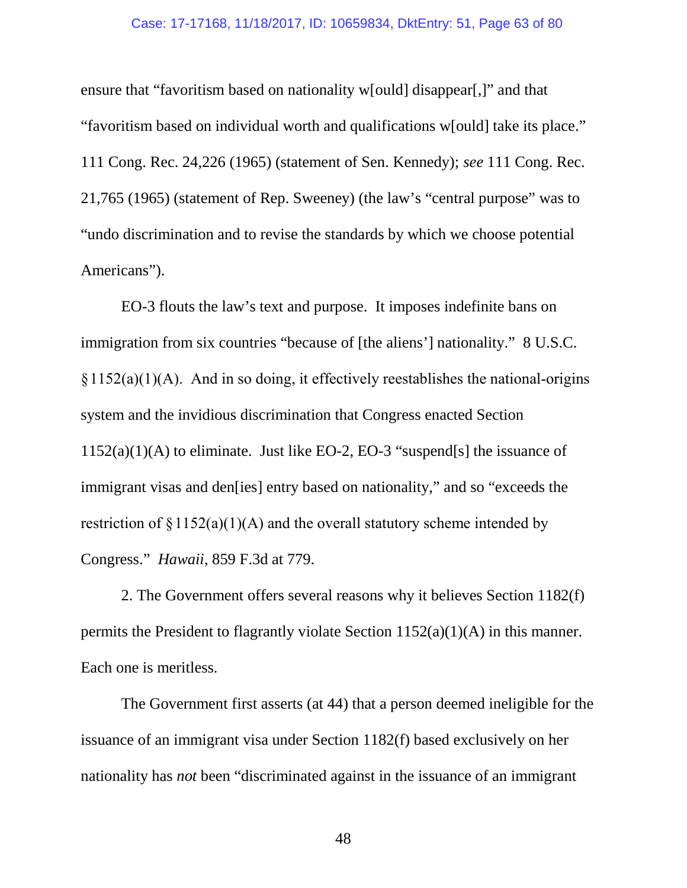ensure that "favoritism based on nationality w[ould] disappear[,]" and that "favoritism based on individual worth and qualifications w[ould] take its place." 111 Cong. Rec. 24,226 (1965) (statement of Sen. Kennedy); *see* 111 Cong. Rec. 21,765 (1965) (statement of Rep. Sweeney) (the law's "central purpose" was to "undo discrimination and to revise the standards by which we choose potential Americans").

EO-3 flouts the law's text and purpose. It imposes indefinite bans on immigration from six countries "because of [the aliens'] nationality." 8 U.S.C. § 1152(a)(1)(A). And in so doing, it effectively reestablishes the national-origins system and the invidious discrimination that Congress enacted Section 1152(a)(1)(A) to eliminate. Just like EO-2, EO-3 "suspend[s] the issuance of immigrant visas and den[ies] entry based on nationality," and so "exceeds the restriction of § 1152(a)(1)(A) and the overall statutory scheme intended by Congress." *Hawaii*, 859 F.3d at 779.

2. The Government offers several reasons why it believes Section 1182(f) permits the President to flagrantly violate Section 1152(a)(1)(A) in this manner. Each one is meritless.

The Government first asserts (at 44) that a person deemed ineligible for the issuance of an immigrant visa under Section 1182(f) based exclusively on her nationality has *not* been "discriminated against in the issuance of an immigrant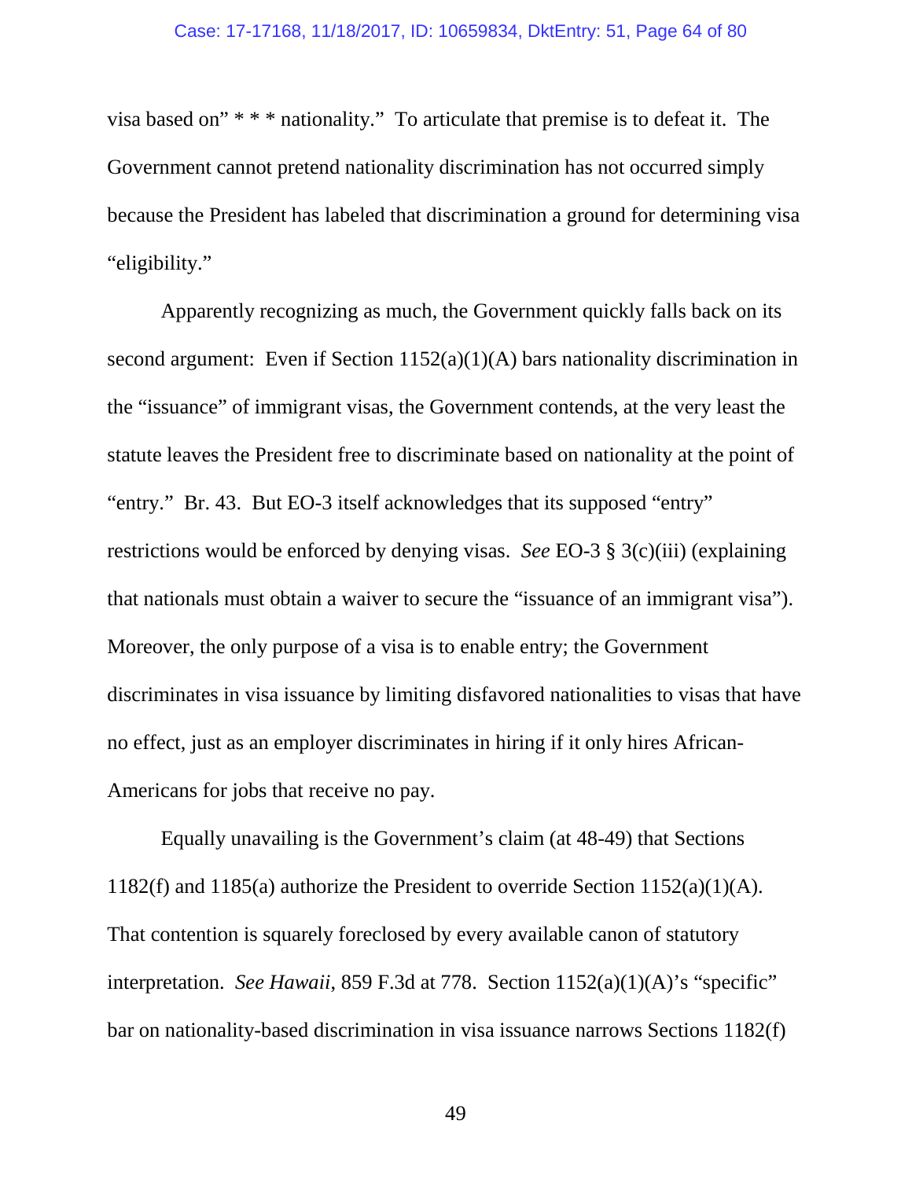visa based on" * * * nationality." To articulate that premise is to defeat it. The Government cannot pretend nationality discrimination has not occurred simply because the President has labeled that discrimination a ground for determining visa "eligibility."

Apparently recognizing as much, the Government quickly falls back on its second argument: Even if Section 1152(a)(1)(A) bars nationality discrimination in the "issuance" of immigrant visas, the Government contends, at the very least the statute leaves the President free to discriminate based on nationality at the point of "entry." Br. 43. But EO-3 itself acknowledges that its supposed "entry" restrictions would be enforced by denying visas. *See* EO-3 § 3(c)(iii) (explaining that nationals must obtain a waiver to secure the "issuance of an immigrant visa"). Moreover, the only purpose of a visa is to enable entry; the Government discriminates in visa issuance by limiting disfavored nationalities to visas that have no effect, just as an employer discriminates in hiring if it only hires African-Americans for jobs that receive no pay.

Equally unavailing is the Government's claim (at 48-49) that Sections 1182(f) and 1185(a) authorize the President to override Section 1152(a)(1)(A). That contention is squarely foreclosed by every available canon of statutory interpretation. *See Hawaii*, 859 F.3d at 778. Section 1152(a)(1)(A)'s "specific" bar on nationality-based discrimination in visa issuance narrows Sections 1182(f)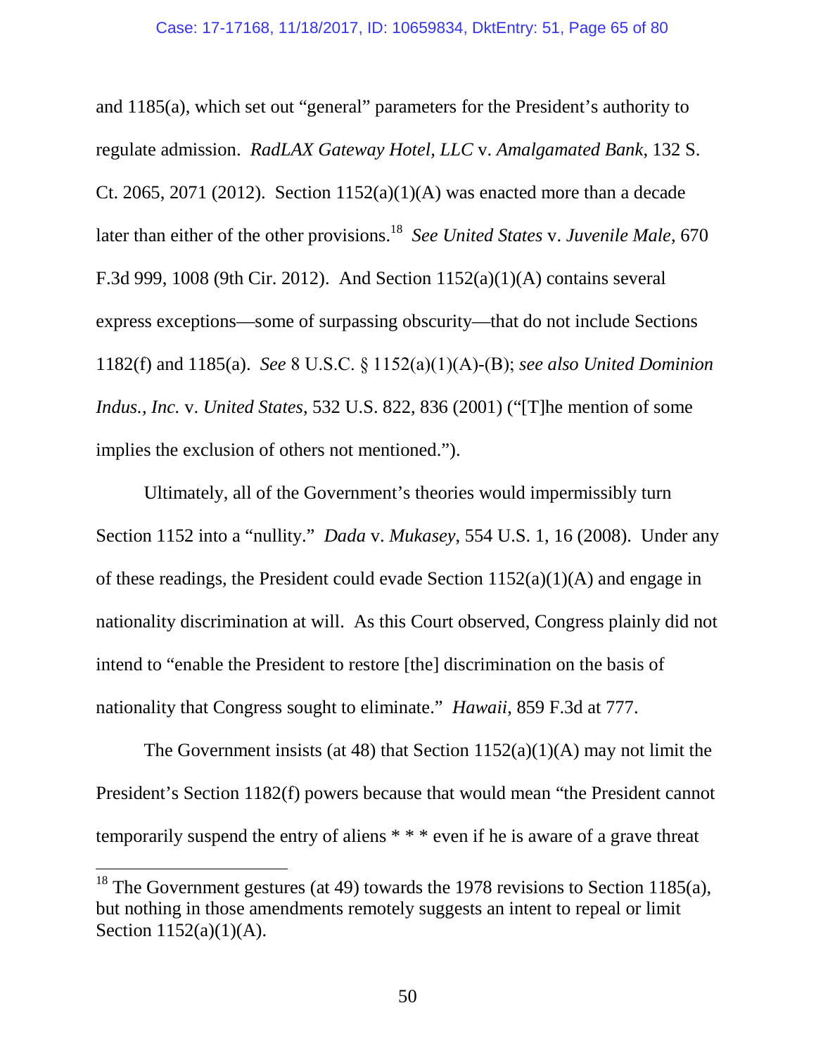and 1185(a), which set out "general" parameters for the President's authority to regulate admission. *RadLAX Gateway Hotel, LLC* v. *Amalgamated Bank*, 132 S. Ct. 2065, 2071 (2012). Section 1152(a)(1)(A) was enacted more than a decade later than either of the other provisions.[18] *See United States* v. *Juvenile Male*, 670 F.3d 999, 1008 (9th Cir. 2012). And Section 1152(a)(1)(A) contains several express exceptions—some of surpassing obscurity—that do not include Sections 1182(f) and 1185(a). *See* 8 U.S.C. § 1152(a)(1)(A)-(B); *see also United Dominion Indus., Inc.* v. *United States*, 532 U.S. 822, 836 (2001) ("[T]he mention of some implies the exclusion of others not mentioned.").

Ultimately, all of the Government's theories would impermissibly turn Section 1152 into a "nullity." *Dada* v. *Mukasey*, 554 U.S. 1, 16 (2008). Under any of these readings, the President could evade Section 1152(a)(1)(A) and engage in nationality discrimination at will. As this Court observed, Congress plainly did not intend to "enable the President to restore [the] discrimination on the basis of nationality that Congress sought to eliminate." *Hawaii*, 859 F.3d at 777.

The Government insists (at 48) that Section 1152(a)(1)(A) may not limit the President's Section 1182(f) powers because that would mean "the President cannot temporarily suspend the entry of aliens * * * even if he is aware of a grave threat

[18] The Government gestures (at 49) towards the 1978 revisions to Section 1185(a), but nothing in those amendments remotely suggests an intent to repeal or limit Section 1152(a)(1)(A).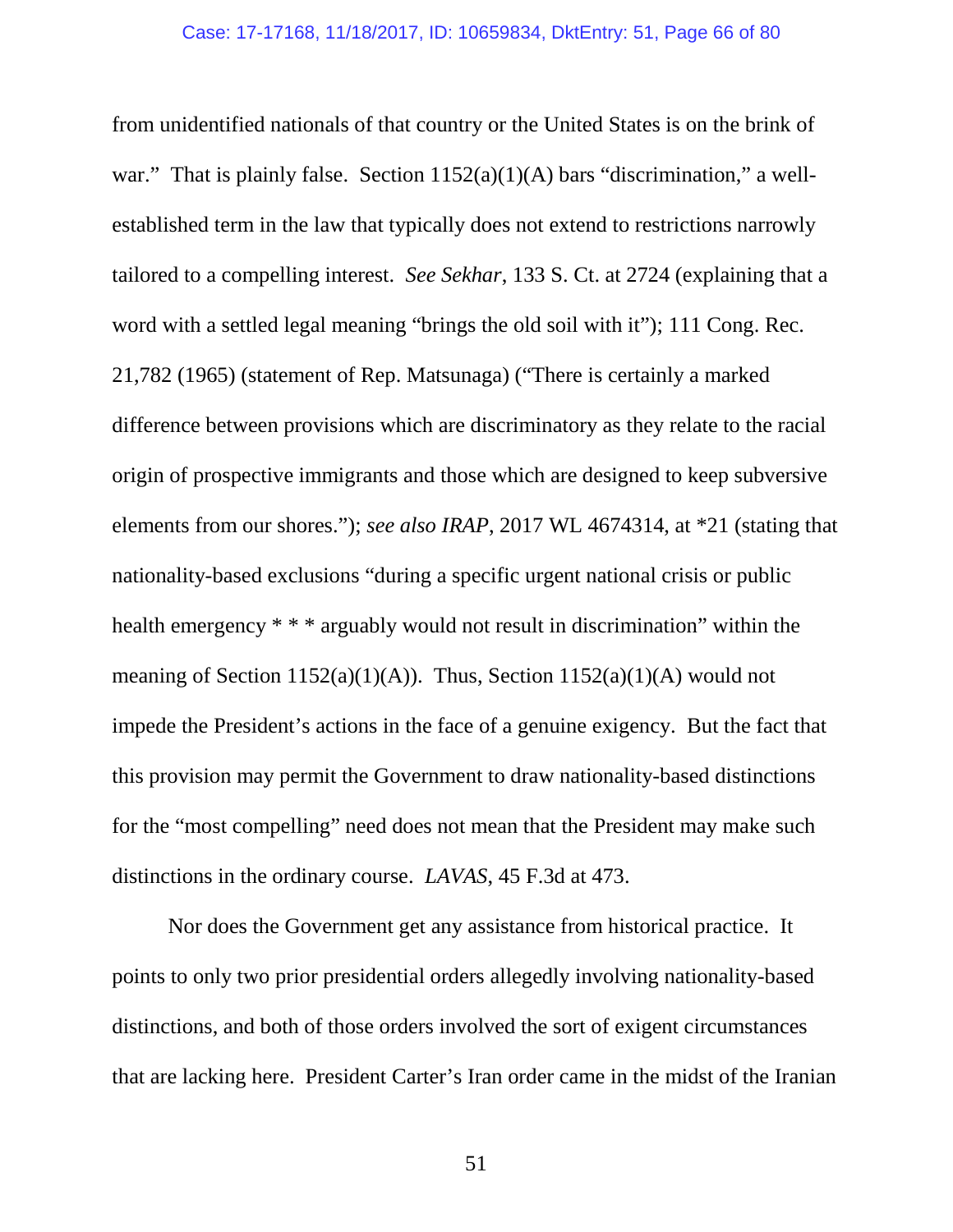from unidentified nationals of that country or the United States is on the brink of war." That is plainly false. Section 1152(a)(1)(A) bars "discrimination," a well-established term in the law that typically does not extend to restrictions narrowly tailored to a compelling interest. *See Sekhar*, 133 S. Ct. at 2724 (explaining that a word with a settled legal meaning "brings the old soil with it"); 111 Cong. Rec. 21,782 (1965) (statement of Rep. Matsunaga) ("There is certainly a marked difference between provisions which are discriminatory as they relate to the racial origin of prospective immigrants and those which are designed to keep subversive elements from our shores."); *see also IRAP*, 2017 WL 4674314, at *21 (stating that nationality-based exclusions "during a specific urgent national crisis or public health emergency * * * arguably would not result in discrimination" within the meaning of Section 1152(a)(1)(A)). Thus, Section 1152(a)(1)(A) would not impede the President's actions in the face of a genuine exigency. But the fact that this provision may permit the Government to draw nationality-based distinctions for the "most compelling" need does not mean that the President may make such distinctions in the ordinary course. *LAVAS*, 45 F.3d at 473.

Nor does the Government get any assistance from historical practice. It points to only two prior presidential orders allegedly involving nationality-based distinctions, and both of those orders involved the sort of exigent circumstances that are lacking here. President Carter's Iran order came in the midst of the Iranian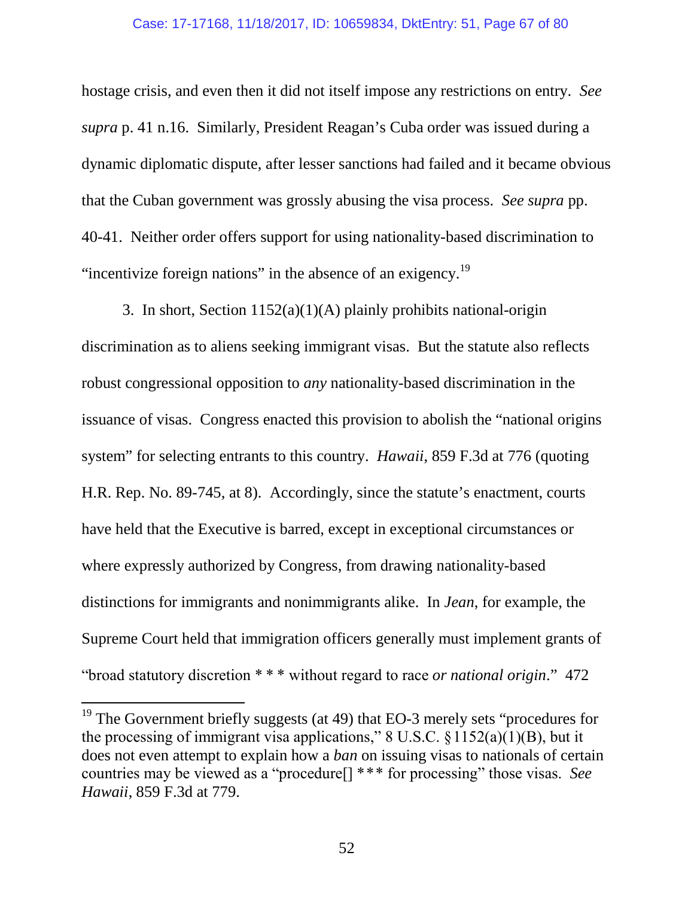hostage crisis, and even then it did not itself impose any restrictions on entry. *See supra* p. 41 n.16. Similarly, President Reagan's Cuba order was issued during a dynamic diplomatic dispute, after lesser sanctions had failed and it became obvious that the Cuban government was grossly abusing the visa process. *See supra* pp. 40-41. Neither order offers support for using nationality-based discrimination to "incentivize foreign nations" in the absence of an exigency.[19]

3. In short, Section 1152(a)(1)(A) plainly prohibits national-origin discrimination as to aliens seeking immigrant visas. But the statute also reflects robust congressional opposition to *any* nationality-based discrimination in the issuance of visas. Congress enacted this provision to abolish the "national origins system" for selecting entrants to this country. *Hawaii*, 859 F.3d at 776 (quoting H.R. Rep. No. 89-745, at 8). Accordingly, since the statute's enactment, courts have held that the Executive is barred, except in exceptional circumstances or where expressly authorized by Congress, from drawing nationality-based distinctions for immigrants and nonimmigrants alike. In *Jean*, for example, the Supreme Court held that immigration officers generally must implement grants of "broad statutory discretion * * * without regard to race *or national origin*." 472

---

[19] The Government briefly suggests (at 49) that EO-3 merely sets "procedures for the processing of immigrant visa applications," 8 U.S.C. § 1152(a)(1)(B), but it does not even attempt to explain how a *ban* on issuing visas to nationals of certain countries may be viewed as a "procedure[] * * * for processing" those visas. *See Hawaii*, 859 F.3d at 779.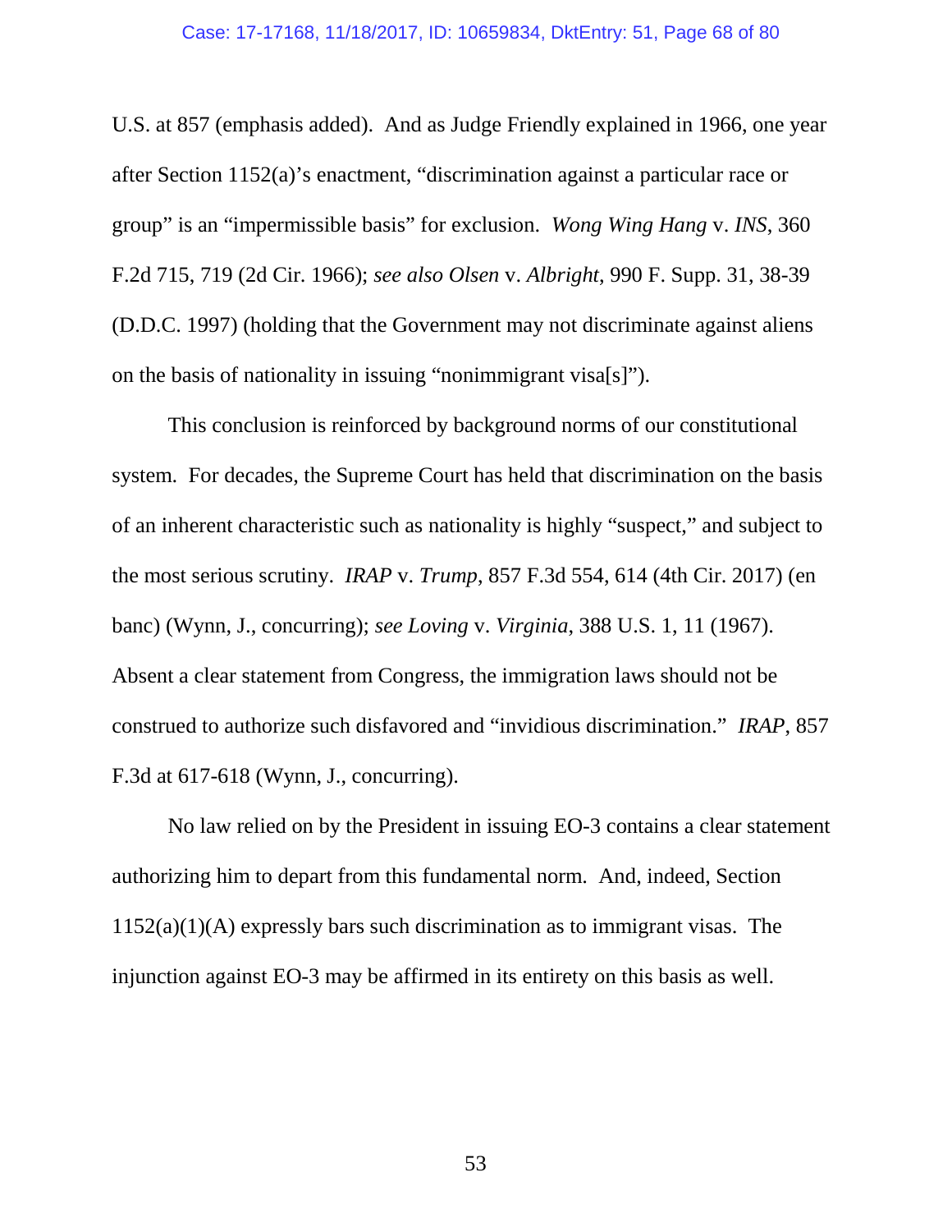U.S. at 857 (emphasis added). And as Judge Friendly explained in 1966, one year after Section 1152(a)'s enactment, "discrimination against a particular race or group" is an "impermissible basis" for exclusion. *Wong Wing Hang* v. *INS*, 360 F.2d 715, 719 (2d Cir. 1966); *see also Olsen* v. *Albright*, 990 F. Supp. 31, 38-39 (D.D.C. 1997) (holding that the Government may not discriminate against aliens on the basis of nationality in issuing "nonimmigrant visa[s]").

This conclusion is reinforced by background norms of our constitutional system. For decades, the Supreme Court has held that discrimination on the basis of an inherent characteristic such as nationality is highly "suspect," and subject to the most serious scrutiny. *IRAP* v. *Trump*, 857 F.3d 554, 614 (4th Cir. 2017) (en banc) (Wynn, J., concurring); *see Loving* v. *Virginia*, 388 U.S. 1, 11 (1967). Absent a clear statement from Congress, the immigration laws should not be construed to authorize such disfavored and "invidious discrimination." *IRAP*, 857 F.3d at 617-618 (Wynn, J., concurring).

No law relied on by the President in issuing EO-3 contains a clear statement authorizing him to depart from this fundamental norm. And, indeed, Section 1152(a)(1)(A) expressly bars such discrimination as to immigrant visas. The injunction against EO-3 may be affirmed in its entirety on this basis as well.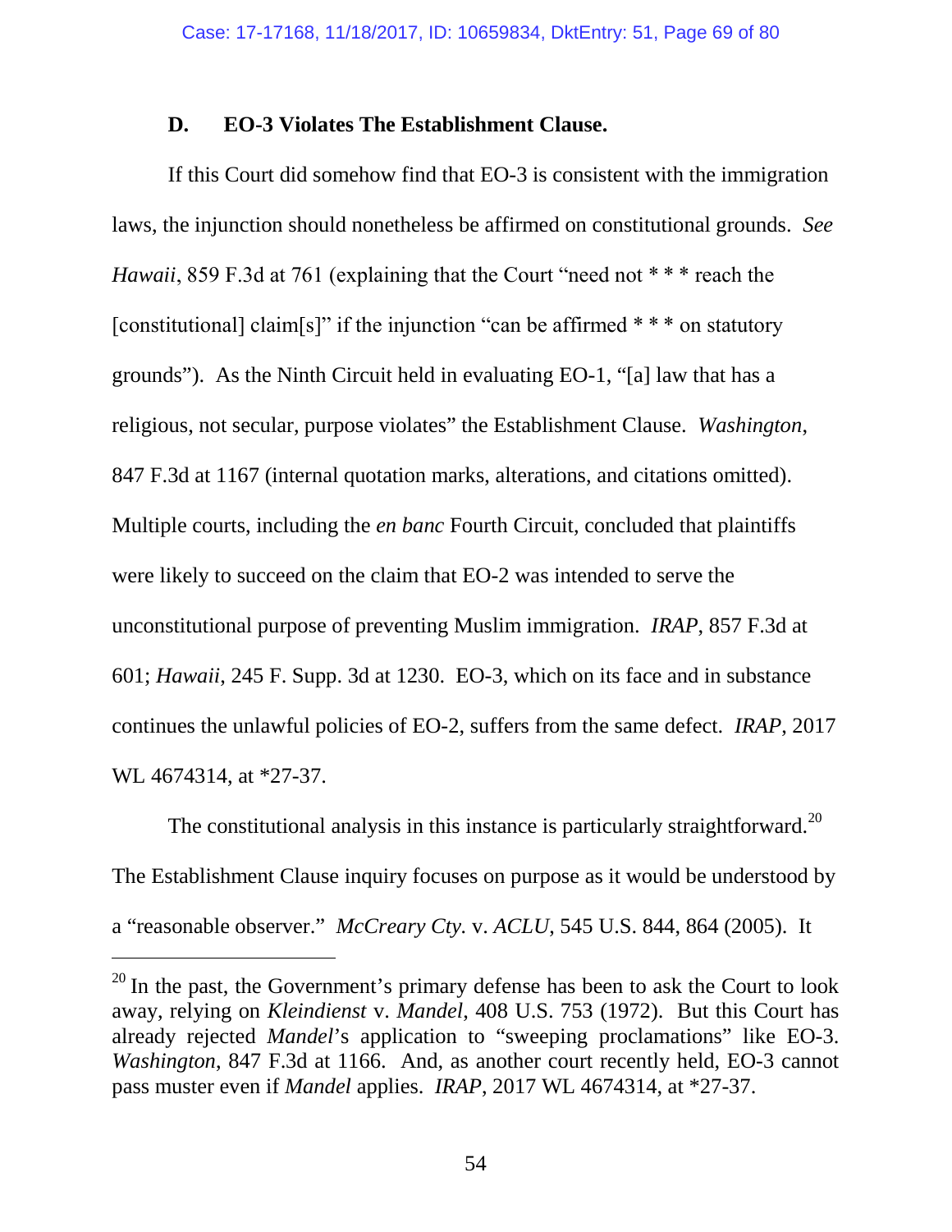### D. EO-3 Violates The Establishment Clause.

If this Court did somehow find that EO-3 is consistent with the immigration laws, the injunction should nonetheless be affirmed on constitutional grounds. *See Hawaii*, 859 F.3d at 761 (explaining that the Court "need not * * * reach the [constitutional] claim[s]" if the injunction "can be affirmed * * * on statutory grounds"). As the Ninth Circuit held in evaluating EO-1, "[a] law that has a religious, not secular, purpose violates" the Establishment Clause. *Washington*, 847 F.3d at 1167 (internal quotation marks, alterations, and citations omitted). Multiple courts, including the *en banc* Fourth Circuit, concluded that plaintiffs were likely to succeed on the claim that EO-2 was intended to serve the unconstitutional purpose of preventing Muslim immigration. *IRAP*, 857 F.3d at 601; *Hawaii*, 245 F. Supp. 3d at 1230. EO-3, which on its face and in substance continues the unlawful policies of EO-2, suffers from the same defect. *IRAP*, 2017 WL 4674314, at *27-37.

The constitutional analysis in this instance is particularly straightforward.[20] The Establishment Clause inquiry focuses on purpose as it would be understood by a "reasonable observer." *McCreary Cty.* v. *ACLU*, 545 U.S. 844, 864 (2005). It

---

[20] In the past, the Government's primary defense has been to ask the Court to look away, relying on *Kleindienst* v. *Mandel*, 408 U.S. 753 (1972). But this Court has already rejected *Mandel*'s application to "sweeping proclamations" like EO-3. *Washington*, 847 F.3d at 1166. And, as another court recently held, EO-3 cannot pass muster even if *Mandel* applies. *IRAP*, 2017 WL 4674314, at *27-37.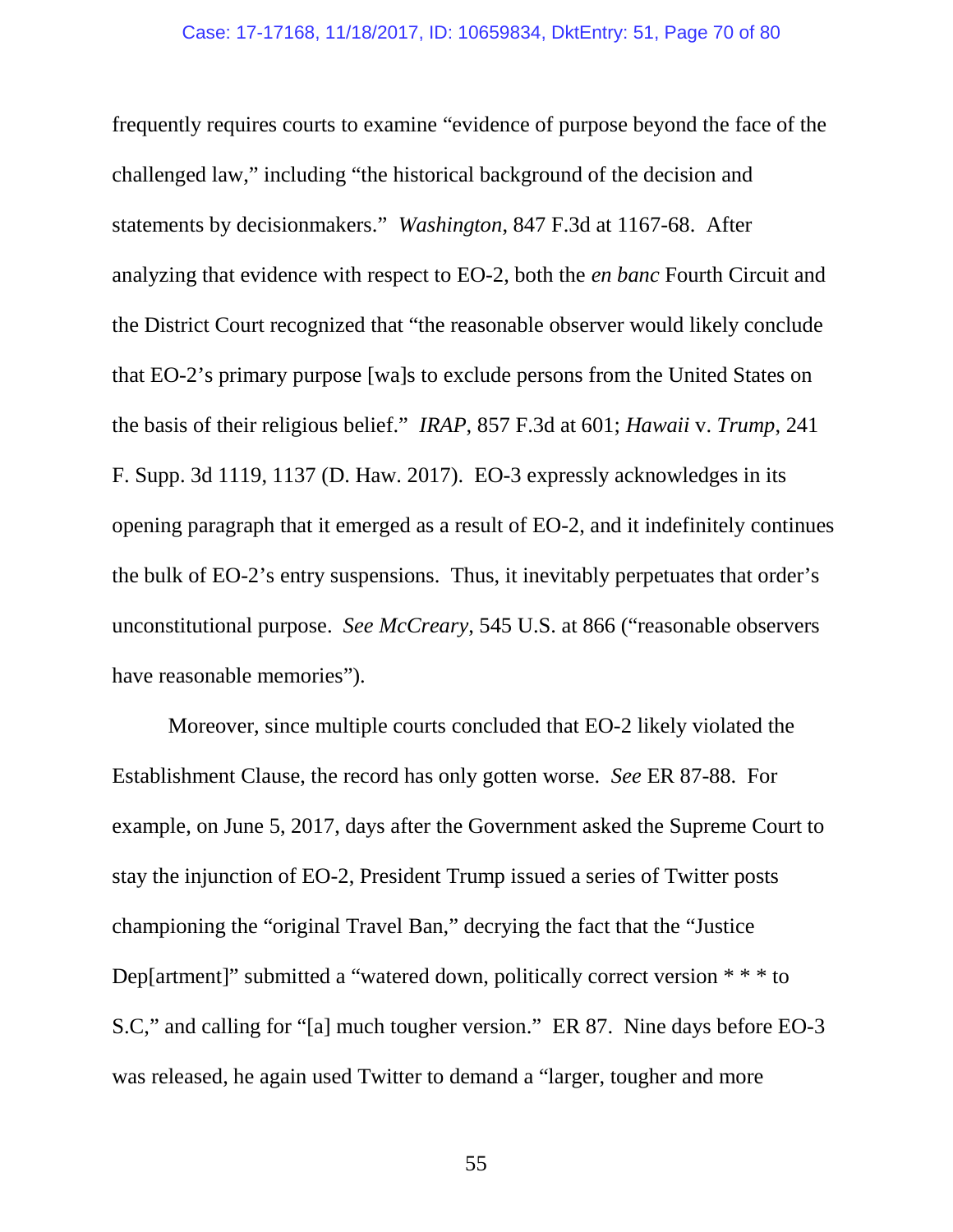frequently requires courts to examine "evidence of purpose beyond the face of the challenged law," including "the historical background of the decision and statements by decisionmakers." *Washington*, 847 F.3d at 1167-68. After analyzing that evidence with respect to EO-2, both the *en banc* Fourth Circuit and the District Court recognized that "the reasonable observer would likely conclude that EO-2's primary purpose [wa]s to exclude persons from the United States on the basis of their religious belief." *IRAP*, 857 F.3d at 601; *Hawaii* v. *Trump*, 241 F. Supp. 3d 1119, 1137 (D. Haw. 2017). EO-3 expressly acknowledges in its opening paragraph that it emerged as a result of EO-2, and it indefinitely continues the bulk of EO-2's entry suspensions. Thus, it inevitably perpetuates that order's unconstitutional purpose. *See McCreary*, 545 U.S. at 866 ("reasonable observers have reasonable memories").

Moreover, since multiple courts concluded that EO-2 likely violated the Establishment Clause, the record has only gotten worse. *See* ER 87-88. For example, on June 5, 2017, days after the Government asked the Supreme Court to stay the injunction of EO-2, President Trump issued a series of Twitter posts championing the "original Travel Ban," decrying the fact that the "Justice Dep[artment]" submitted a "watered down, politically correct version * * * to S.C," and calling for "[a] much tougher version." ER 87. Nine days before EO-3 was released, he again used Twitter to demand a "larger, tougher and more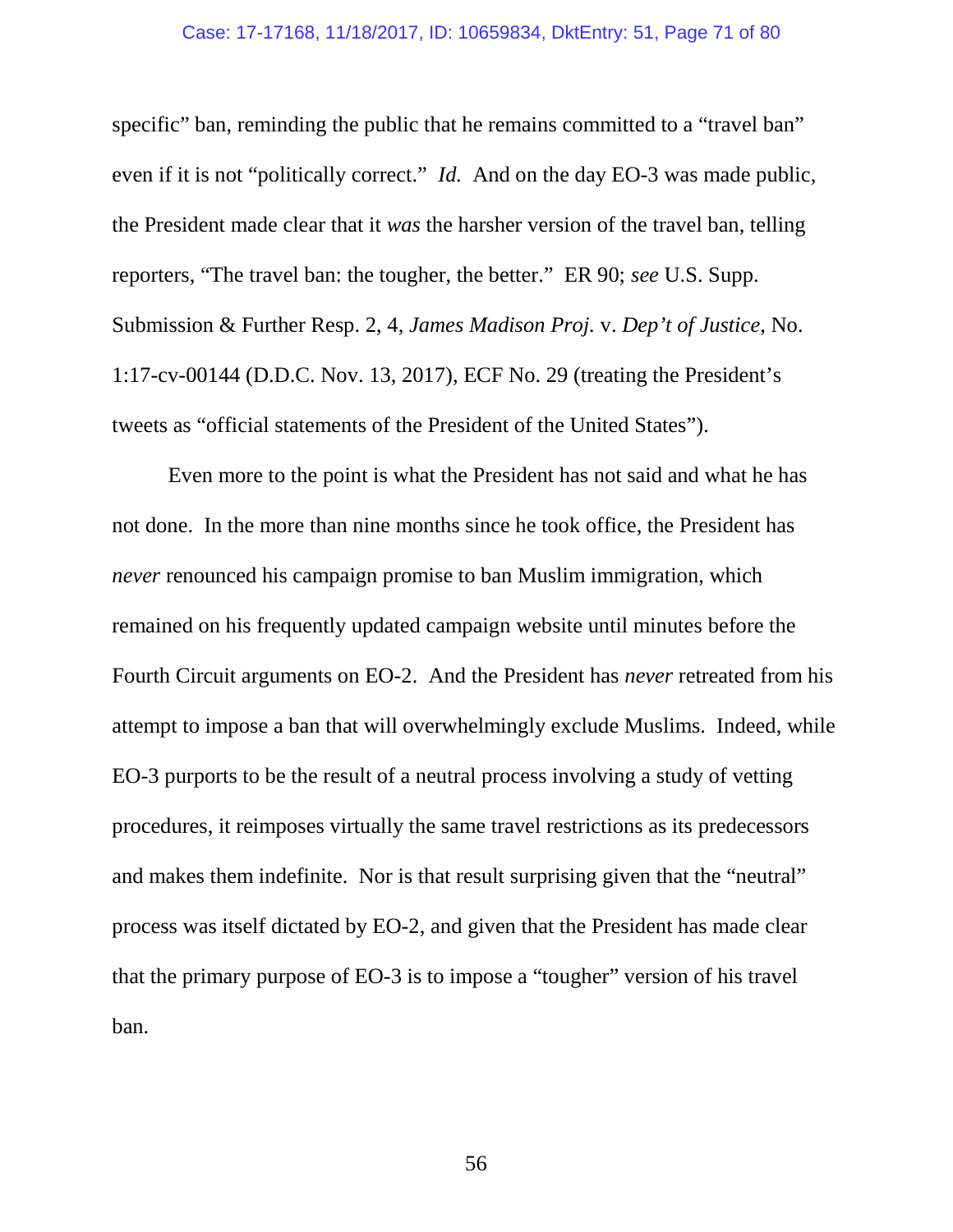specific" ban, reminding the public that he remains committed to a "travel ban" even if it is not "politically correct." *Id.* And on the day EO-3 was made public, the President made clear that it *was* the harsher version of the travel ban, telling reporters, "The travel ban: the tougher, the better." ER 90; *see* U.S. Supp. Submission & Further Resp. 2, 4, *James Madison Proj.* v. *Dep't of Justice*, No. 1:17-cv-00144 (D.D.C. Nov. 13, 2017), ECF No. 29 (treating the President's tweets as "official statements of the President of the United States").

Even more to the point is what the President has not said and what he has not done. In the more than nine months since he took office, the President has *never* renounced his campaign promise to ban Muslim immigration, which remained on his frequently updated campaign website until minutes before the Fourth Circuit arguments on EO-2. And the President has *never* retreated from his attempt to impose a ban that will overwhelmingly exclude Muslims. Indeed, while EO-3 purports to be the result of a neutral process involving a study of vetting procedures, it reimposes virtually the same travel restrictions as its predecessors and makes them indefinite. Nor is that result surprising given that the "neutral" process was itself dictated by EO-2, and given that the President has made clear that the primary purpose of EO-3 is to impose a "tougher" version of his travel ban.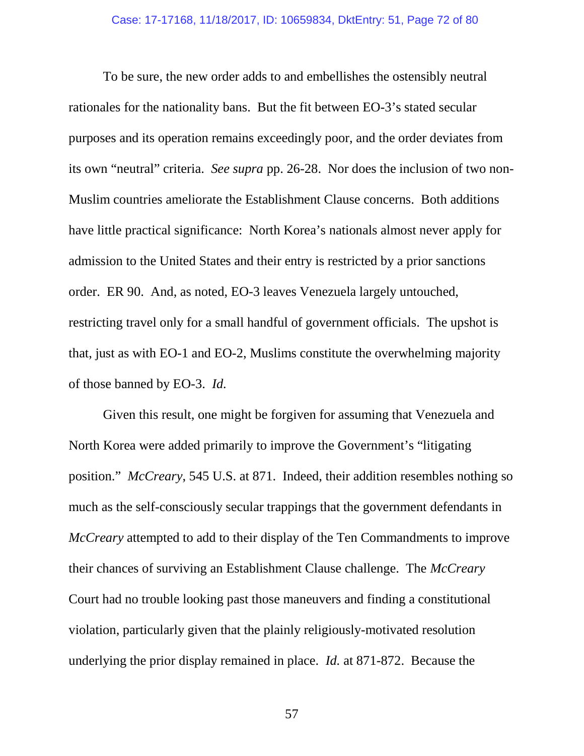To be sure, the new order adds to and embellishes the ostensibly neutral rationales for the nationality bans. But the fit between EO-3's stated secular purposes and its operation remains exceedingly poor, and the order deviates from its own "neutral" criteria. *See supra* pp. 26-28. Nor does the inclusion of two non-Muslim countries ameliorate the Establishment Clause concerns. Both additions have little practical significance: North Korea's nationals almost never apply for admission to the United States and their entry is restricted by a prior sanctions order. ER 90. And, as noted, EO-3 leaves Venezuela largely untouched, restricting travel only for a small handful of government officials. The upshot is that, just as with EO-1 and EO-2, Muslims constitute the overwhelming majority of those banned by EO-3. *Id.*

Given this result, one might be forgiven for assuming that Venezuela and North Korea were added primarily to improve the Government's "litigating position." *McCreary*, 545 U.S. at 871. Indeed, their addition resembles nothing so much as the self-consciously secular trappings that the government defendants in *McCreary* attempted to add to their display of the Ten Commandments to improve their chances of surviving an Establishment Clause challenge. The *McCreary* Court had no trouble looking past those maneuvers and finding a constitutional violation, particularly given that the plainly religiously-motivated resolution underlying the prior display remained in place. *Id.* at 871-872. Because the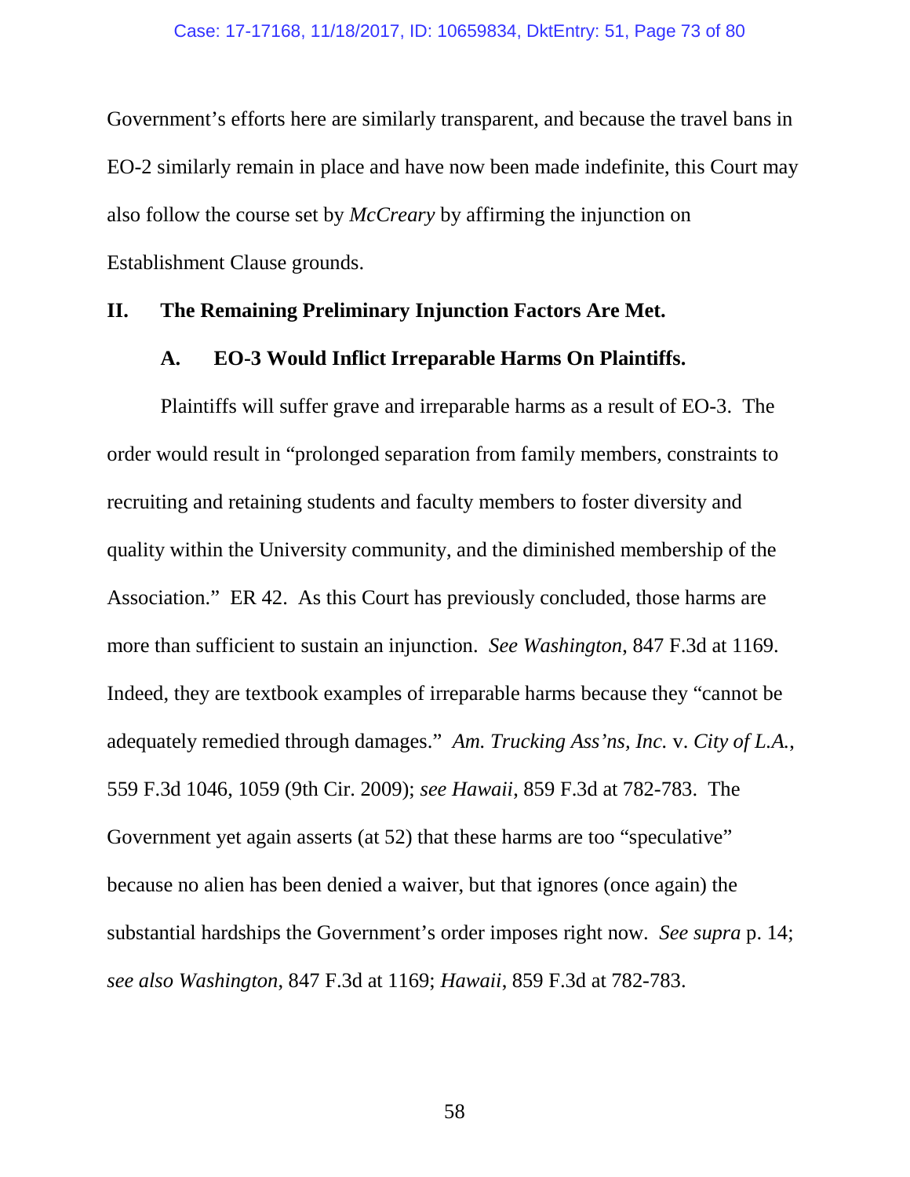Government's efforts here are similarly transparent, and because the travel bans in EO-2 similarly remain in place and have now been made indefinite, this Court may also follow the course set by *McCreary* by affirming the injunction on Establishment Clause grounds.

## II. The Remaining Preliminary Injunction Factors Are Met.

### A. EO-3 Would Inflict Irreparable Harms On Plaintiffs.

Plaintiffs will suffer grave and irreparable harms as a result of EO-3. The order would result in "prolonged separation from family members, constraints to recruiting and retaining students and faculty members to foster diversity and quality within the University community, and the diminished membership of the Association." ER 42. As this Court has previously concluded, those harms are more than sufficient to sustain an injunction. *See Washington*, 847 F.3d at 1169. Indeed, they are textbook examples of irreparable harms because they "cannot be adequately remedied through damages." *Am. Trucking Ass'ns, Inc.* v. *City of L.A.*, 559 F.3d 1046, 1059 (9th Cir. 2009); *see Hawaii*, 859 F.3d at 782-783. The Government yet again asserts (at 52) that these harms are too "speculative" because no alien has been denied a waiver, but that ignores (once again) the substantial hardships the Government's order imposes right now. *See supra* p. 14; *see also Washington*, 847 F.3d at 1169; *Hawaii*, 859 F.3d at 782-783.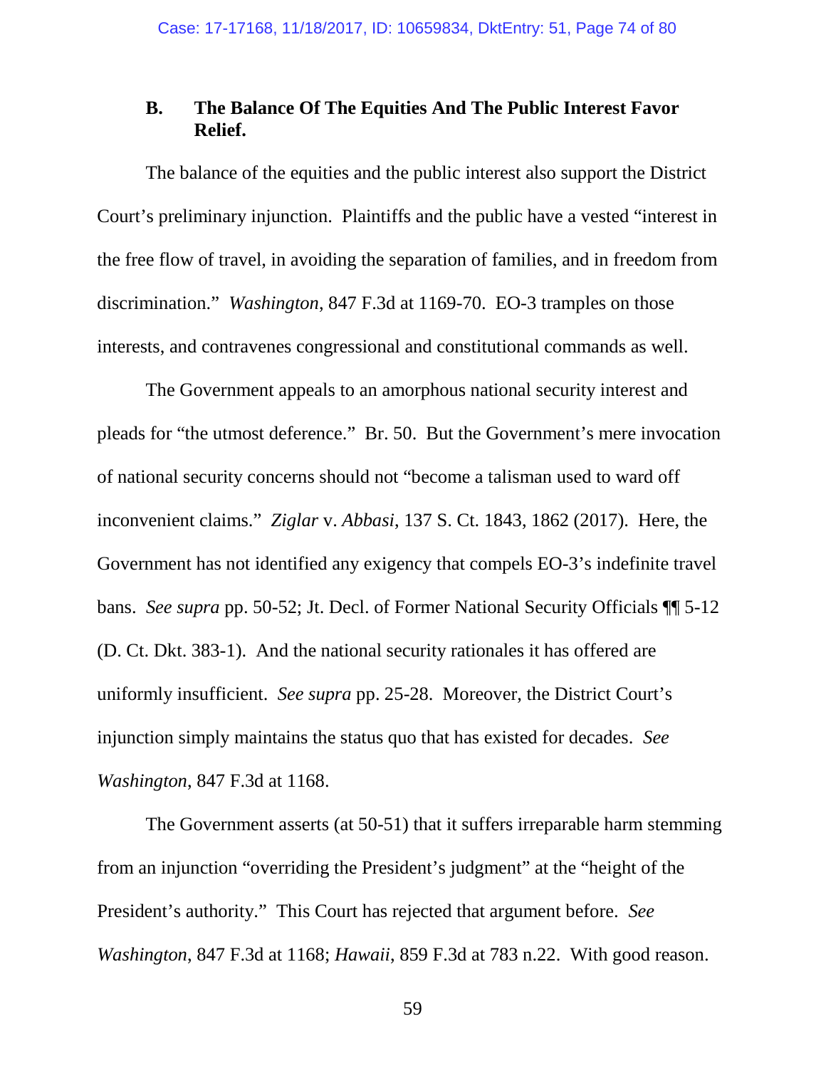### B. The Balance Of The Equities And The Public Interest Favor Relief.

The balance of the equities and the public interest also support the District Court's preliminary injunction. Plaintiffs and the public have a vested "interest in the free flow of travel, in avoiding the separation of families, and in freedom from discrimination." *Washington*, 847 F.3d at 1169-70. EO-3 tramples on those interests, and contravenes congressional and constitutional commands as well.

The Government appeals to an amorphous national security interest and pleads for "the utmost deference." Br. 50. But the Government's mere invocation of national security concerns should not "become a talisman used to ward off inconvenient claims." *Ziglar* v. *Abbasi*, 137 S. Ct. 1843, 1862 (2017). Here, the Government has not identified any exigency that compels EO-3's indefinite travel bans. *See supra* pp. 50-52; Jt. Decl. of Former National Security Officials ¶¶ 5-12 (D. Ct. Dkt. 383-1). And the national security rationales it has offered are uniformly insufficient. *See supra* pp. 25-28. Moreover, the District Court's injunction simply maintains the status quo that has existed for decades. *See Washington*, 847 F.3d at 1168.

The Government asserts (at 50-51) that it suffers irreparable harm stemming from an injunction "overriding the President's judgment" at the "height of the President's authority." This Court has rejected that argument before. *See Washington*, 847 F.3d at 1168; *Hawaii*, 859 F.3d at 783 n.22. With good reason.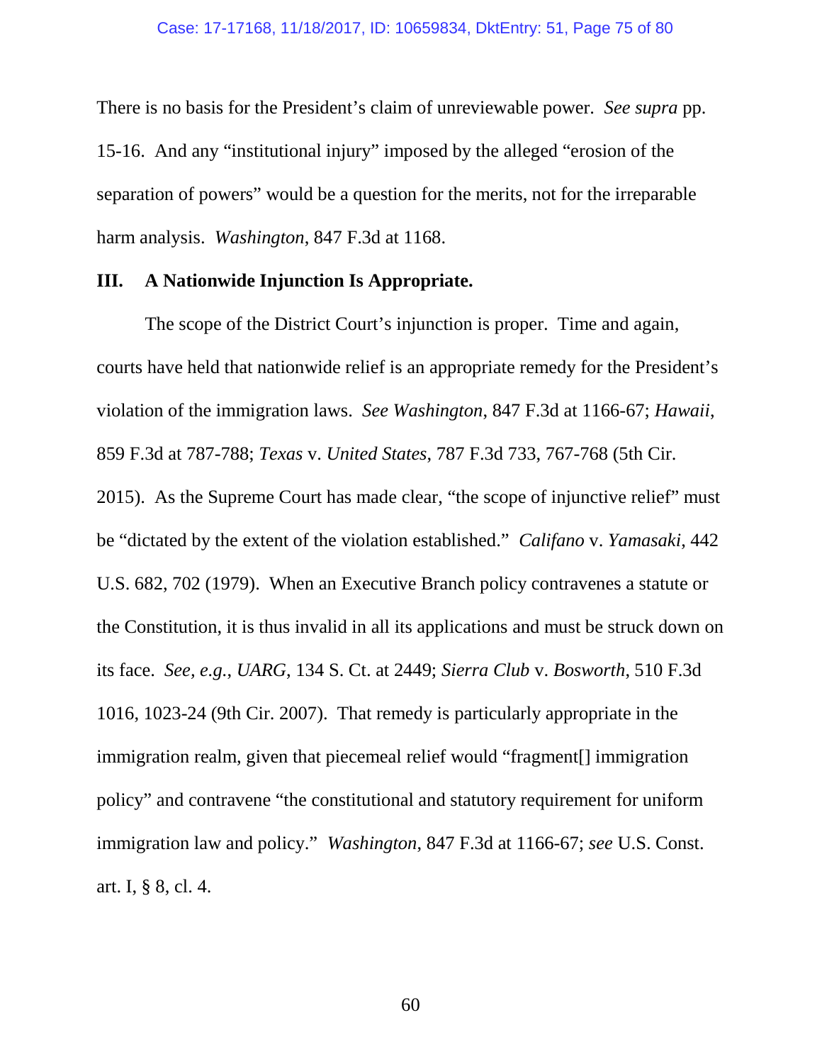There is no basis for the President's claim of unreviewable power. *See supra* pp. 15-16. And any "institutional injury" imposed by the alleged "erosion of the separation of powers" would be a question for the merits, not for the irreparable harm analysis. *Washington*, 847 F.3d at 1168.

### III. A Nationwide Injunction Is Appropriate.

The scope of the District Court's injunction is proper. Time and again, courts have held that nationwide relief is an appropriate remedy for the President's violation of the immigration laws. *See Washington*, 847 F.3d at 1166-67; *Hawaii*, 859 F.3d at 787-788; *Texas* v. *United States*, 787 F.3d 733, 767-768 (5th Cir. 2015). As the Supreme Court has made clear, "the scope of injunctive relief" must be "dictated by the extent of the violation established." *Califano* v. *Yamasaki*, 442 U.S. 682, 702 (1979). When an Executive Branch policy contravenes a statute or the Constitution, it is thus invalid in all its applications and must be struck down on its face. *See, e.g.*, *UARG*, 134 S. Ct. at 2449; *Sierra Club* v. *Bosworth*, 510 F.3d 1016, 1023-24 (9th Cir. 2007). That remedy is particularly appropriate in the immigration realm, given that piecemeal relief would "fragment[] immigration policy" and contravene "the constitutional and statutory requirement for uniform immigration law and policy." *Washington*, 847 F.3d at 1166-67; *see* U.S. Const. art. I, § 8, cl. 4.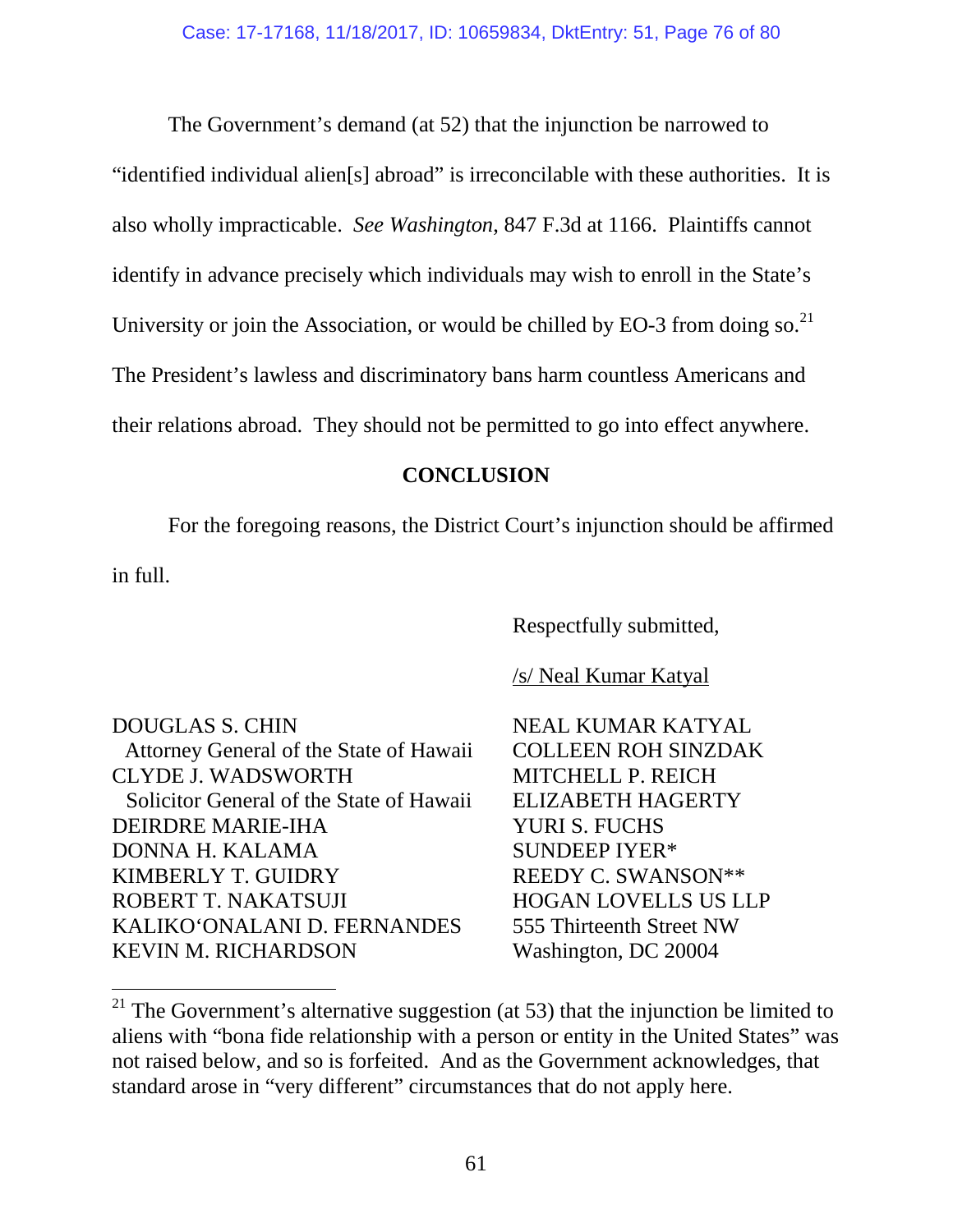The Government's demand (at 52) that the injunction be narrowed to "identified individual alien[s] abroad" is irreconcilable with these authorities. It is also wholly impracticable. *See Washington*, 847 F.3d at 1166. Plaintiffs cannot identify in advance precisely which individuals may wish to enroll in the State's University or join the Association, or would be chilled by EO-3 from doing so.[21] The President's lawless and discriminatory bans harm countless Americans and their relations abroad. They should not be permitted to go into effect anywhere.

## CONCLUSION

For the foregoing reasons, the District Court's injunction should be affirmed in full.

Respectfully submitted,

/s/ Neal Kumar Katyal

DOUGLAS S. CHIN
  Attorney General of the State of Hawaii
CLYDE J. WADSWORTH
  Solicitor General of the State of Hawaii
DEIRDRE MARIE-IHA
DONNA H. KALAMA
KIMBERLY T. GUIDRY
ROBERT T. NAKATSUJI
KALIKO'ONALANI D. FERNANDES
KEVIN M. RICHARDSON

NEAL KUMAR KATYAL
COLLEEN ROH SINZDAK
MITCHELL P. REICH
ELIZABETH HAGERTY
YURI S. FUCHS
SUNDEEP IYER*
REEDY C. SWANSON**
HOGAN LOVELLS US LLP
555 Thirteenth Street NW
Washington, DC 20004

---

[21] The Government's alternative suggestion (at 53) that the injunction be limited to aliens with "bona fide relationship with a person or entity in the United States" was not raised below, and so is forfeited. And as the Government acknowledges, that standard arose in "very different" circumstances that do not apply here.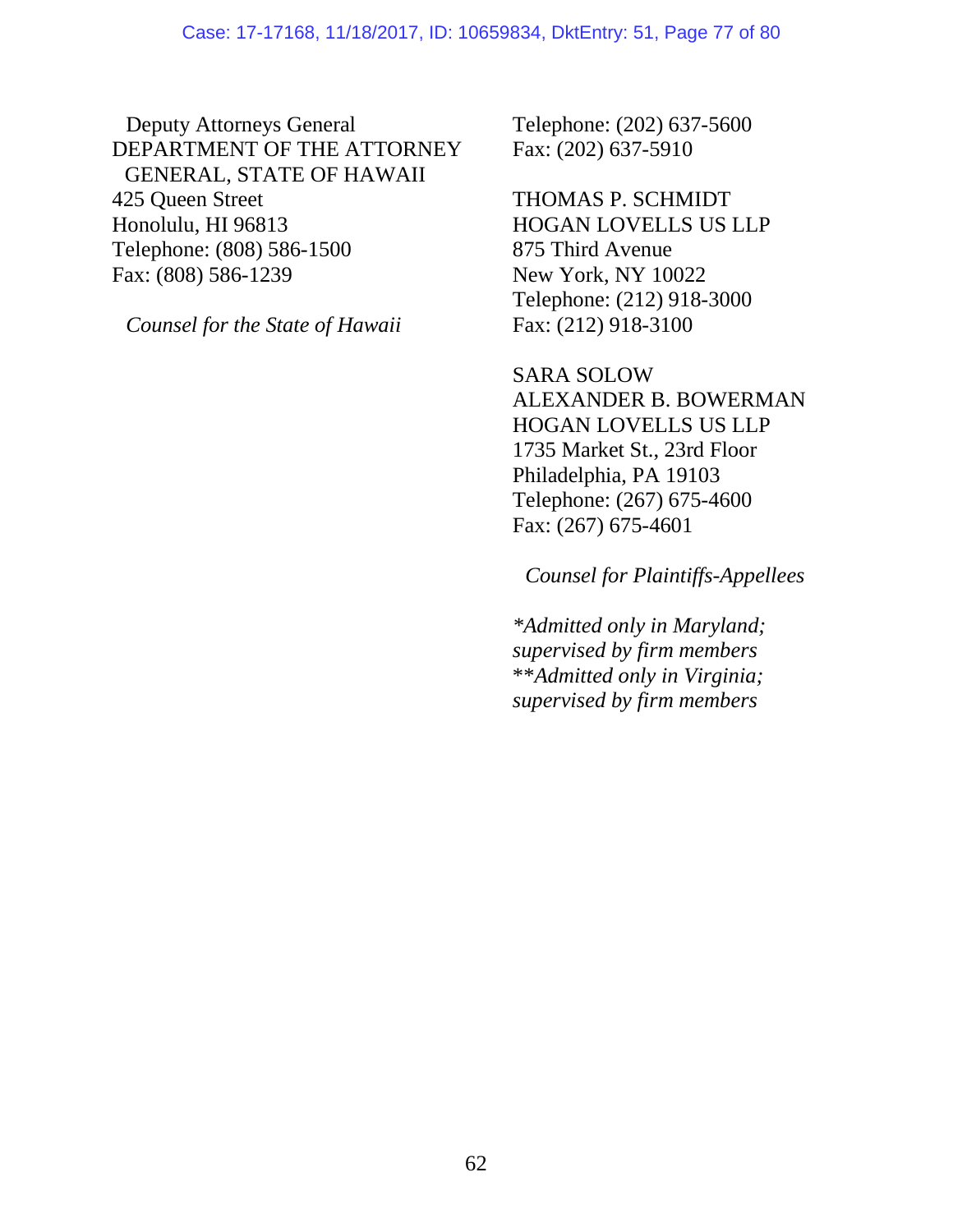Deputy Attorneys General
DEPARTMENT OF THE ATTORNEY
GENERAL, STATE OF HAWAII
425 Queen Street
Honolulu, HI 96813
Telephone: (808) 586-1500
Fax: (808) 586-1239

*Counsel for the State of Hawaii*

Telephone: (202) 637-5600
Fax: (202) 637-5910

THOMAS P. SCHMIDT
HOGAN LOVELLS US LLP
875 Third Avenue
New York, NY 10022
Telephone: (212) 918-3000
Fax: (212) 918-3100

SARA SOLOW
ALEXANDER B. BOWERMAN
HOGAN LOVELLS US LLP
1735 Market St., 23rd Floor
Philadelphia, PA 19103
Telephone: (267) 675-4600
Fax: (267) 675-4601

*Counsel for Plaintiffs-Appellees*

*\*Admitted only in Maryland; supervised by firm members*
*\*\*Admitted only in Virginia; supervised by firm members*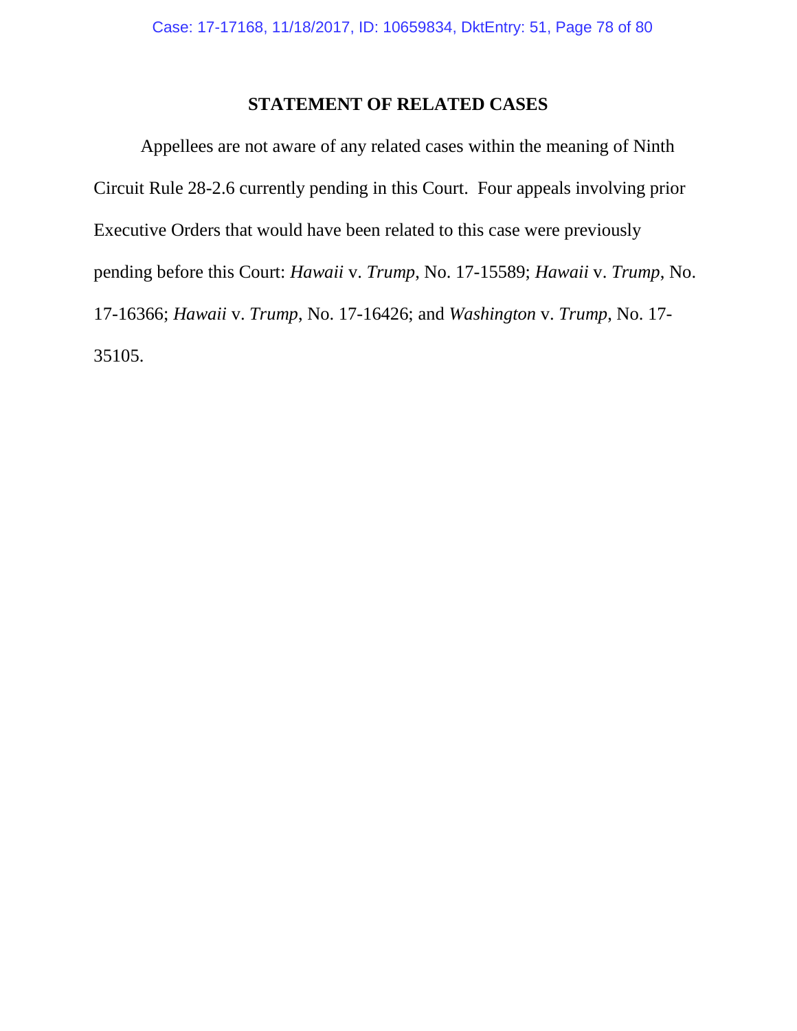## STATEMENT OF RELATED CASES

Appellees are not aware of any related cases within the meaning of Ninth Circuit Rule 28-2.6 currently pending in this Court. Four appeals involving prior Executive Orders that would have been related to this case were previously pending before this Court: *Hawaii* v. *Trump*, No. 17-15589; *Hawaii* v. *Trump*, No. 17-16366; *Hawaii* v. *Trump*, No. 17-16426; and *Washington* v. *Trump*, No. 17-35105.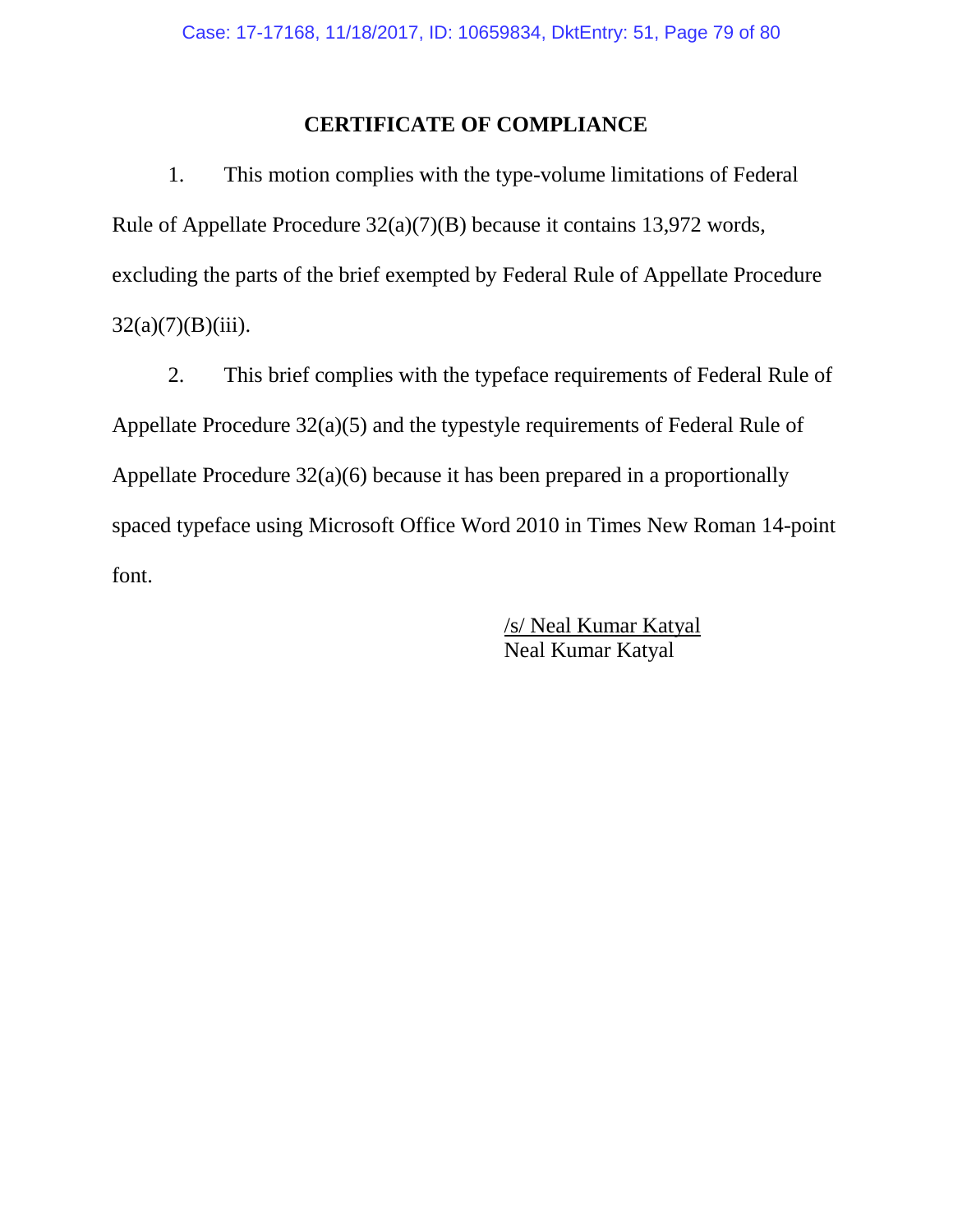# CERTIFICATE OF COMPLIANCE

1. This motion complies with the type-volume limitations of Federal Rule of Appellate Procedure 32(a)(7)(B) because it contains 13,972 words, excluding the parts of the brief exempted by Federal Rule of Appellate Procedure 32(a)(7)(B)(iii).

2. This brief complies with the typeface requirements of Federal Rule of Appellate Procedure 32(a)(5) and the typestyle requirements of Federal Rule of Appellate Procedure 32(a)(6) because it has been prepared in a proportionally spaced typeface using Microsoft Office Word 2010 in Times New Roman 14-point font.

/s/ Neal Kumar Katyal
Neal Kumar Katyal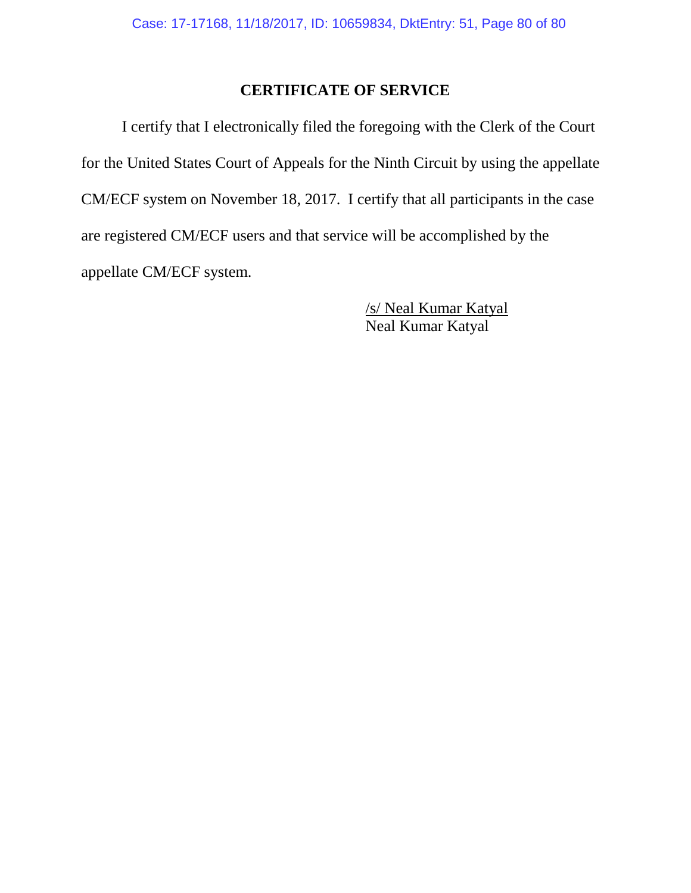## CERTIFICATE OF SERVICE

I certify that I electronically filed the foregoing with the Clerk of the Court for the United States Court of Appeals for the Ninth Circuit by using the appellate CM/ECF system on November 18, 2017. I certify that all participants in the case are registered CM/ECF users and that service will be accomplished by the appellate CM/ECF system.

/s/ Neal Kumar Katyal
Neal Kumar Katyal